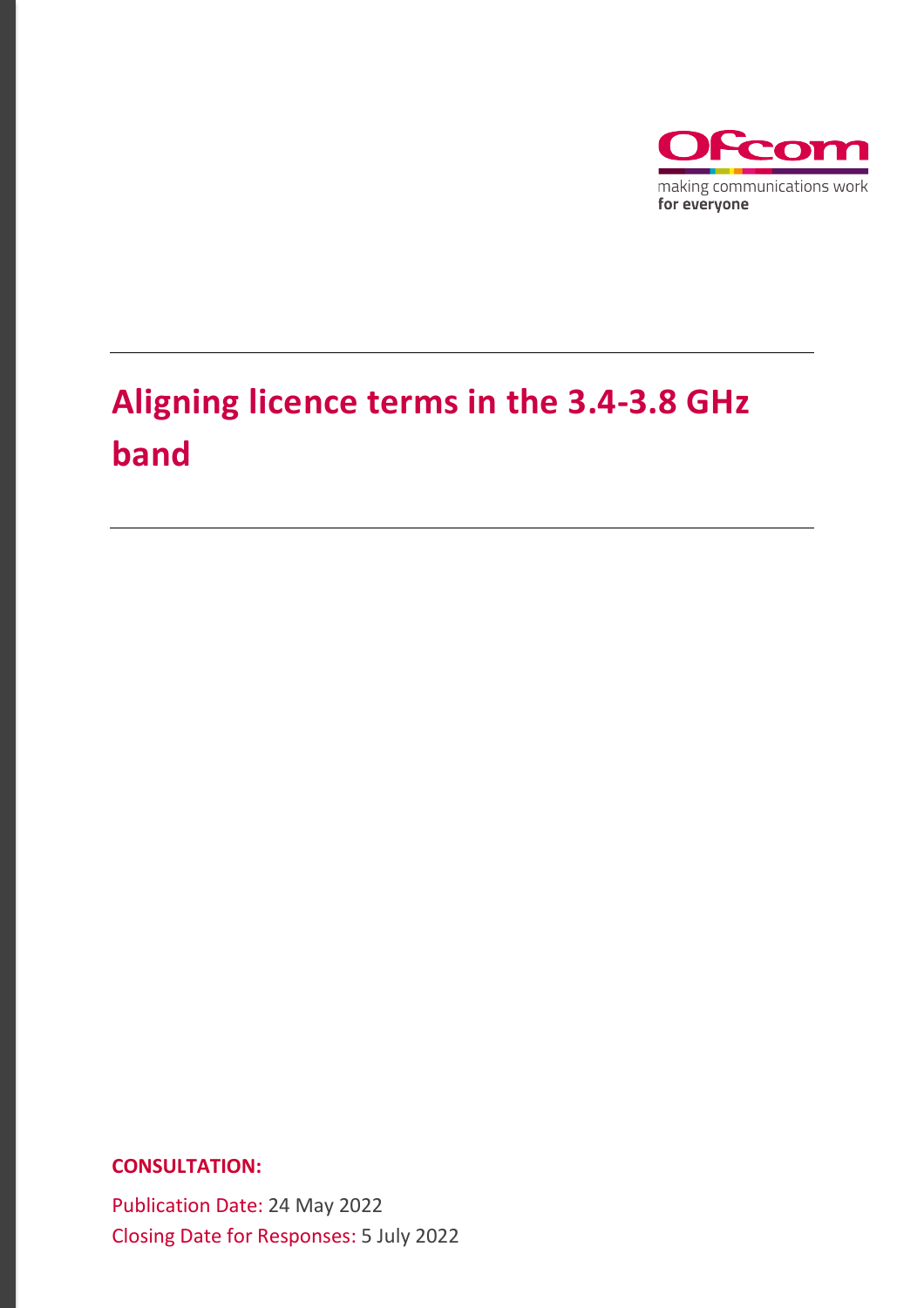Ofcom

making communications work
**for everyone**

# Aligning licence terms in the 3.4-3.8 GHz band

**CONSULTATION:**

Publication Date: 24 May 2022

Closing Date for Responses: 5 July 2022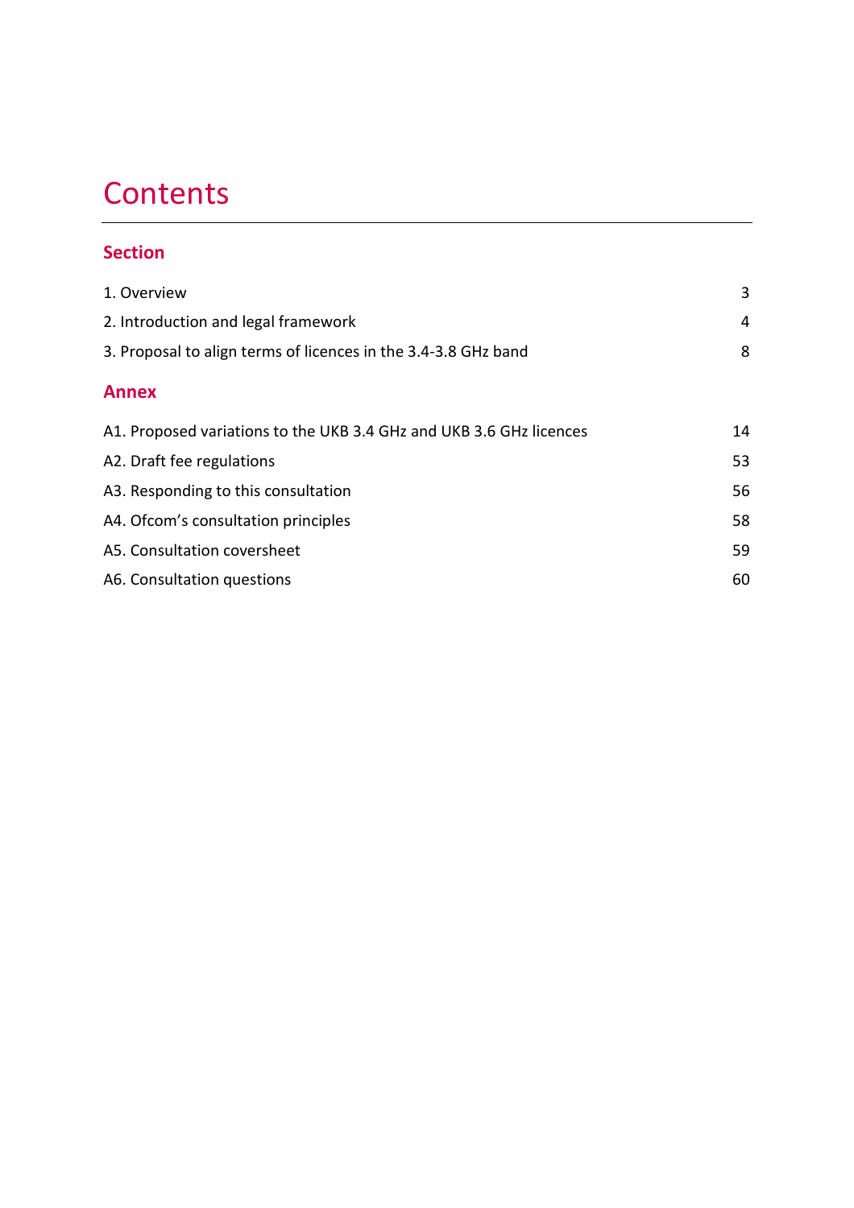# Contents

## Section

1. Overview 3
2. Introduction and legal framework 4
3. Proposal to align terms of licences in the 3.4-3.8 GHz band 8

## Annex

A1. Proposed variations to the UKB 3.4 GHz and UKB 3.6 GHz licences 14

A2. Draft fee regulations 53

A3. Responding to this consultation 56

A4. Ofcom's consultation principles 58

A5. Consultation coversheet 59

A6. Consultation questions 60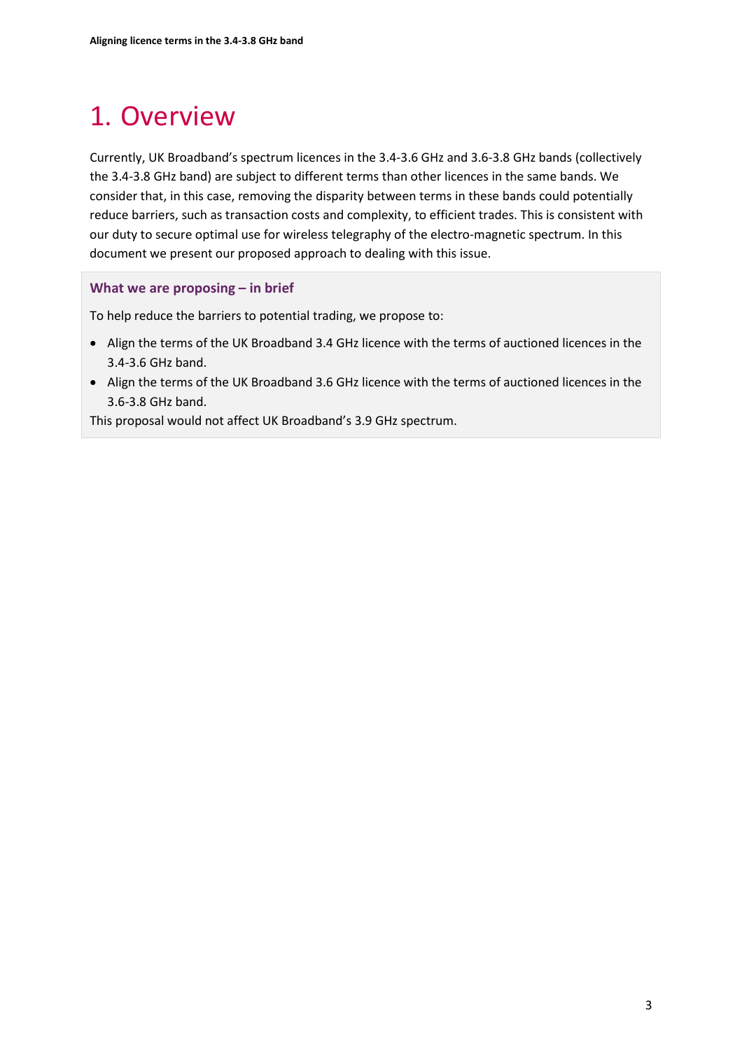# 1. Overview

Currently, UK Broadband's spectrum licences in the 3.4-3.6 GHz and 3.6-3.8 GHz bands (collectively the 3.4-3.8 GHz band) are subject to different terms than other licences in the same bands. We consider that, in this case, removing the disparity between terms in these bands could potentially reduce barriers, such as transaction costs and complexity, to efficient trades. This is consistent with our duty to secure optimal use for wireless telegraphy of the electro-magnetic spectrum. In this document we present our proposed approach to dealing with this issue.

**What we are proposing – in brief**

To help reduce the barriers to potential trading, we propose to:

- Align the terms of the UK Broadband 3.4 GHz licence with the terms of auctioned licences in the 3.4-3.6 GHz band.
- Align the terms of the UK Broadband 3.6 GHz licence with the terms of auctioned licences in the 3.6-3.8 GHz band.

This proposal would not affect UK Broadband's 3.9 GHz spectrum.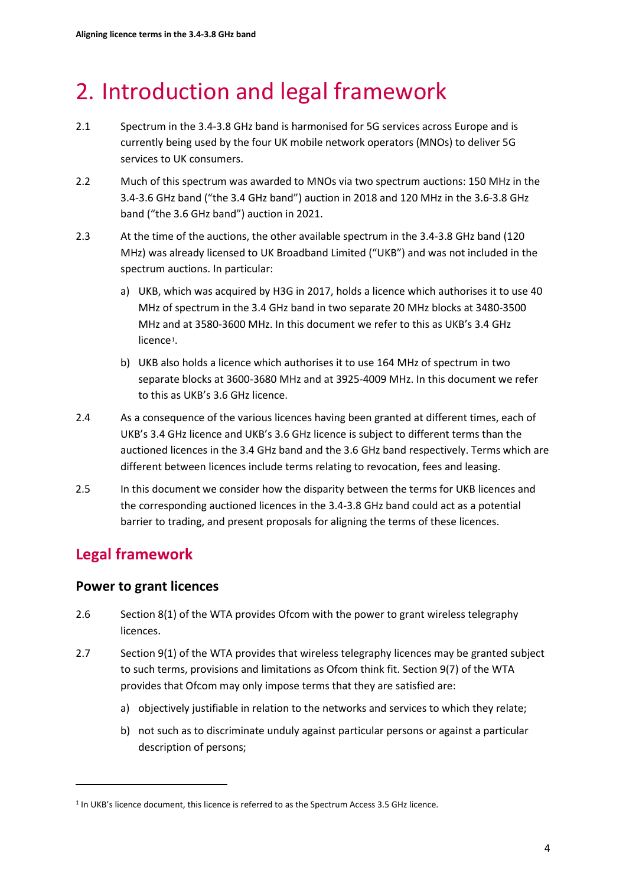# 2. Introduction and legal framework

2.1 Spectrum in the 3.4-3.8 GHz band is harmonised for 5G services across Europe and is currently being used by the four UK mobile network operators (MNOs) to deliver 5G services to UK consumers.

2.2 Much of this spectrum was awarded to MNOs via two spectrum auctions: 150 MHz in the 3.4-3.6 GHz band ("the 3.4 GHz band") auction in 2018 and 120 MHz in the 3.6-3.8 GHz band ("the 3.6 GHz band") auction in 2021.

2.3 At the time of the auctions, the other available spectrum in the 3.4-3.8 GHz band (120 MHz) was already licensed to UK Broadband Limited ("UKB") and was not included in the spectrum auctions. In particular:

a) UKB, which was acquired by H3G in 2017, holds a licence which authorises it to use 40 MHz of spectrum in the 3.4 GHz band in two separate 20 MHz blocks at 3480-3500 MHz and at 3580-3600 MHz. In this document we refer to this as UKB's 3.4 GHz licence[1].

b) UKB also holds a licence which authorises it to use 164 MHz of spectrum in two separate blocks at 3600-3680 MHz and at 3925-4009 MHz. In this document we refer to this as UKB's 3.6 GHz licence.

2.4 As a consequence of the various licences having been granted at different times, each of UKB's 3.4 GHz licence and UKB's 3.6 GHz licence is subject to different terms than the auctioned licences in the 3.4 GHz band and the 3.6 GHz band respectively. Terms which are different between licences include terms relating to revocation, fees and leasing.

2.5 In this document we consider how the disparity between the terms for UKB licences and the corresponding auctioned licences in the 3.4-3.8 GHz band could act as a potential barrier to trading, and present proposals for aligning the terms of these licences.

## Legal framework

### Power to grant licences

2.6 Section 8(1) of the WTA provides Ofcom with the power to grant wireless telegraphy licences.

2.7 Section 9(1) of the WTA provides that wireless telegraphy licences may be granted subject to such terms, provisions and limitations as Ofcom think fit. Section 9(7) of the WTA provides that Ofcom may only impose terms that they are satisfied are:

a) objectively justifiable in relation to the networks and services to which they relate;

b) not such as to discriminate unduly against particular persons or against a particular description of persons;

[1] In UKB's licence document, this licence is referred to as the Spectrum Access 3.5 GHz licence.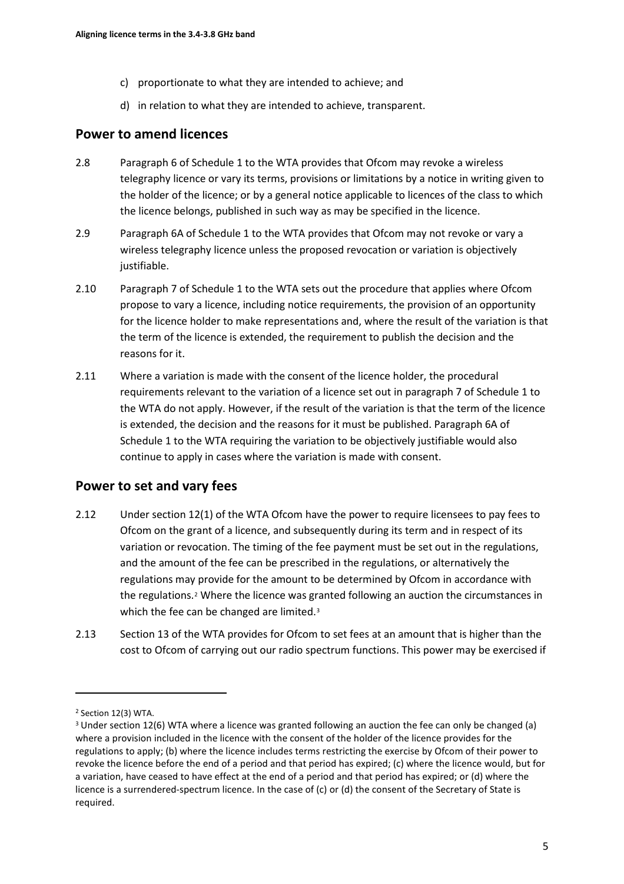c) proportionate to what they are intended to achieve; and

d) in relation to what they are intended to achieve, transparent.

## Power to amend licences

2.8 Paragraph 6 of Schedule 1 to the WTA provides that Ofcom may revoke a wireless telegraphy licence or vary its terms, provisions or limitations by a notice in writing given to the holder of the licence; or by a general notice applicable to licences of the class to which the licence belongs, published in such way as may be specified in the licence.

2.9 Paragraph 6A of Schedule 1 to the WTA provides that Ofcom may not revoke or vary a wireless telegraphy licence unless the proposed revocation or variation is objectively justifiable.

2.10 Paragraph 7 of Schedule 1 to the WTA sets out the procedure that applies where Ofcom propose to vary a licence, including notice requirements, the provision of an opportunity for the licence holder to make representations and, where the result of the variation is that the term of the licence is extended, the requirement to publish the decision and the reasons for it.

2.11 Where a variation is made with the consent of the licence holder, the procedural requirements relevant to the variation of a licence set out in paragraph 7 of Schedule 1 to the WTA do not apply. However, if the result of the variation is that the term of the licence is extended, the decision and the reasons for it must be published. Paragraph 6A of Schedule 1 to the WTA requiring the variation to be objectively justifiable would also continue to apply in cases where the variation is made with consent.

## Power to set and vary fees

2.12 Under section 12(1) of the WTA Ofcom have the power to require licensees to pay fees to Ofcom on the grant of a licence, and subsequently during its term and in respect of its variation or revocation. The timing of the fee payment must be set out in the regulations, and the amount of the fee can be prescribed in the regulations, or alternatively the regulations may provide for the amount to be determined by Ofcom in accordance with the regulations.[2] Where the licence was granted following an auction the circumstances in which the fee can be changed are limited.[3]

2.13 Section 13 of the WTA provides for Ofcom to set fees at an amount that is higher than the cost to Ofcom of carrying out our radio spectrum functions. This power may be exercised if

---

[2] Section 12(3) WTA.

[3] Under section 12(6) WTA where a licence was granted following an auction the fee can only be changed (a) where a provision included in the licence with the consent of the holder of the licence provides for the regulations to apply; (b) where the licence includes terms restricting the exercise by Ofcom of their power to revoke the licence before the end of a period and that period has expired; (c) where the licence would, but for a variation, have ceased to have effect at the end of a period and that period has expired; or (d) where the licence is a surrendered-spectrum licence. In the case of (c) or (d) the consent of the Secretary of State is required.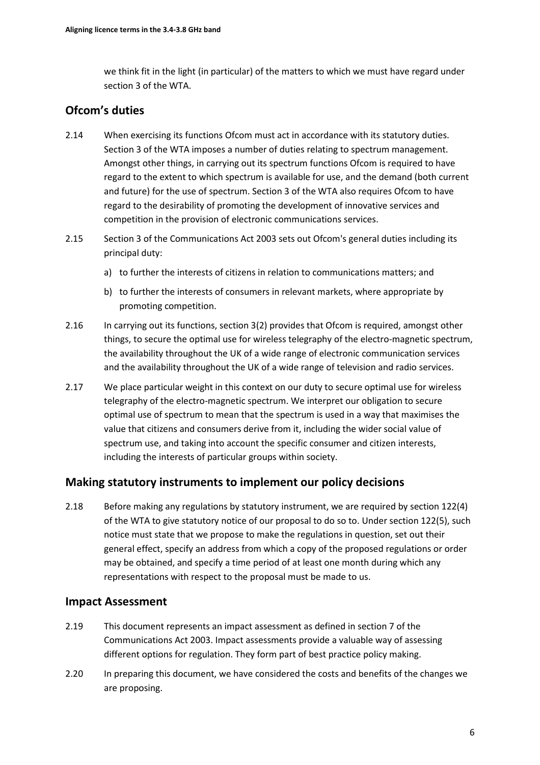we think fit in the light (in particular) of the matters to which we must have regard under section 3 of the WTA.

## Ofcom's duties

2.14 When exercising its functions Ofcom must act in accordance with its statutory duties. Section 3 of the WTA imposes a number of duties relating to spectrum management. Amongst other things, in carrying out its spectrum functions Ofcom is required to have regard to the extent to which spectrum is available for use, and the demand (both current and future) for the use of spectrum. Section 3 of the WTA also requires Ofcom to have regard to the desirability of promoting the development of innovative services and competition in the provision of electronic communications services.

2.15 Section 3 of the Communications Act 2003 sets out Ofcom's general duties including its principal duty:

a) to further the interests of citizens in relation to communications matters; and

b) to further the interests of consumers in relevant markets, where appropriate by promoting competition.

2.16 In carrying out its functions, section 3(2) provides that Ofcom is required, amongst other things, to secure the optimal use for wireless telegraphy of the electro-magnetic spectrum, the availability throughout the UK of a wide range of electronic communication services and the availability throughout the UK of a wide range of television and radio services.

2.17 We place particular weight in this context on our duty to secure optimal use for wireless telegraphy of the electro-magnetic spectrum. We interpret our obligation to secure optimal use of spectrum to mean that the spectrum is used in a way that maximises the value that citizens and consumers derive from it, including the wider social value of spectrum use, and taking into account the specific consumer and citizen interests, including the interests of particular groups within society.

## Making statutory instruments to implement our policy decisions

2.18 Before making any regulations by statutory instrument, we are required by section 122(4) of the WTA to give statutory notice of our proposal to do so to. Under section 122(5), such notice must state that we propose to make the regulations in question, set out their general effect, specify an address from which a copy of the proposed regulations or order may be obtained, and specify a time period of at least one month during which any representations with respect to the proposal must be made to us.

## Impact Assessment

2.19 This document represents an impact assessment as defined in section 7 of the Communications Act 2003. Impact assessments provide a valuable way of assessing different options for regulation. They form part of best practice policy making.

2.20 In preparing this document, we have considered the costs and benefits of the changes we are proposing.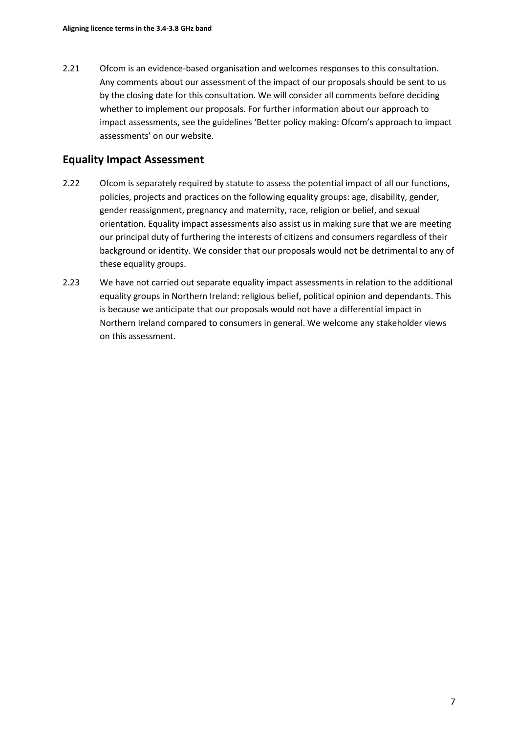2.21 Ofcom is an evidence-based organisation and welcomes responses to this consultation. Any comments about our assessment of the impact of our proposals should be sent to us by the closing date for this consultation. We will consider all comments before deciding whether to implement our proposals. For further information about our approach to impact assessments, see the guidelines 'Better policy making: Ofcom's approach to impact assessments' on our website.

## Equality Impact Assessment

2.22 Ofcom is separately required by statute to assess the potential impact of all our functions, policies, projects and practices on the following equality groups: age, disability, gender, gender reassignment, pregnancy and maternity, race, religion or belief, and sexual orientation. Equality impact assessments also assist us in making sure that we are meeting our principal duty of furthering the interests of citizens and consumers regardless of their background or identity. We consider that our proposals would not be detrimental to any of these equality groups.

2.23 We have not carried out separate equality impact assessments in relation to the additional equality groups in Northern Ireland: religious belief, political opinion and dependants. This is because we anticipate that our proposals would not have a differential impact in Northern Ireland compared to consumers in general. We welcome any stakeholder views on this assessment.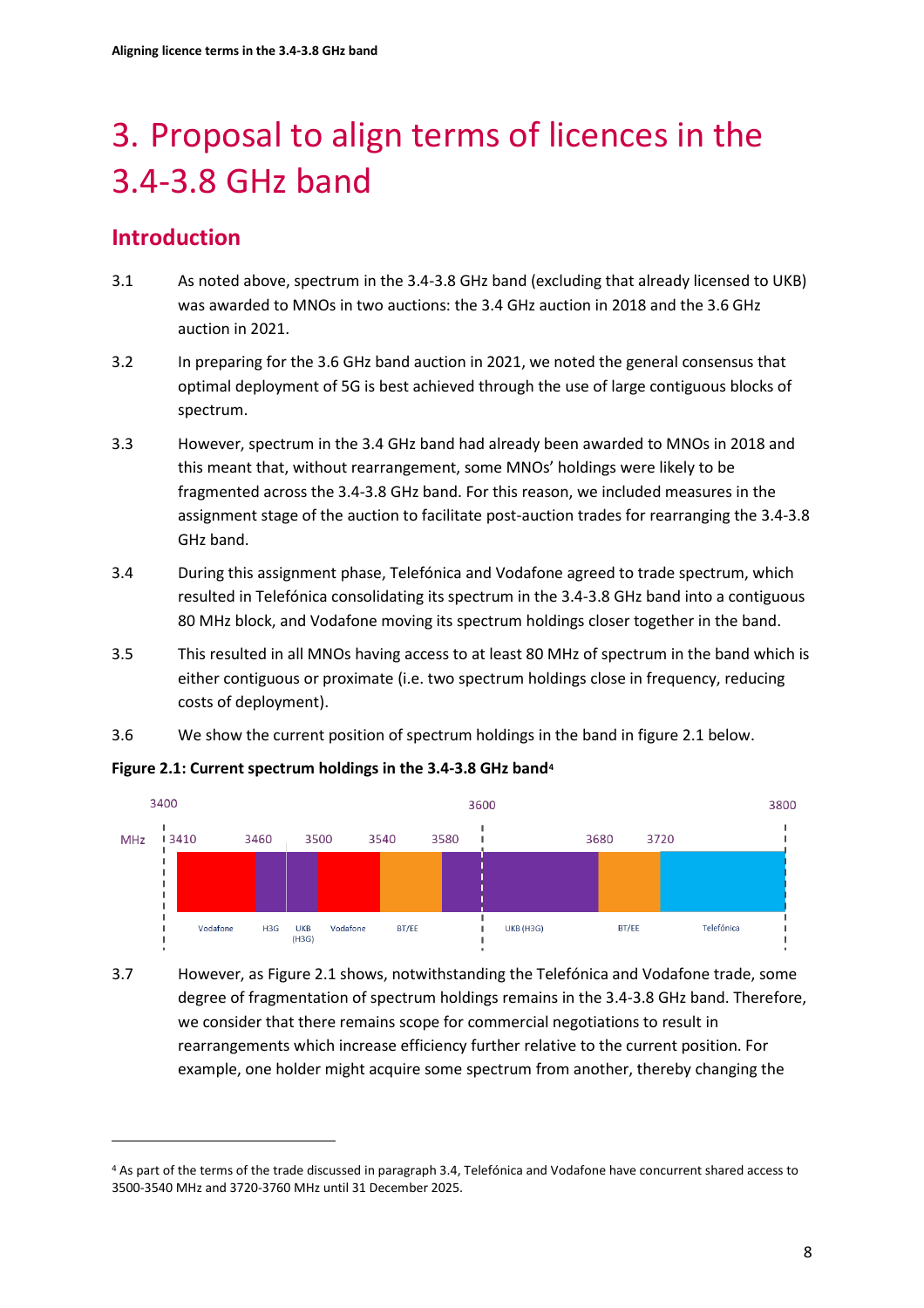# 3. Proposal to align terms of licences in the 3.4-3.8 GHz band

## Introduction

3.1 As noted above, spectrum in the 3.4-3.8 GHz band (excluding that already licensed to UKB) was awarded to MNOs in two auctions: the 3.4 GHz auction in 2018 and the 3.6 GHz auction in 2021.

3.2 In preparing for the 3.6 GHz band auction in 2021, we noted the general consensus that optimal deployment of 5G is best achieved through the use of large contiguous blocks of spectrum.

3.3 However, spectrum in the 3.4 GHz band had already been awarded to MNOs in 2018 and this meant that, without rearrangement, some MNOs' holdings were likely to be fragmented across the 3.4-3.8 GHz band. For this reason, we included measures in the assignment stage of the auction to facilitate post-auction trades for rearranging the 3.4-3.8 GHz band.

3.4 During this assignment phase, Telefónica and Vodafone agreed to trade spectrum, which resulted in Telefónica consolidating its spectrum in the 3.4-3.8 GHz band into a contiguous 80 MHz block, and Vodafone moving its spectrum holdings closer together in the band.

3.5 This resulted in all MNOs having access to at least 80 MHz of spectrum in the band which is either contiguous or proximate (i.e. two spectrum holdings close in frequency, reducing costs of deployment).

3.6 We show the current position of spectrum holdings in the band in figure 2.1 below.

**Figure 2.1: Current spectrum holdings in the 3.4-3.8 GHz band**[4]

| MHz | 3410–3460 | 3460–3480 | 3480–3500 | 3500–3540 | 3540–3580 | 3580–3680 | 3680–3720 | 3720–3800 |
|---|---|---|---|---|---|---|---|---|
| Holder | Vodafone | H3G | UKB (H3G) | Vodafone | BT/EE | UKB (H3G) | BT/EE | Telefónica |

3.7 However, as Figure 2.1 shows, notwithstanding the Telefónica and Vodafone trade, some degree of fragmentation of spectrum holdings remains in the 3.4-3.8 GHz band. Therefore, we consider that there remains scope for commercial negotiations to result in rearrangements which increase efficiency further relative to the current position. For example, one holder might acquire some spectrum from another, thereby changing the

[4] As part of the terms of the trade discussed in paragraph 3.4, Telefónica and Vodafone have concurrent shared access to 3500-3540 MHz and 3720-3760 MHz until 31 December 2025.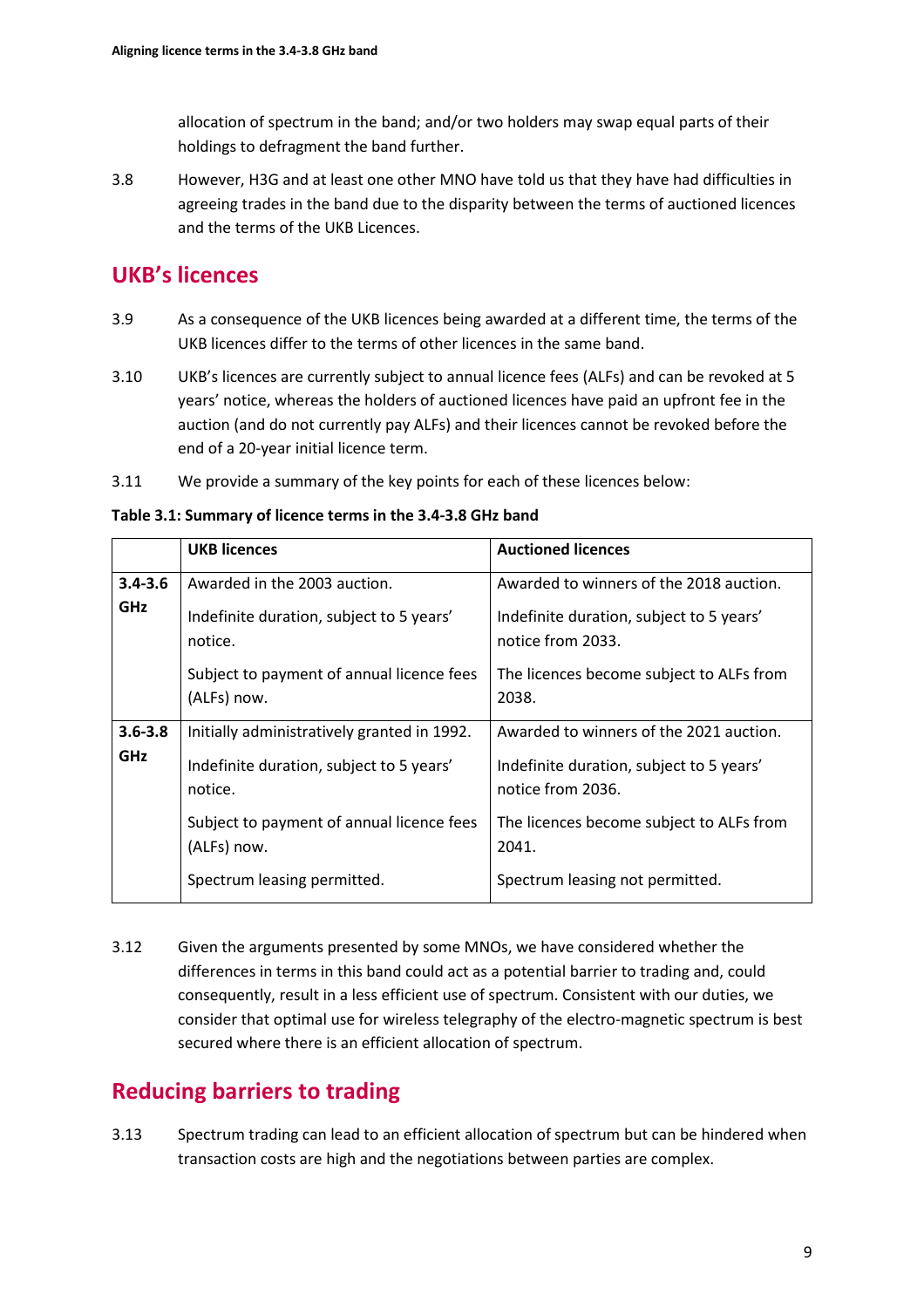allocation of spectrum in the band; and/or two holders may swap equal parts of their holdings to defragment the band further.

3.8 However, H3G and at least one other MNO have told us that they have had difficulties in agreeing trades in the band due to the disparity between the terms of auctioned licences and the terms of the UKB Licences.

## UKB's licences

3.9 As a consequence of the UKB licences being awarded at a different time, the terms of the UKB licences differ to the terms of other licences in the same band.

3.10 UKB's licences are currently subject to annual licence fees (ALFs) and can be revoked at 5 years' notice, whereas the holders of auctioned licences have paid an upfront fee in the auction (and do not currently pay ALFs) and their licences cannot be revoked before the end of a 20-year initial licence term.

3.11 We provide a summary of the key points for each of these licences below:

**Table 3.1: Summary of licence terms in the 3.4-3.8 GHz band**

| | UKB licences | Auctioned licences |
|---|---|---|
| **3.4-3.6 GHz** | Awarded in the 2003 auction.<br><br>Indefinite duration, subject to 5 years' notice.<br><br>Subject to payment of annual licence fees (ALFs) now. | Awarded to winners of the 2018 auction.<br><br>Indefinite duration, subject to 5 years' notice from 2033.<br><br>The licences become subject to ALFs from 2038. |
| **3.6-3.8 GHz** | Initially administratively granted in 1992.<br><br>Indefinite duration, subject to 5 years' notice.<br><br>Subject to payment of annual licence fees (ALFs) now.<br><br>Spectrum leasing permitted. | Awarded to winners of the 2021 auction.<br><br>Indefinite duration, subject to 5 years' notice from 2036.<br><br>The licences become subject to ALFs from 2041.<br><br>Spectrum leasing not permitted. |

3.12 Given the arguments presented by some MNOs, we have considered whether the differences in terms in this band could act as a potential barrier to trading and, could consequently, result in a less efficient use of spectrum. Consistent with our duties, we consider that optimal use for wireless telegraphy of the electro-magnetic spectrum is best secured where there is an efficient allocation of spectrum.

## Reducing barriers to trading

3.13 Spectrum trading can lead to an efficient allocation of spectrum but can be hindered when transaction costs are high and the negotiations between parties are complex.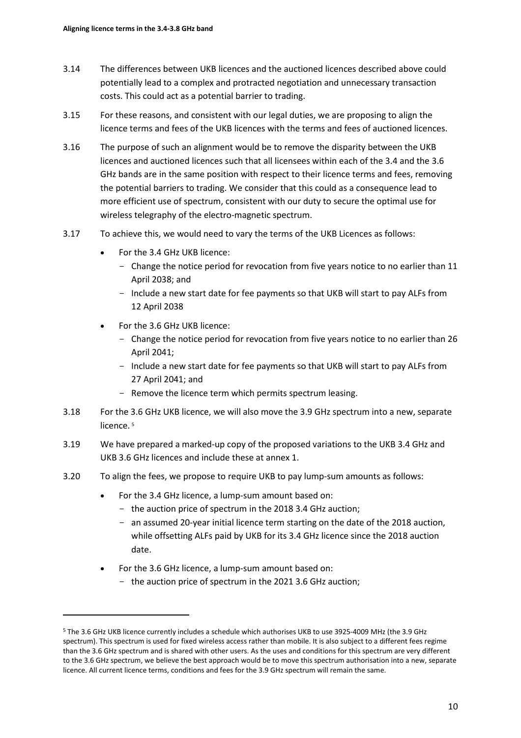3.14 The differences between UKB licences and the auctioned licences described above could potentially lead to a complex and protracted negotiation and unnecessary transaction costs. This could act as a potential barrier to trading.

3.15 For these reasons, and consistent with our legal duties, we are proposing to align the licence terms and fees of the UKB licences with the terms and fees of auctioned licences.

3.16 The purpose of such an alignment would be to remove the disparity between the UKB licences and auctioned licences such that all licensees within each of the 3.4 and the 3.6 GHz bands are in the same position with respect to their licence terms and fees, removing the potential barriers to trading. We consider that this could as a consequence lead to more efficient use of spectrum, consistent with our duty to secure the optimal use for wireless telegraphy of the electro-magnetic spectrum.

3.17 To achieve this, we would need to vary the terms of the UKB Licences as follows:

- For the 3.4 GHz UKB licence:
  - Change the notice period for revocation from five years notice to no earlier than 11 April 2038; and
  - Include a new start date for fee payments so that UKB will start to pay ALFs from 12 April 2038
- For the 3.6 GHz UKB licence:
  - Change the notice period for revocation from five years notice to no earlier than 26 April 2041;
  - Include a new start date for fee payments so that UKB will start to pay ALFs from 27 April 2041; and
  - Remove the licence term which permits spectrum leasing.

3.18 For the 3.6 GHz UKB licence, we will also move the 3.9 GHz spectrum into a new, separate licence. [5]

3.19 We have prepared a marked-up copy of the proposed variations to the UKB 3.4 GHz and UKB 3.6 GHz licences and include these at annex 1.

3.20 To align the fees, we propose to require UKB to pay lump-sum amounts as follows:

- For the 3.4 GHz licence, a lump-sum amount based on:
  - the auction price of spectrum in the 2018 3.4 GHz auction;
  - an assumed 20-year initial licence term starting on the date of the 2018 auction, while offsetting ALFs paid by UKB for its 3.4 GHz licence since the 2018 auction date.
- For the 3.6 GHz licence, a lump-sum amount based on:
  - the auction price of spectrum in the 2021 3.6 GHz auction;

[5] The 3.6 GHz UKB licence currently includes a schedule which authorises UKB to use 3925-4009 MHz (the 3.9 GHz spectrum). This spectrum is used for fixed wireless access rather than mobile. It is also subject to a different fees regime than the 3.6 GHz spectrum and is shared with other users. As the uses and conditions for this spectrum are very different to the 3.6 GHz spectrum, we believe the best approach would be to move this spectrum authorisation into a new, separate licence. All current licence terms, conditions and fees for the 3.9 GHz spectrum will remain the same.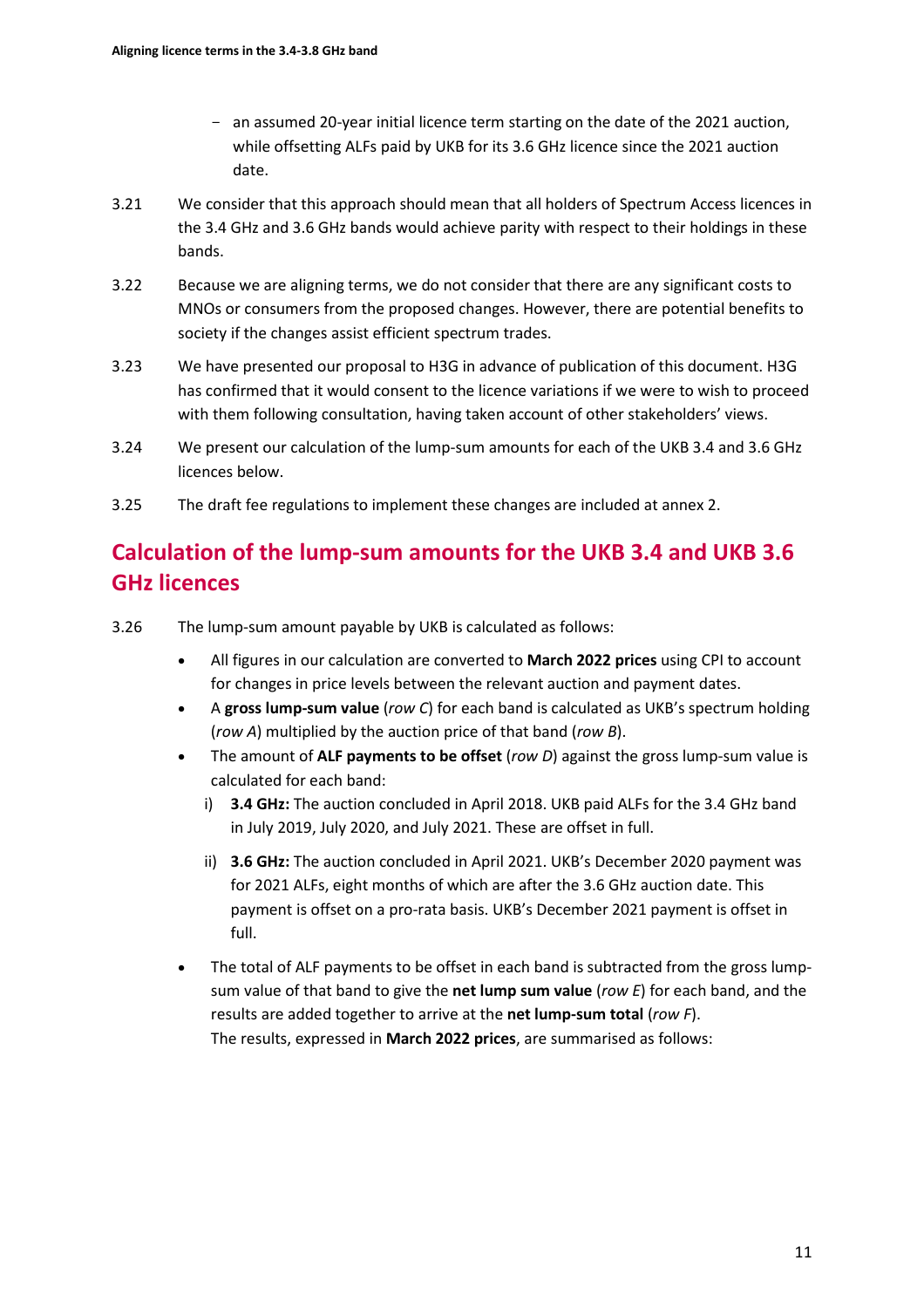- an assumed 20-year initial licence term starting on the date of the 2021 auction, while offsetting ALFs paid by UKB for its 3.6 GHz licence since the 2021 auction date.

3.21 We consider that this approach should mean that all holders of Spectrum Access licences in the 3.4 GHz and 3.6 GHz bands would achieve parity with respect to their holdings in these bands.

3.22 Because we are aligning terms, we do not consider that there are any significant costs to MNOs or consumers from the proposed changes. However, there are potential benefits to society if the changes assist efficient spectrum trades.

3.23 We have presented our proposal to H3G in advance of publication of this document. H3G has confirmed that it would consent to the licence variations if we were to wish to proceed with them following consultation, having taken account of other stakeholders' views.

3.24 We present our calculation of the lump-sum amounts for each of the UKB 3.4 and 3.6 GHz licences below.

3.25 The draft fee regulations to implement these changes are included at annex 2.

## Calculation of the lump-sum amounts for the UKB 3.4 and UKB 3.6 GHz licences

3.26 The lump-sum amount payable by UKB is calculated as follows:

- All figures in our calculation are converted to **March 2022 prices** using CPI to account for changes in price levels between the relevant auction and payment dates.
- A **gross lump-sum value** (*row C*) for each band is calculated as UKB's spectrum holding (*row A*) multiplied by the auction price of that band (*row B*).
- The amount of **ALF payments to be offset** (*row D*) against the gross lump-sum value is calculated for each band:
  - i) **3.4 GHz:** The auction concluded in April 2018. UKB paid ALFs for the 3.4 GHz band in July 2019, July 2020, and July 2021. These are offset in full.
  - ii) **3.6 GHz:** The auction concluded in April 2021. UKB's December 2020 payment was for 2021 ALFs, eight months of which are after the 3.6 GHz auction date. This payment is offset on a pro-rata basis. UKB's December 2021 payment is offset in full.
- The total of ALF payments to be offset in each band is subtracted from the gross lump-sum value of that band to give the **net lump sum value** (*row E*) for each band, and the results are added together to arrive at the **net lump-sum total** (*row F*).
  The results, expressed in **March 2022 prices**, are summarised as follows: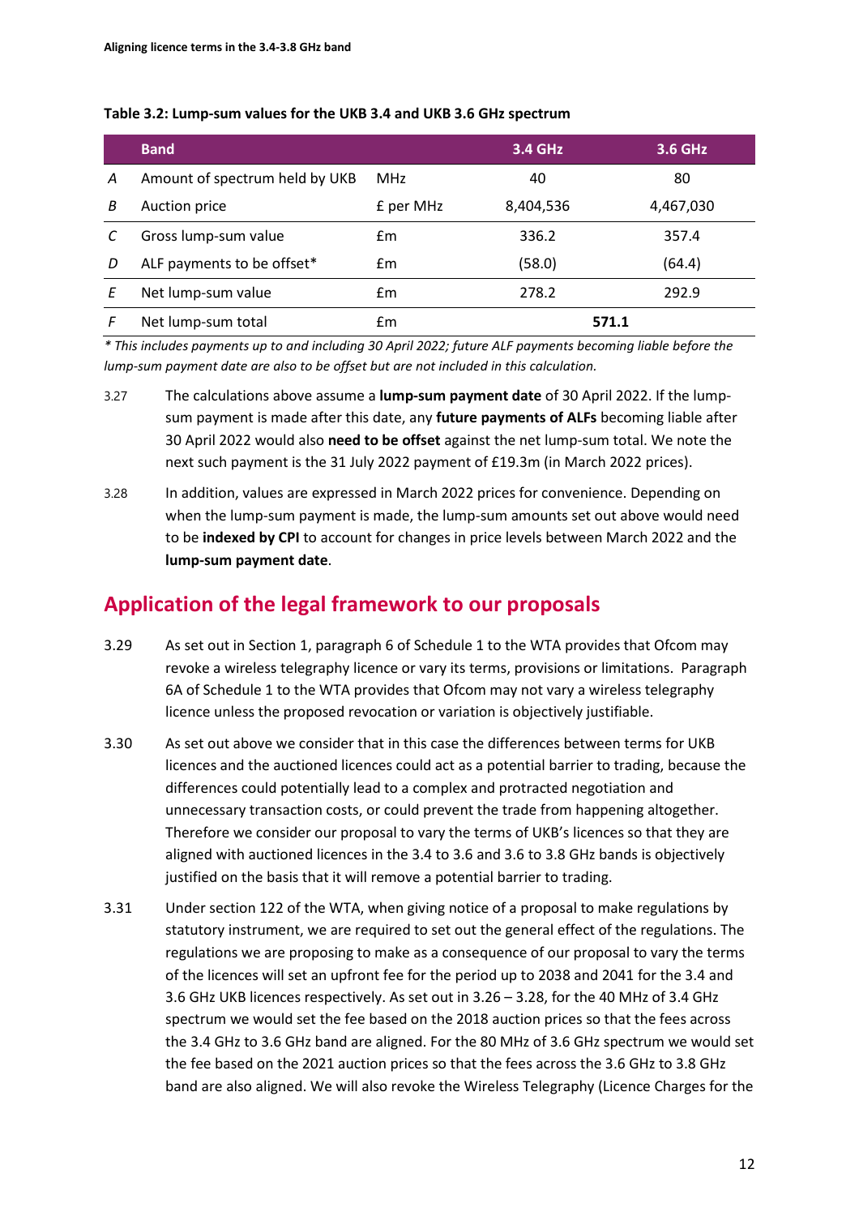**Table 3.2: Lump-sum values for the UKB 3.4 and UKB 3.6 GHz spectrum**

| | Band | | 3.4 GHz | 3.6 GHz |
|---|---|---|---|---|
| A | Amount of spectrum held by UKB | MHz | 40 | 80 |
| B | Auction price | £ per MHz | 8,404,536 | 4,467,030 |
| C | Gross lump-sum value | £m | 336.2 | 357.4 |
| D | ALF payments to be offset* | £m | (58.0) | (64.4) |
| E | Net lump-sum value | £m | 278.2 | 292.9 |
| F | Net lump-sum total | £m | 571.1 | |

*\* This includes payments up to and including 30 April 2022; future ALF payments becoming liable before the lump-sum payment date are also to be offset but are not included in this calculation.*

3.27 The calculations above assume a **lump-sum payment date** of 30 April 2022. If the lump-sum payment is made after this date, any **future payments of ALFs** becoming liable after 30 April 2022 would also **need to be offset** against the net lump-sum total. We note the next such payment is the 31 July 2022 payment of £19.3m (in March 2022 prices).

3.28 In addition, values are expressed in March 2022 prices for convenience. Depending on when the lump-sum payment is made, the lump-sum amounts set out above would need to be **indexed by CPI** to account for changes in price levels between March 2022 and the **lump-sum payment date**.

## Application of the legal framework to our proposals

3.29 As set out in Section 1, paragraph 6 of Schedule 1 to the WTA provides that Ofcom may revoke a wireless telegraphy licence or vary its terms, provisions or limitations. Paragraph 6A of Schedule 1 to the WTA provides that Ofcom may not vary a wireless telegraphy licence unless the proposed revocation or variation is objectively justifiable.

3.30 As set out above we consider that in this case the differences between terms for UKB licences and the auctioned licences could act as a potential barrier to trading, because the differences could potentially lead to a complex and protracted negotiation and unnecessary transaction costs, or could prevent the trade from happening altogether. Therefore we consider our proposal to vary the terms of UKB's licences so that they are aligned with auctioned licences in the 3.4 to 3.6 and 3.6 to 3.8 GHz bands is objectively justified on the basis that it will remove a potential barrier to trading.

3.31 Under section 122 of the WTA, when giving notice of a proposal to make regulations by statutory instrument, we are required to set out the general effect of the regulations. The regulations we are proposing to make as a consequence of our proposal to vary the terms of the licences will set an upfront fee for the period up to 2038 and 2041 for the 3.4 and 3.6 GHz UKB licences respectively. As set out in 3.26 – 3.28, for the 40 MHz of 3.4 GHz spectrum we would set the fee based on the 2018 auction prices so that the fees across the 3.4 GHz to 3.6 GHz band are aligned. For the 80 MHz of 3.6 GHz spectrum we would set the fee based on the 2021 auction prices so that the fees across the 3.6 GHz to 3.8 GHz band are also aligned. We will also revoke the Wireless Telegraphy (Licence Charges for the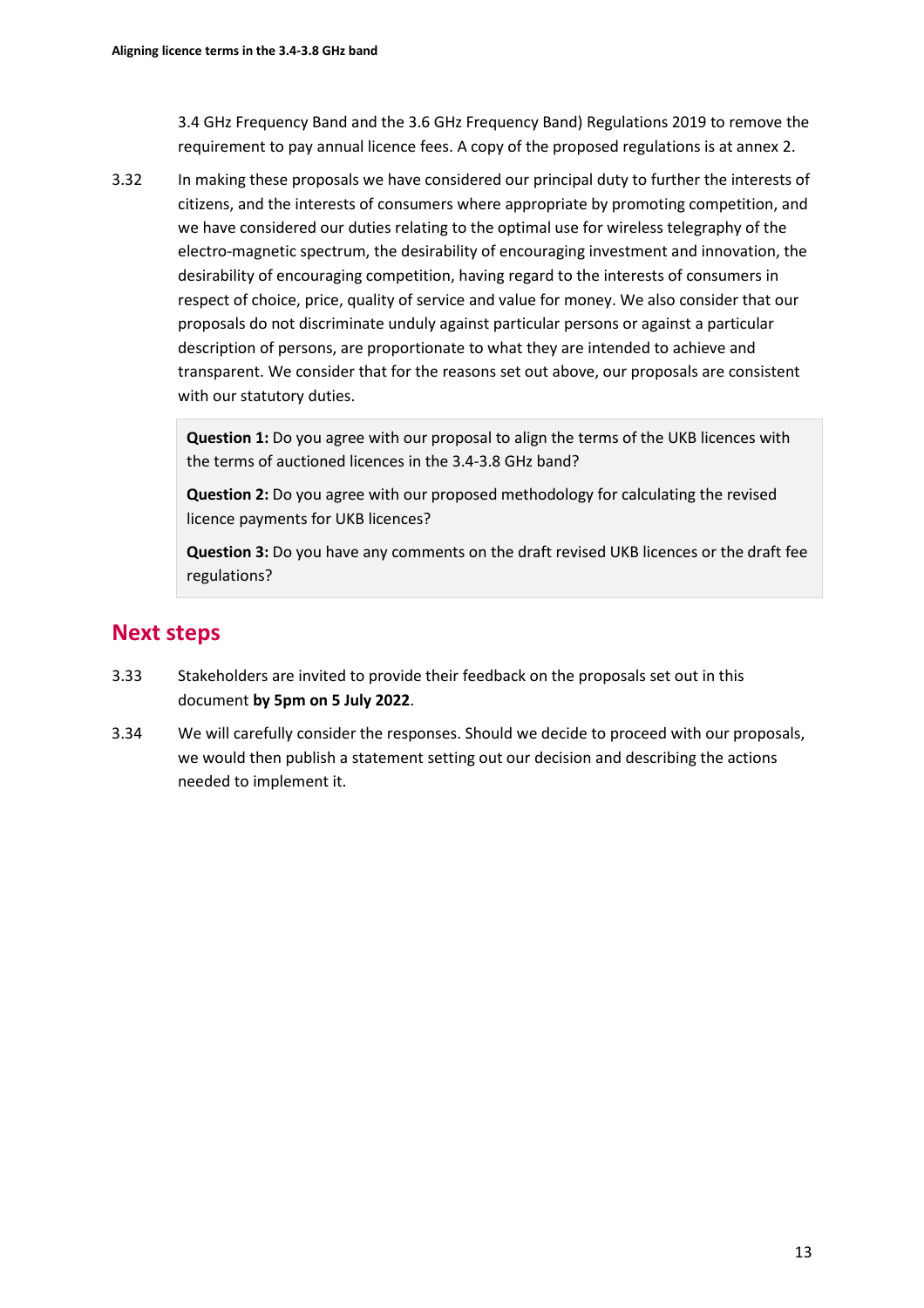3.4 GHz Frequency Band and the 3.6 GHz Frequency Band) Regulations 2019 to remove the requirement to pay annual licence fees. A copy of the proposed regulations is at annex 2.

3.32 In making these proposals we have considered our principal duty to further the interests of citizens, and the interests of consumers where appropriate by promoting competition, and we have considered our duties relating to the optimal use for wireless telegraphy of the electro-magnetic spectrum, the desirability of encouraging investment and innovation, the desirability of encouraging competition, having regard to the interests of consumers in respect of choice, price, quality of service and value for money. We also consider that our proposals do not discriminate unduly against particular persons or against a particular description of persons, are proportionate to what they are intended to achieve and transparent. We consider that for the reasons set out above, our proposals are consistent with our statutory duties.

> **Question 1:** Do you agree with our proposal to align the terms of the UKB licences with the terms of auctioned licences in the 3.4-3.8 GHz band?
>
> **Question 2:** Do you agree with our proposed methodology for calculating the revised licence payments for UKB licences?
>
> **Question 3:** Do you have any comments on the draft revised UKB licences or the draft fee regulations?

## Next steps

3.33 Stakeholders are invited to provide their feedback on the proposals set out in this document **by 5pm on 5 July 2022**.

3.34 We will carefully consider the responses. Should we decide to proceed with our proposals, we would then publish a statement setting out our decision and describing the actions needed to implement it.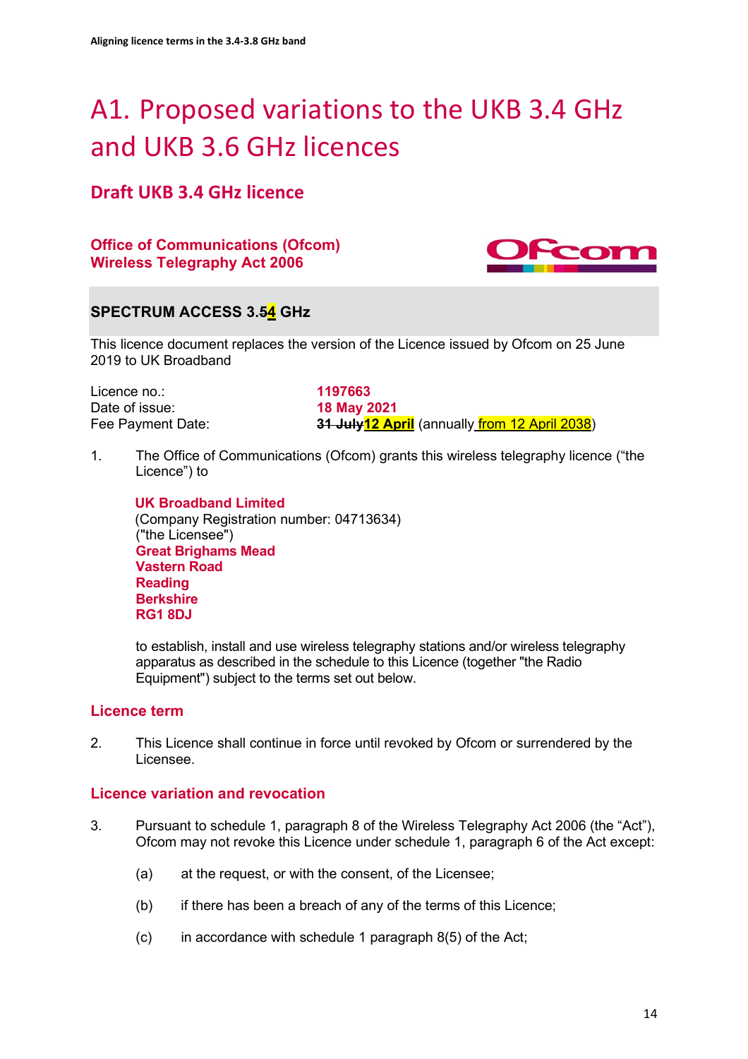# A1. Proposed variations to the UKB 3.4 GHz and UKB 3.6 GHz licences

## Draft UKB 3.4 GHz licence

**Office of Communications (Ofcom)**
**Wireless Telegraphy Act 2006**

### SPECTRUM ACCESS 3.~~5~~**4** GHz

This licence document replaces the version of the Licence issued by Ofcom on 25 June 2019 to UK Broadband

Licence no.: **1197663**
Date of issue: **18 May 2021**
Fee Payment Date: ~~**31 July**~~**12 April** (annually from 12 April 2038)

1. The Office of Communications (Ofcom) grants this wireless telegraphy licence ("the Licence") to

   **UK Broadband Limited**
   (Company Registration number: 04713634)
   ("the Licensee")
   **Great Brighams Mead**
   **Vastern Road**
   **Reading**
   **Berkshire**
   **RG1 8DJ**

   to establish, install and use wireless telegraphy stations and/or wireless telegraphy apparatus as described in the schedule to this Licence (together "the Radio Equipment") subject to the terms set out below.

### Licence term

2. This Licence shall continue in force until revoked by Ofcom or surrendered by the Licensee.

### Licence variation and revocation

3. Pursuant to schedule 1, paragraph 8 of the Wireless Telegraphy Act 2006 (the "Act"), Ofcom may not revoke this Licence under schedule 1, paragraph 6 of the Act except:

   (a) at the request, or with the consent, of the Licensee;

   (b) if there has been a breach of any of the terms of this Licence;

   (c) in accordance with schedule 1 paragraph 8(5) of the Act;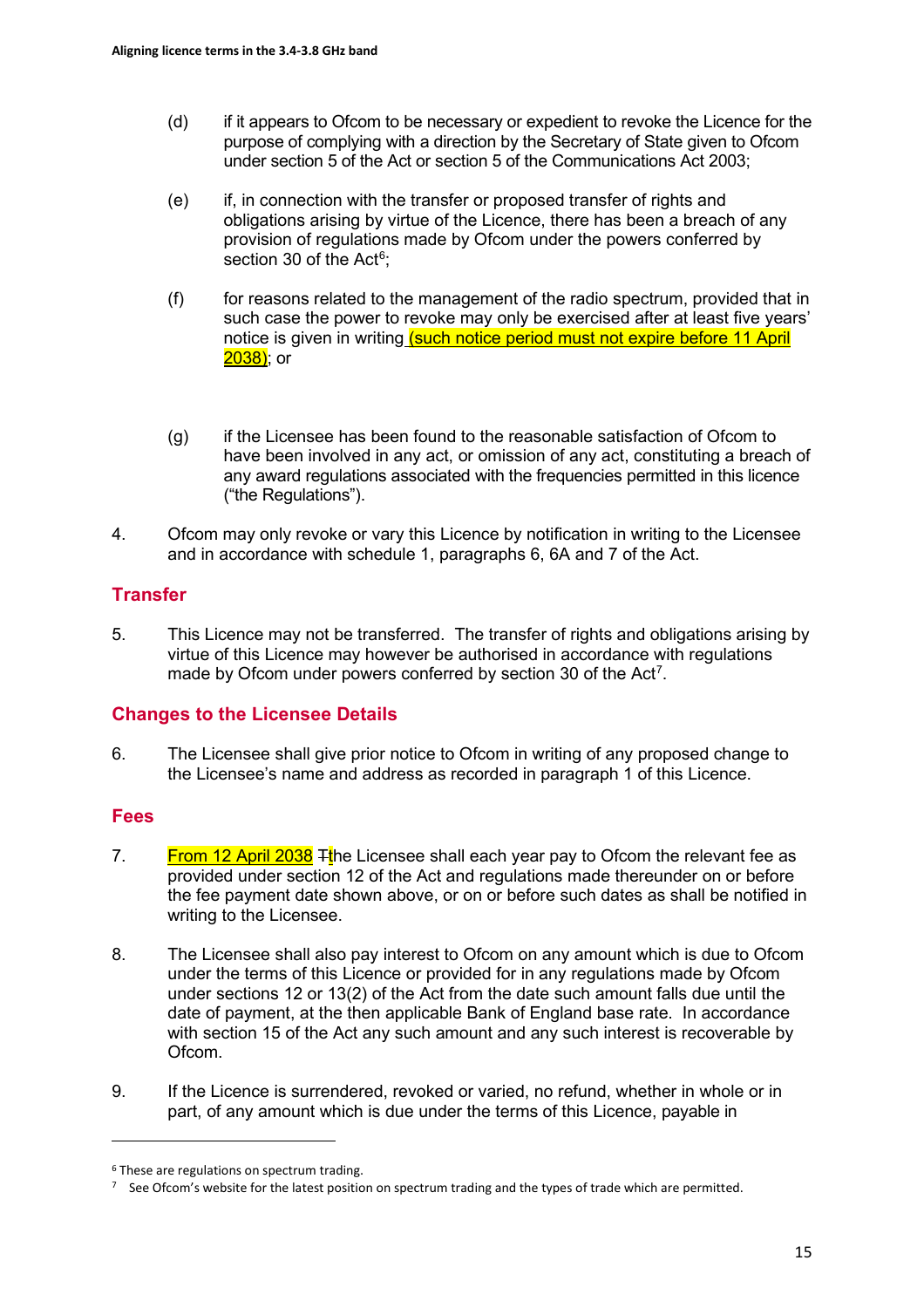(d) if it appears to Ofcom to be necessary or expedient to revoke the Licence for the purpose of complying with a direction by the Secretary of State given to Ofcom under section 5 of the Act or section 5 of the Communications Act 2003;

(e) if, in connection with the transfer or proposed transfer of rights and obligations arising by virtue of the Licence, there has been a breach of any provision of regulations made by Ofcom under the powers conferred by section 30 of the Act[6];

(f) for reasons related to the management of the radio spectrum, provided that in such case the power to revoke may only be exercised after at least five years' notice is given in writing (such notice period must not expire before 11 April 2038); or

(g) if the Licensee has been found to the reasonable satisfaction of Ofcom to have been involved in any act, or omission of any act, constituting a breach of any award regulations associated with the frequencies permitted in this licence ("the Regulations").

4. Ofcom may only revoke or vary this Licence by notification in writing to the Licensee and in accordance with schedule 1, paragraphs 6, 6A and 7 of the Act.

## Transfer

5. This Licence may not be transferred. The transfer of rights and obligations arising by virtue of this Licence may however be authorised in accordance with regulations made by Ofcom under powers conferred by section 30 of the Act[7].

## Changes to the Licensee Details

6. The Licensee shall give prior notice to Ofcom in writing of any proposed change to the Licensee's name and address as recorded in paragraph 1 of this Licence.

## Fees

7. From 12 April 2038 ~~T~~the Licensee shall each year pay to Ofcom the relevant fee as provided under section 12 of the Act and regulations made thereunder on or before the fee payment date shown above, or on or before such dates as shall be notified in writing to the Licensee.

8. The Licensee shall also pay interest to Ofcom on any amount which is due to Ofcom under the terms of this Licence or provided for in any regulations made by Ofcom under sections 12 or 13(2) of the Act from the date such amount falls due until the date of payment, at the then applicable Bank of England base rate. In accordance with section 15 of the Act any such amount and any such interest is recoverable by Ofcom.

9. If the Licence is surrendered, revoked or varied, no refund, whether in whole or in part, of any amount which is due under the terms of this Licence, payable in

---

[6] These are regulations on spectrum trading.

[7] See Ofcom's website for the latest position on spectrum trading and the types of trade which are permitted.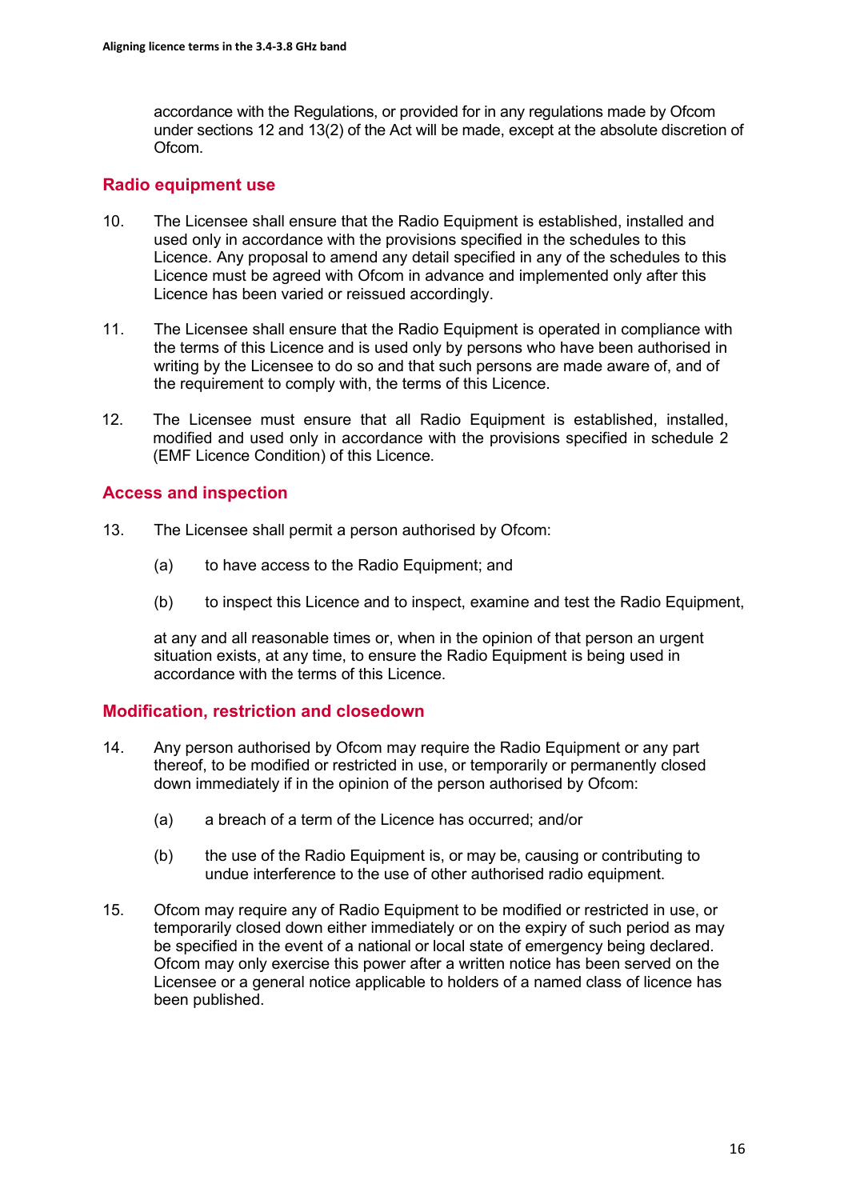accordance with the Regulations, or provided for in any regulations made by Ofcom under sections 12 and 13(2) of the Act will be made, except at the absolute discretion of Ofcom.

## Radio equipment use

10. The Licensee shall ensure that the Radio Equipment is established, installed and used only in accordance with the provisions specified in the schedules to this Licence. Any proposal to amend any detail specified in any of the schedules to this Licence must be agreed with Ofcom in advance and implemented only after this Licence has been varied or reissued accordingly.

11. The Licensee shall ensure that the Radio Equipment is operated in compliance with the terms of this Licence and is used only by persons who have been authorised in writing by the Licensee to do so and that such persons are made aware of, and of the requirement to comply with, the terms of this Licence.

12. The Licensee must ensure that all Radio Equipment is established, installed, modified and used only in accordance with the provisions specified in schedule 2 (EMF Licence Condition) of this Licence.

## Access and inspection

13. The Licensee shall permit a person authorised by Ofcom:

    (a) to have access to the Radio Equipment; and

    (b) to inspect this Licence and to inspect, examine and test the Radio Equipment,

    at any and all reasonable times or, when in the opinion of that person an urgent situation exists, at any time, to ensure the Radio Equipment is being used in accordance with the terms of this Licence.

## Modification, restriction and closedown

14. Any person authorised by Ofcom may require the Radio Equipment or any part thereof, to be modified or restricted in use, or temporarily or permanently closed down immediately if in the opinion of the person authorised by Ofcom:

    (a) a breach of a term of the Licence has occurred; and/or

    (b) the use of the Radio Equipment is, or may be, causing or contributing to undue interference to the use of other authorised radio equipment.

15. Ofcom may require any of Radio Equipment to be modified or restricted in use, or temporarily closed down either immediately or on the expiry of such period as may be specified in the event of a national or local state of emergency being declared. Ofcom may only exercise this power after a written notice has been served on the Licensee or a general notice applicable to holders of a named class of licence has been published.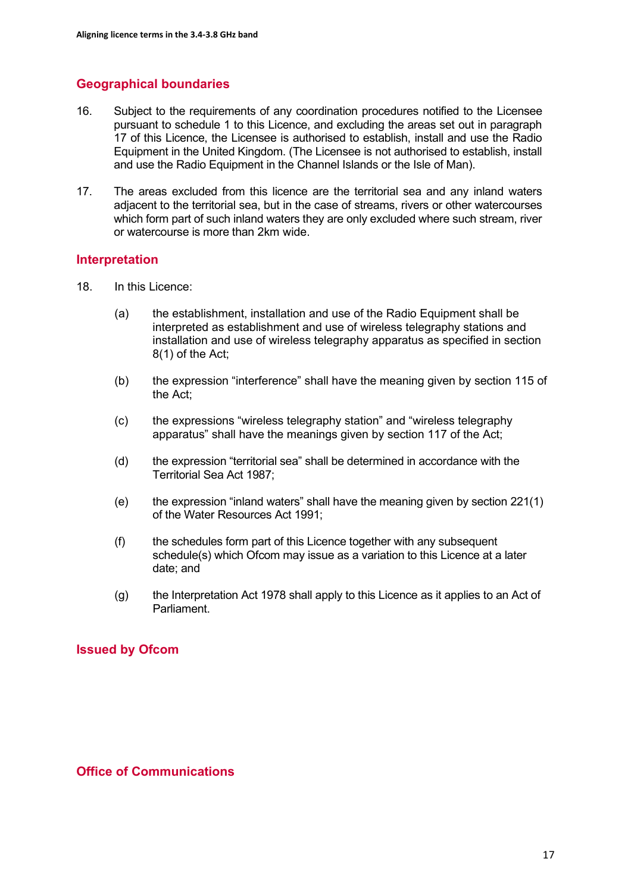## Geographical boundaries

16. Subject to the requirements of any coordination procedures notified to the Licensee pursuant to schedule 1 to this Licence, and excluding the areas set out in paragraph 17 of this Licence, the Licensee is authorised to establish, install and use the Radio Equipment in the United Kingdom. (The Licensee is not authorised to establish, install and use the Radio Equipment in the Channel Islands or the Isle of Man).

17. The areas excluded from this licence are the territorial sea and any inland waters adjacent to the territorial sea, but in the case of streams, rivers or other watercourses which form part of such inland waters they are only excluded where such stream, river or watercourse is more than 2km wide.

## Interpretation

18. In this Licence:

    (a) the establishment, installation and use of the Radio Equipment shall be interpreted as establishment and use of wireless telegraphy stations and installation and use of wireless telegraphy apparatus as specified in section 8(1) of the Act;

    (b) the expression "interference" shall have the meaning given by section 115 of the Act;

    (c) the expressions "wireless telegraphy station" and "wireless telegraphy apparatus" shall have the meanings given by section 117 of the Act;

    (d) the expression "territorial sea" shall be determined in accordance with the Territorial Sea Act 1987;

    (e) the expression "inland waters" shall have the meaning given by section 221(1) of the Water Resources Act 1991;

    (f) the schedules form part of this Licence together with any subsequent schedule(s) which Ofcom may issue as a variation to this Licence at a later date; and

    (g) the Interpretation Act 1978 shall apply to this Licence as it applies to an Act of Parliament.

## Issued by Ofcom

## Office of Communications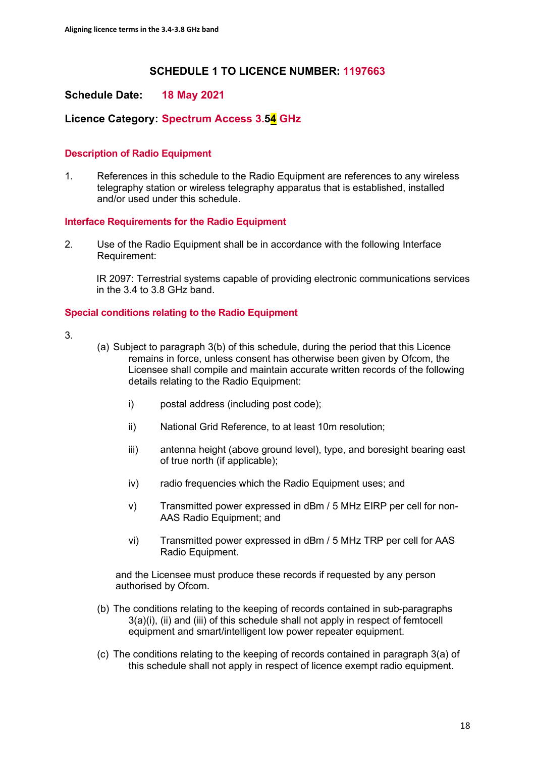# SCHEDULE 1 TO LICENCE NUMBER: 1197663

**Schedule Date:** 18 May 2021

**Licence Category:** Spectrum Access 3.~~5~~4 GHz

### Description of Radio Equipment

1. References in this schedule to the Radio Equipment are references to any wireless telegraphy station or wireless telegraphy apparatus that is established, installed and/or used under this schedule.

### Interface Requirements for the Radio Equipment

2. Use of the Radio Equipment shall be in accordance with the following Interface Requirement:

   IR 2097: Terrestrial systems capable of providing electronic communications services in the 3.4 to 3.8 GHz band.

### Special conditions relating to the Radio Equipment

3.
   (a) Subject to paragraph 3(b) of this schedule, during the period that this Licence remains in force, unless consent has otherwise been given by Ofcom, the Licensee shall compile and maintain accurate written records of the following details relating to the Radio Equipment:

      i) postal address (including post code);

      ii) National Grid Reference, to at least 10m resolution;

      iii) antenna height (above ground level), type, and boresight bearing east of true north (if applicable);

      iv) radio frequencies which the Radio Equipment uses; and

      v) Transmitted power expressed in dBm / 5 MHz EIRP per cell for non-AAS Radio Equipment; and

      vi) Transmitted power expressed in dBm / 5 MHz TRP per cell for AAS Radio Equipment.

   and the Licensee must produce these records if requested by any person authorised by Ofcom.

   (b) The conditions relating to the keeping of records contained in sub-paragraphs 3(a)(i), (ii) and (iii) of this schedule shall not apply in respect of femtocell equipment and smart/intelligent low power repeater equipment.

   (c) The conditions relating to the keeping of records contained in paragraph 3(a) of this schedule shall not apply in respect of licence exempt radio equipment.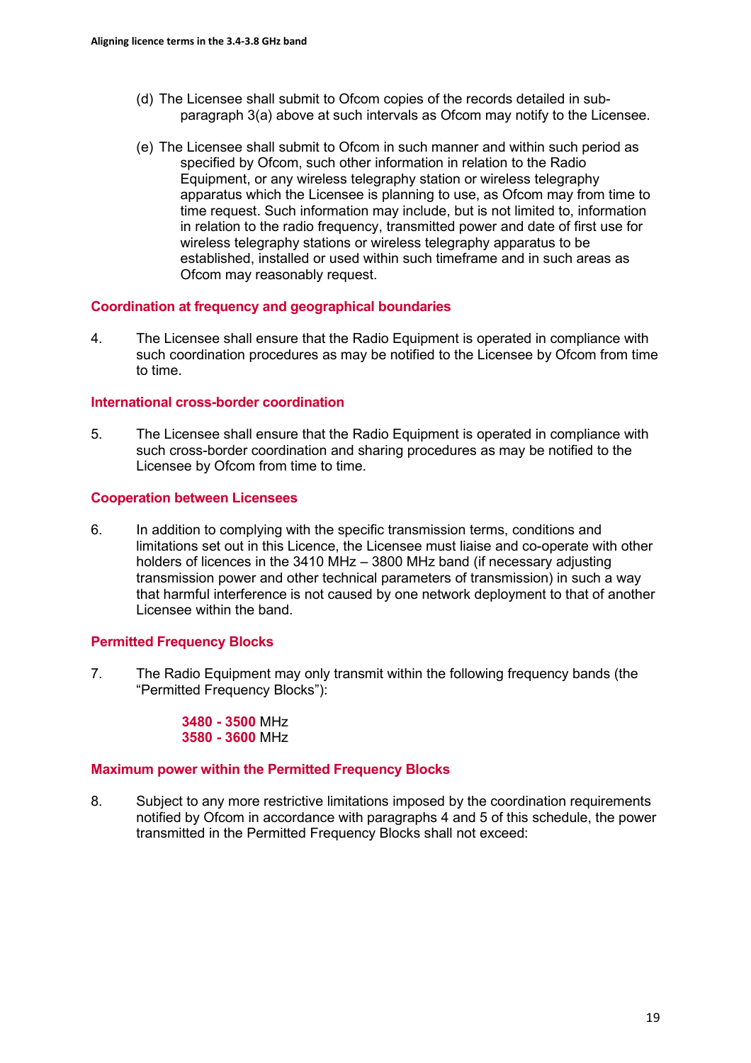(d) The Licensee shall submit to Ofcom copies of the records detailed in sub-paragraph 3(a) above at such intervals as Ofcom may notify to the Licensee.

(e) The Licensee shall submit to Ofcom in such manner and within such period as specified by Ofcom, such other information in relation to the Radio Equipment, or any wireless telegraphy station or wireless telegraphy apparatus which the Licensee is planning to use, as Ofcom may from time to time request. Such information may include, but is not limited to, information in relation to the radio frequency, transmitted power and date of first use for wireless telegraphy stations or wireless telegraphy apparatus to be established, installed or used within such timeframe and in such areas as Ofcom may reasonably request.

### Coordination at frequency and geographical boundaries

4. The Licensee shall ensure that the Radio Equipment is operated in compliance with such coordination procedures as may be notified to the Licensee by Ofcom from time to time.

### International cross-border coordination

5. The Licensee shall ensure that the Radio Equipment is operated in compliance with such cross-border coordination and sharing procedures as may be notified to the Licensee by Ofcom from time to time.

### Cooperation between Licensees

6. In addition to complying with the specific transmission terms, conditions and limitations set out in this Licence, the Licensee must liaise and co-operate with other holders of licences in the 3410 MHz – 3800 MHz band (if necessary adjusting transmission power and other technical parameters of transmission) in such a way that harmful interference is not caused by one network deployment to that of another Licensee within the band.

### Permitted Frequency Blocks

7. The Radio Equipment may only transmit within the following frequency bands (the "Permitted Frequency Blocks"):

   **3480 - 3500** MHz
   **3580 - 3600** MHz

### Maximum power within the Permitted Frequency Blocks

8. Subject to any more restrictive limitations imposed by the coordination requirements notified by Ofcom in accordance with paragraphs 4 and 5 of this schedule, the power transmitted in the Permitted Frequency Blocks shall not exceed: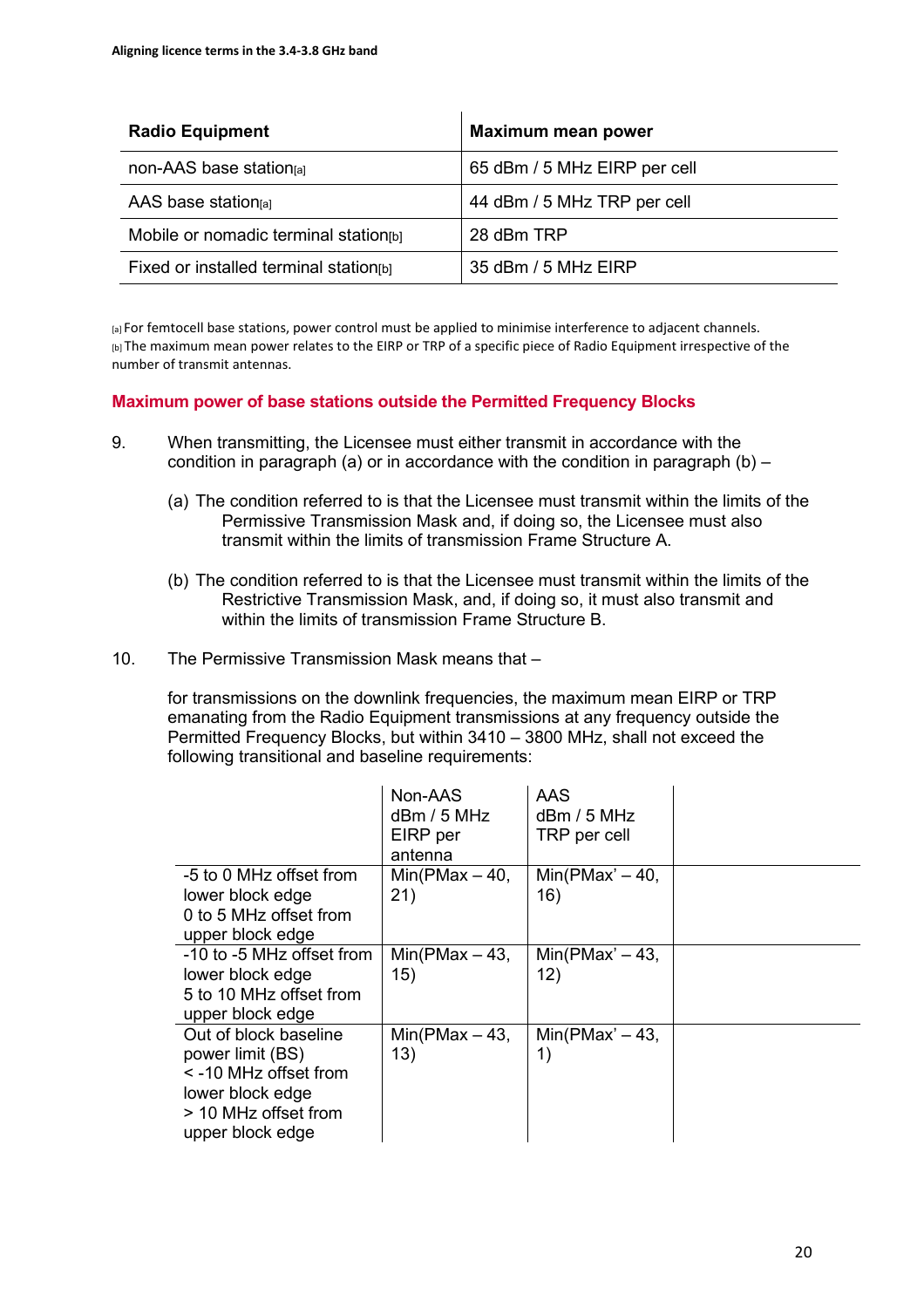| Radio Equipment | Maximum mean power |
| --- | --- |
| non-AAS base station[a] | 65 dBm / 5 MHz EIRP per cell |
| AAS base station[a] | 44 dBm / 5 MHz TRP per cell |
| Mobile or nomadic terminal station[b] | 28 dBm TRP |
| Fixed or installed terminal station[b] | 35 dBm / 5 MHz EIRP |

[a] For femtocell base stations, power control must be applied to minimise interference to adjacent channels.
[b] The maximum mean power relates to the EIRP or TRP of a specific piece of Radio Equipment irrespective of the number of transmit antennas.

### Maximum power of base stations outside the Permitted Frequency Blocks

9. When transmitting, the Licensee must either transmit in accordance with the condition in paragraph (a) or in accordance with the condition in paragraph (b) –

   (a) The condition referred to is that the Licensee must transmit within the limits of the Permissive Transmission Mask and, if doing so, the Licensee must also transmit within the limits of transmission Frame Structure A.

   (b) The condition referred to is that the Licensee must transmit within the limits of the Restrictive Transmission Mask, and, if doing so, it must also transmit and within the limits of transmission Frame Structure B.

10. The Permissive Transmission Mask means that –

    for transmissions on the downlink frequencies, the maximum mean EIRP or TRP emanating from the Radio Equipment transmissions at any frequency outside the Permitted Frequency Blocks, but within 3410 – 3800 MHz, shall not exceed the following transitional and baseline requirements:

| | Non-AAS dBm / 5 MHz EIRP per antenna | AAS dBm / 5 MHz TRP per cell |
| --- | --- | --- |
| -5 to 0 MHz offset from lower block edge<br>0 to 5 MHz offset from upper block edge | Min(PMax – 40, 21) | Min(PMax' – 40, 16) |
| -10 to -5 MHz offset from lower block edge<br>5 to 10 MHz offset from upper block edge | Min(PMax – 43, 15) | Min(PMax' – 43, 12) |
| Out of block baseline power limit (BS)<br>< -10 MHz offset from lower block edge<br>> 10 MHz offset from upper block edge | Min(PMax – 43, 13) | Min(PMax' – 43, 1) |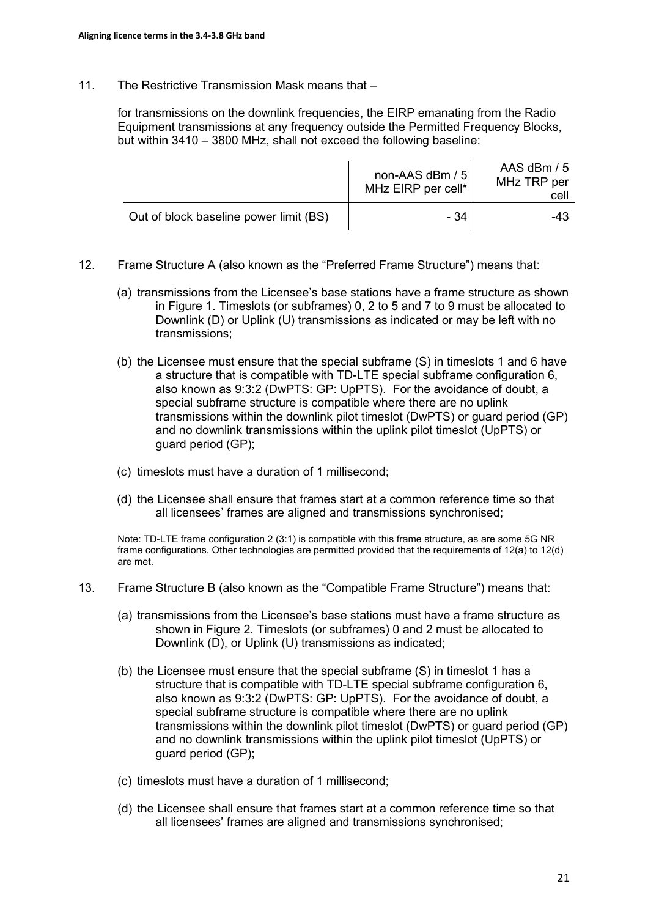11. The Restrictive Transmission Mask means that –

    for transmissions on the downlink frequencies, the EIRP emanating from the Radio Equipment transmissions at any frequency outside the Permitted Frequency Blocks, but within 3410 – 3800 MHz, shall not exceed the following baseline:

| | non-AAS dBm / 5 MHz EIRP per cell* | AAS dBm / 5 MHz TRP per cell |
|---|---|---|
| Out of block baseline power limit (BS) | - 34 | -43 |

12. Frame Structure A (also known as the "Preferred Frame Structure") means that:

    (a) transmissions from the Licensee's base stations have a frame structure as shown in Figure 1. Timeslots (or subframes) 0, 2 to 5 and 7 to 9 must be allocated to Downlink (D) or Uplink (U) transmissions as indicated or may be left with no transmissions;

    (b) the Licensee must ensure that the special subframe (S) in timeslots 1 and 6 have a structure that is compatible with TD-LTE special subframe configuration 6, also known as 9:3:2 (DwPTS: GP: UpPTS). For the avoidance of doubt, a special subframe structure is compatible where there are no uplink transmissions within the downlink pilot timeslot (DwPTS) or guard period (GP) and no downlink transmissions within the uplink pilot timeslot (UpPTS) or guard period (GP);

    (c) timeslots must have a duration of 1 millisecond;

    (d) the Licensee shall ensure that frames start at a common reference time so that all licensees' frames are aligned and transmissions synchronised;

    Note: TD-LTE frame configuration 2 (3:1) is compatible with this frame structure, as are some 5G NR frame configurations. Other technologies are permitted provided that the requirements of 12(a) to 12(d) are met.

13. Frame Structure B (also known as the "Compatible Frame Structure") means that:

    (a) transmissions from the Licensee's base stations must have a frame structure as shown in Figure 2. Timeslots (or subframes) 0 and 2 must be allocated to Downlink (D), or Uplink (U) transmissions as indicated;

    (b) the Licensee must ensure that the special subframe (S) in timeslot 1 has a structure that is compatible with TD-LTE special subframe configuration 6, also known as 9:3:2 (DwPTS: GP: UpPTS). For the avoidance of doubt, a special subframe structure is compatible where there are no uplink transmissions within the downlink pilot timeslot (DwPTS) or guard period (GP) and no downlink transmissions within the uplink pilot timeslot (UpPTS) or guard period (GP);

    (c) timeslots must have a duration of 1 millisecond;

    (d) the Licensee shall ensure that frames start at a common reference time so that all licensees' frames are aligned and transmissions synchronised;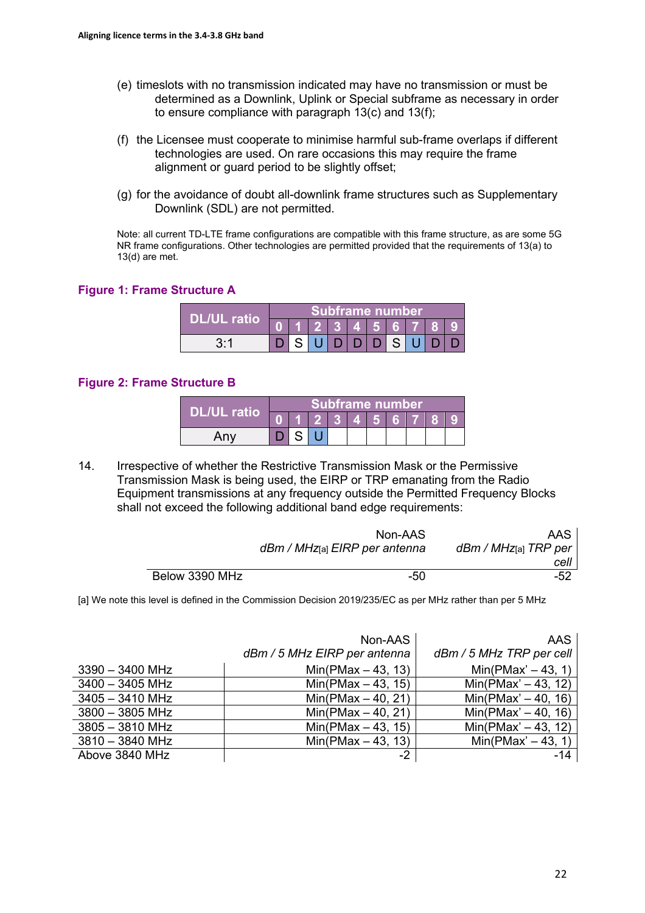(e) timeslots with no transmission indicated may have no transmission or must be determined as a Downlink, Uplink or Special subframe as necessary in order to ensure compliance with paragraph 13(c) and 13(f);

(f) the Licensee must cooperate to minimise harmful sub-frame overlaps if different technologies are used. On rare occasions this may require the frame alignment or guard period to be slightly offset;

(g) for the avoidance of doubt all-downlink frame structures such as Supplementary Downlink (SDL) are not permitted.

Note: all current TD-LTE frame configurations are compatible with this frame structure, as are some 5G NR frame configurations. Other technologies are permitted provided that the requirements of 13(a) to 13(d) are met.

**Figure 1: Frame Structure A**

| DL/UL ratio | Subframe number | | | | | | | | | |
|---|---|---|---|---|---|---|---|---|---|---|
| | 0 | 1 | 2 | 3 | 4 | 5 | 6 | 7 | 8 | 9 |
| 3:1 | D | S | U | D | D | D | S | U | D | D |

**Figure 2: Frame Structure B**

| DL/UL ratio | Subframe number | | | | | | | | | |
|---|---|---|---|---|---|---|---|---|---|---|
| | 0 | 1 | 2 | 3 | 4 | 5 | 6 | 7 | 8 | 9 |
| Any | D | S | U | | | | | | | |

14. Irrespective of whether the Restrictive Transmission Mask or the Permissive Transmission Mask is being used, the EIRP or TRP emanating from the Radio Equipment transmissions at any frequency outside the Permitted Frequency Blocks shall not exceed the following additional band edge requirements:

| | Non-AAS *dBm / MHz*[a] *EIRP per antenna* | AAS *dBm / MHz*[a] *TRP per cell* |
|---|---|---|
| Below 3390 MHz | -50 | -52 |

[a] We note this level is defined in the Commission Decision 2019/235/EC as per MHz rather than per 5 MHz

| | Non-AAS *dBm / 5 MHz EIRP per antenna* | AAS *dBm / 5 MHz TRP per cell* |
|---|---|---|
| 3390 – 3400 MHz | Min(PMax – 43, 13) | Min(PMax' – 43, 1) |
| 3400 – 3405 MHz | Min(PMax – 43, 15) | Min(PMax' – 43, 12) |
| 3405 – 3410 MHz | Min(PMax – 40, 21) | Min(PMax' – 40, 16) |
| 3800 – 3805 MHz | Min(PMax – 40, 21) | Min(PMax' – 40, 16) |
| 3805 – 3810 MHz | Min(PMax – 43, 15) | Min(PMax' – 43, 12) |
| 3810 – 3840 MHz | Min(PMax – 43, 13) | Min(PMax' – 43, 1) |
| Above 3840 MHz | -2 | -14 |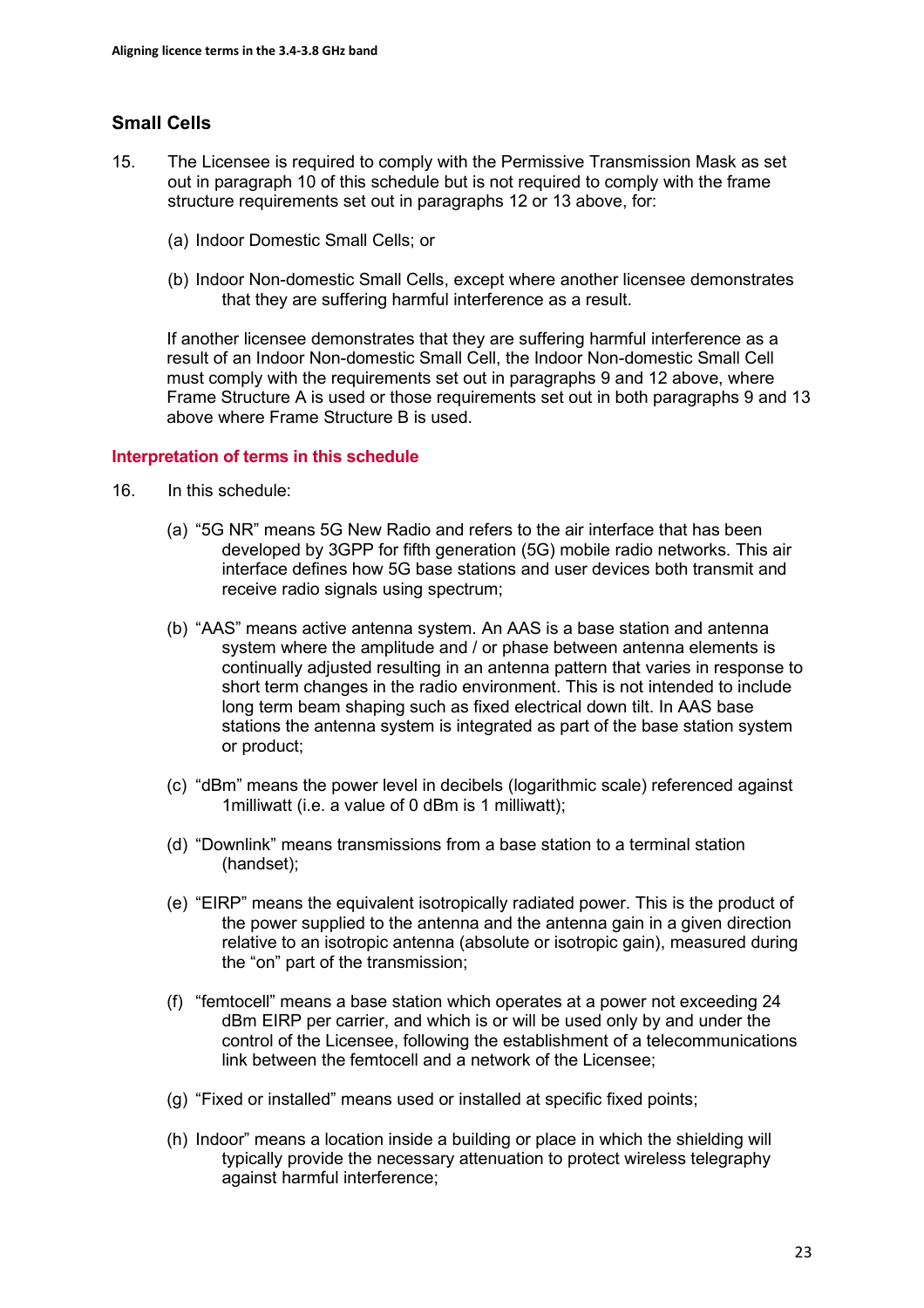## Small Cells

15. The Licensee is required to comply with the Permissive Transmission Mask as set out in paragraph 10 of this schedule but is not required to comply with the frame structure requirements set out in paragraphs 12 or 13 above, for:

    (a) Indoor Domestic Small Cells; or

    (b) Indoor Non-domestic Small Cells, except where another licensee demonstrates that they are suffering harmful interference as a result.

    If another licensee demonstrates that they are suffering harmful interference as a result of an Indoor Non-domestic Small Cell, the Indoor Non-domestic Small Cell must comply with the requirements set out in paragraphs 9 and 12 above, where Frame Structure A is used or those requirements set out in both paragraphs 9 and 13 above where Frame Structure B is used.

### Interpretation of terms in this schedule

16. In this schedule:

    (a) “5G NR” means 5G New Radio and refers to the air interface that has been developed by 3GPP for fifth generation (5G) mobile radio networks. This air interface defines how 5G base stations and user devices both transmit and receive radio signals using spectrum;

    (b) “AAS” means active antenna system. An AAS is a base station and antenna system where the amplitude and / or phase between antenna elements is continually adjusted resulting in an antenna pattern that varies in response to short term changes in the radio environment. This is not intended to include long term beam shaping such as fixed electrical down tilt. In AAS base stations the antenna system is integrated as part of the base station system or product;

    (c) “dBm” means the power level in decibels (logarithmic scale) referenced against 1milliwatt (i.e. a value of 0 dBm is 1 milliwatt);

    (d) “Downlink” means transmissions from a base station to a terminal station (handset);

    (e) “EIRP” means the equivalent isotropically radiated power. This is the product of the power supplied to the antenna and the antenna gain in a given direction relative to an isotropic antenna (absolute or isotropic gain), measured during the “on” part of the transmission;

    (f) “femtocell” means a base station which operates at a power not exceeding 24 dBm EIRP per carrier, and which is or will be used only by and under the control of the Licensee, following the establishment of a telecommunications link between the femtocell and a network of the Licensee;

    (g) “Fixed or installed” means used or installed at specific fixed points;

    (h) Indoor” means a location inside a building or place in which the shielding will typically provide the necessary attenuation to protect wireless telegraphy against harmful interference;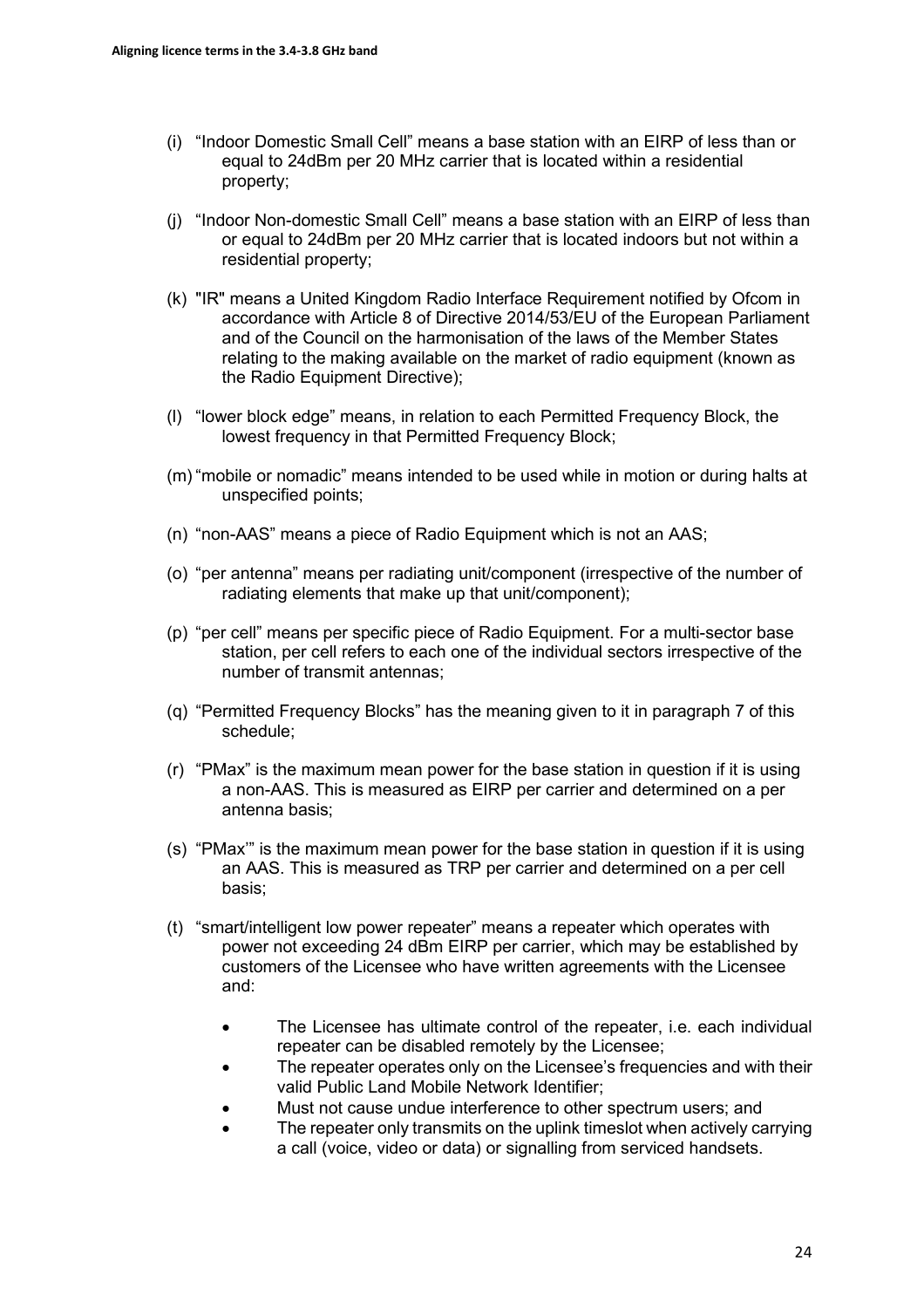(i) “Indoor Domestic Small Cell” means a base station with an EIRP of less than or equal to 24dBm per 20 MHz carrier that is located within a residential property;

(j) “Indoor Non-domestic Small Cell” means a base station with an EIRP of less than or equal to 24dBm per 20 MHz carrier that is located indoors but not within a residential property;

(k) "IR" means a United Kingdom Radio Interface Requirement notified by Ofcom in accordance with Article 8 of Directive 2014/53/EU of the European Parliament and of the Council on the harmonisation of the laws of the Member States relating to the making available on the market of radio equipment (known as the Radio Equipment Directive);

(l) “lower block edge” means, in relation to each Permitted Frequency Block, the lowest frequency in that Permitted Frequency Block;

(m) “mobile or nomadic” means intended to be used while in motion or during halts at unspecified points;

(n) “non-AAS” means a piece of Radio Equipment which is not an AAS;

(o) “per antenna” means per radiating unit/component (irrespective of the number of radiating elements that make up that unit/component);

(p) “per cell” means per specific piece of Radio Equipment. For a multi-sector base station, per cell refers to each one of the individual sectors irrespective of the number of transmit antennas;

(q) “Permitted Frequency Blocks” has the meaning given to it in paragraph 7 of this schedule;

(r) “PMax” is the maximum mean power for the base station in question if it is using a non-AAS. This is measured as EIRP per carrier and determined on a per antenna basis;

(s) “PMax’” is the maximum mean power for the base station in question if it is using an AAS. This is measured as TRP per carrier and determined on a per cell basis;

(t) “smart/intelligent low power repeater” means a repeater which operates with power not exceeding 24 dBm EIRP per carrier, which may be established by customers of the Licensee who have written agreements with the Licensee and:

- The Licensee has ultimate control of the repeater, i.e. each individual repeater can be disabled remotely by the Licensee;
- The repeater operates only on the Licensee’s frequencies and with their valid Public Land Mobile Network Identifier;
- Must not cause undue interference to other spectrum users; and
- The repeater only transmits on the uplink timeslot when actively carrying a call (voice, video or data) or signalling from serviced handsets.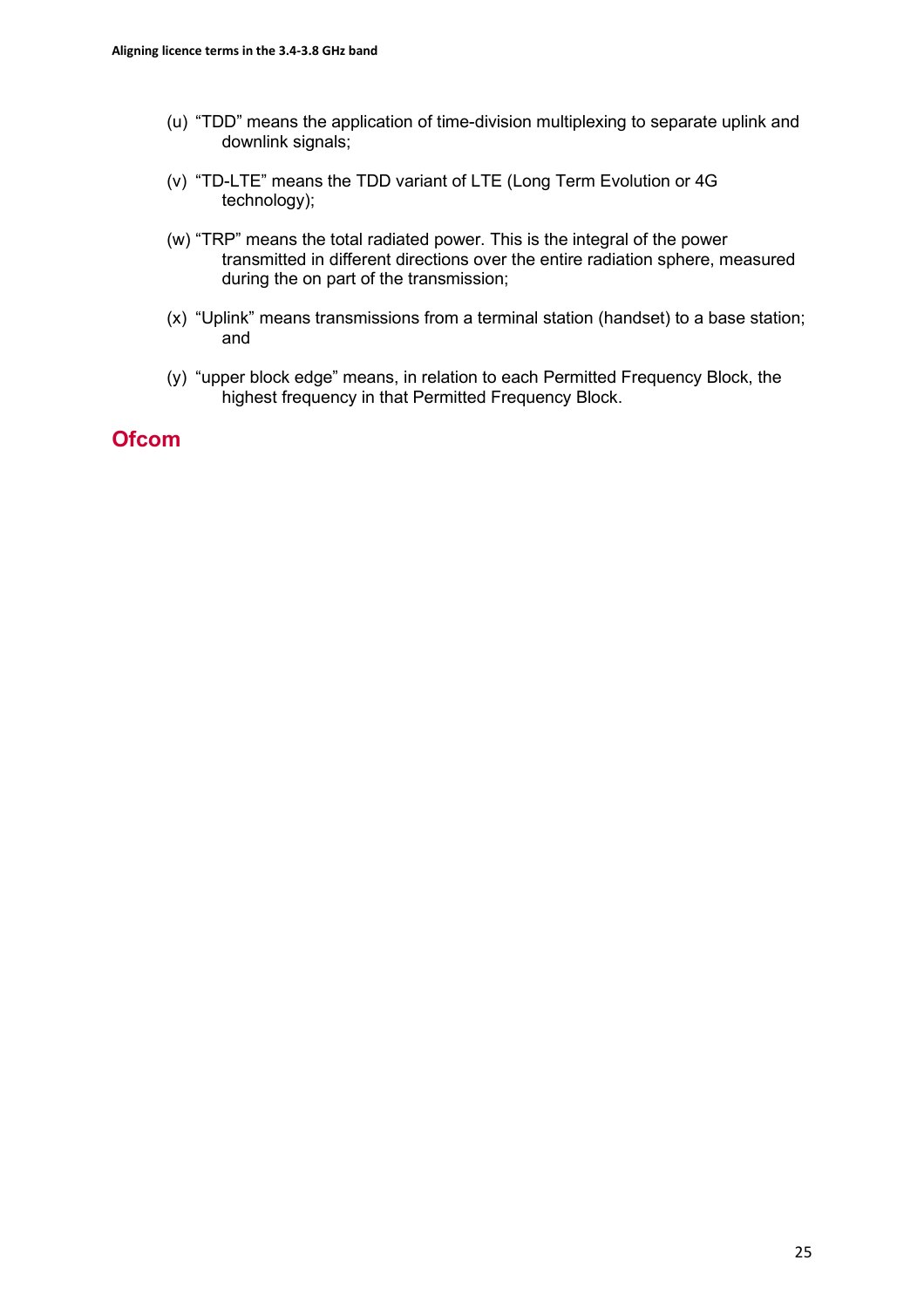(u) "TDD" means the application of time-division multiplexing to separate uplink and downlink signals;

(v) "TD-LTE" means the TDD variant of LTE (Long Term Evolution or 4G technology);

(w) "TRP" means the total radiated power. This is the integral of the power transmitted in different directions over the entire radiation sphere, measured during the on part of the transmission;

(x) "Uplink" means transmissions from a terminal station (handset) to a base station; and

(y) "upper block edge" means, in relation to each Permitted Frequency Block, the highest frequency in that Permitted Frequency Block.

**Ofcom**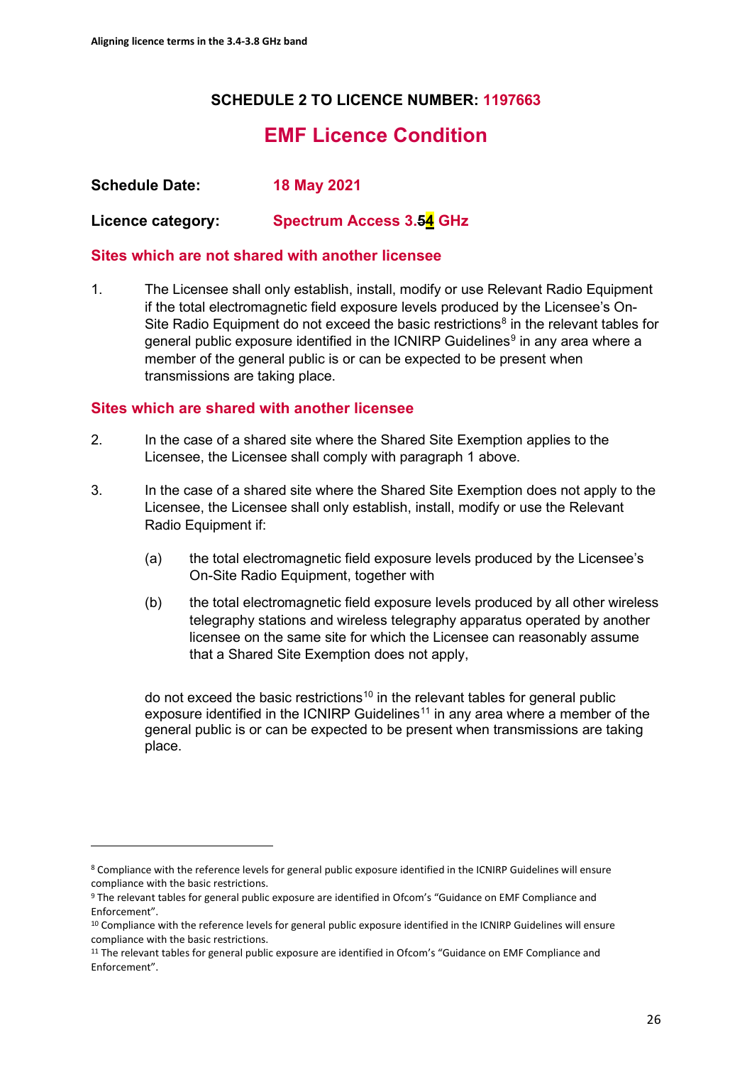## SCHEDULE 2 TO LICENCE NUMBER: 1197663

# EMF Licence Condition

**Schedule Date:** **18 May 2021**

**Licence category:** **Spectrum Access 3.~~5~~4 GHz**

### Sites which are not shared with another licensee

1. The Licensee shall only establish, install, modify or use Relevant Radio Equipment if the total electromagnetic field exposure levels produced by the Licensee's On-Site Radio Equipment do not exceed the basic restrictions[8] in the relevant tables for general public exposure identified in the ICNIRP Guidelines[9] in any area where a member of the general public is or can be expected to be present when transmissions are taking place.

### Sites which are shared with another licensee

2. In the case of a shared site where the Shared Site Exemption applies to the Licensee, the Licensee shall comply with paragraph 1 above.

3. In the case of a shared site where the Shared Site Exemption does not apply to the Licensee, the Licensee shall only establish, install, modify or use the Relevant Radio Equipment if:

   (a) the total electromagnetic field exposure levels produced by the Licensee's On-Site Radio Equipment, together with

   (b) the total electromagnetic field exposure levels produced by all other wireless telegraphy stations and wireless telegraphy apparatus operated by another licensee on the same site for which the Licensee can reasonably assume that a Shared Site Exemption does not apply,

   do not exceed the basic restrictions[10] in the relevant tables for general public exposure identified in the ICNIRP Guidelines[11] in any area where a member of the general public is or can be expected to be present when transmissions are taking place.

---

[8] Compliance with the reference levels for general public exposure identified in the ICNIRP Guidelines will ensure compliance with the basic restrictions.

[9] The relevant tables for general public exposure are identified in Ofcom's "Guidance on EMF Compliance and Enforcement".

[10] Compliance with the reference levels for general public exposure identified in the ICNIRP Guidelines will ensure compliance with the basic restrictions.

[11] The relevant tables for general public exposure are identified in Ofcom's "Guidance on EMF Compliance and Enforcement".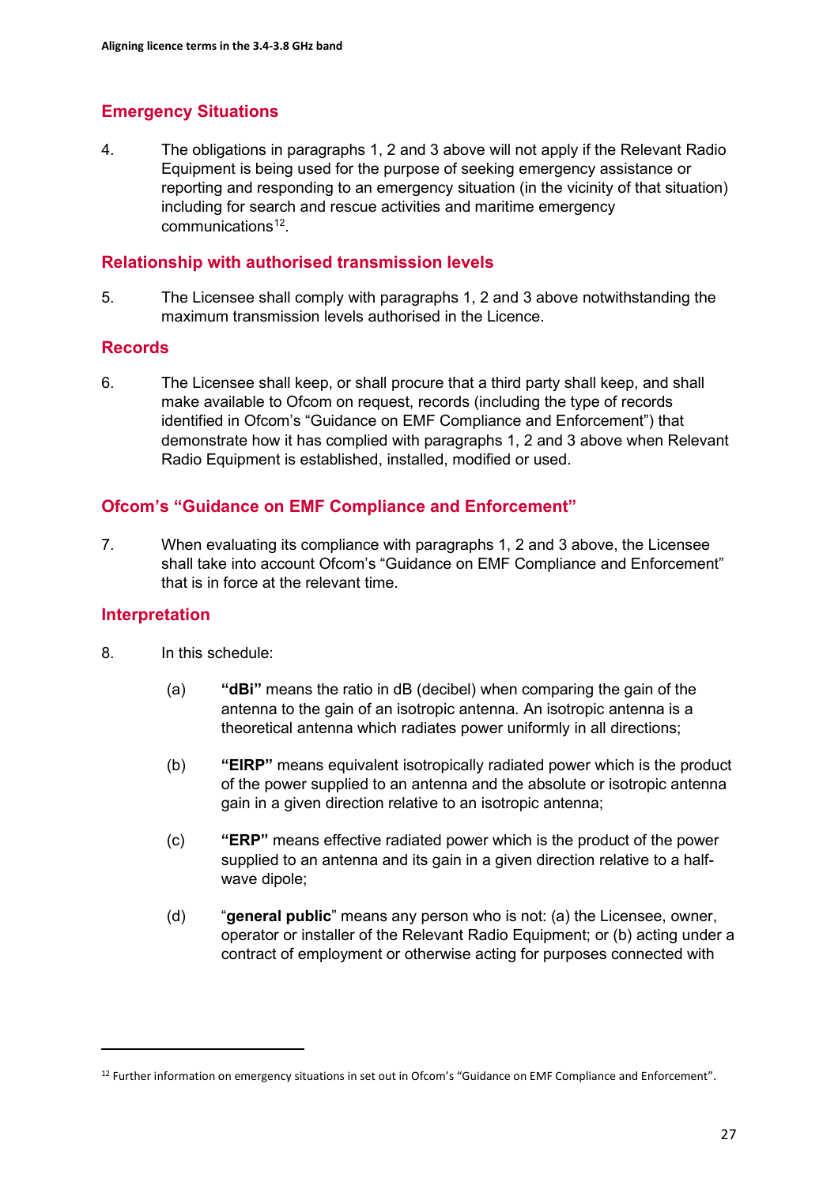## Emergency Situations

4. The obligations in paragraphs 1, 2 and 3 above will not apply if the Relevant Radio Equipment is being used for the purpose of seeking emergency assistance or reporting and responding to an emergency situation (in the vicinity of that situation) including for search and rescue activities and maritime emergency communications[12].

## Relationship with authorised transmission levels

5. The Licensee shall comply with paragraphs 1, 2 and 3 above notwithstanding the maximum transmission levels authorised in the Licence.

## Records

6. The Licensee shall keep, or shall procure that a third party shall keep, and shall make available to Ofcom on request, records (including the type of records identified in Ofcom's "Guidance on EMF Compliance and Enforcement") that demonstrate how it has complied with paragraphs 1, 2 and 3 above when Relevant Radio Equipment is established, installed, modified or used.

## Ofcom's "Guidance on EMF Compliance and Enforcement"

7. When evaluating its compliance with paragraphs 1, 2 and 3 above, the Licensee shall take into account Ofcom's "Guidance on EMF Compliance and Enforcement" that is in force at the relevant time.

## Interpretation

8. In this schedule:

   (a) **"dBi"** means the ratio in dB (decibel) when comparing the gain of the antenna to the gain of an isotropic antenna. An isotropic antenna is a theoretical antenna which radiates power uniformly in all directions;

   (b) **"EIRP"** means equivalent isotropically radiated power which is the product of the power supplied to an antenna and the absolute or isotropic antenna gain in a given direction relative to an isotropic antenna;

   (c) **"ERP"** means effective radiated power which is the product of the power supplied to an antenna and its gain in a given direction relative to a half-wave dipole;

   (d) "**general public**" means any person who is not: (a) the Licensee, owner, operator or installer of the Relevant Radio Equipment; or (b) acting under a contract of employment or otherwise acting for purposes connected with

[12] Further information on emergency situations in set out in Ofcom's "Guidance on EMF Compliance and Enforcement".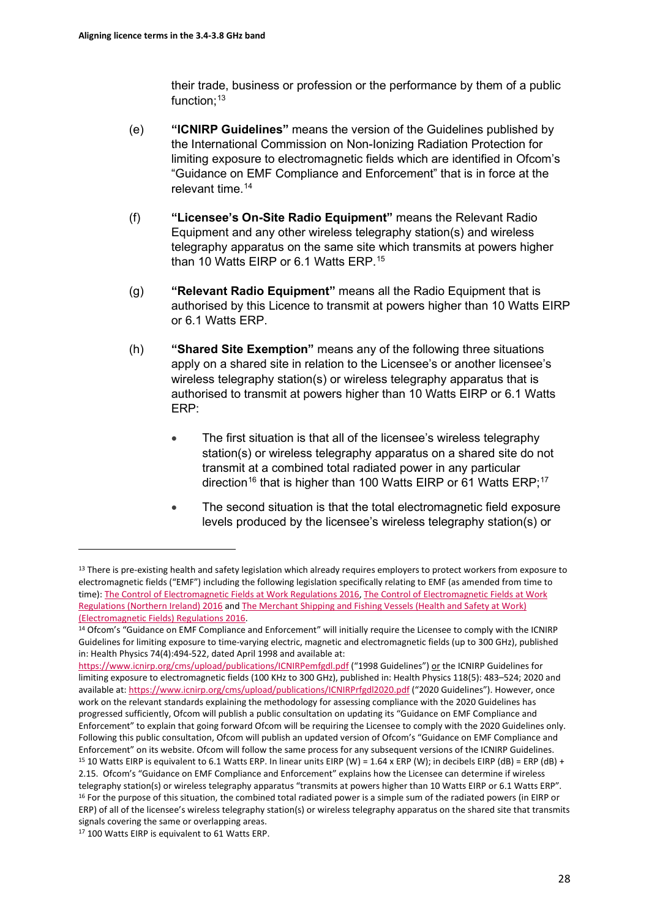their trade, business or profession or the performance by them of a public function;[13]

(e) **"ICNIRP Guidelines"** means the version of the Guidelines published by the International Commission on Non-Ionizing Radiation Protection for limiting exposure to electromagnetic fields which are identified in Ofcom's "Guidance on EMF Compliance and Enforcement" that is in force at the relevant time.[14]

(f) **"Licensee's On-Site Radio Equipment"** means the Relevant Radio Equipment and any other wireless telegraphy station(s) and wireless telegraphy apparatus on the same site which transmits at powers higher than 10 Watts EIRP or 6.1 Watts ERP.[15]

(g) **"Relevant Radio Equipment"** means all the Radio Equipment that is authorised by this Licence to transmit at powers higher than 10 Watts EIRP or 6.1 Watts ERP.

(h) **"Shared Site Exemption"** means any of the following three situations apply on a shared site in relation to the Licensee's or another licensee's wireless telegraphy station(s) or wireless telegraphy apparatus that is authorised to transmit at powers higher than 10 Watts EIRP or 6.1 Watts ERP:

- The first situation is that all of the licensee's wireless telegraphy station(s) or wireless telegraphy apparatus on a shared site do not transmit at a combined total radiated power in any particular direction[16] that is higher than 100 Watts EIRP or 61 Watts ERP;[17]
- The second situation is that the total electromagnetic field exposure levels produced by the licensee's wireless telegraphy station(s) or

---

[13] There is pre-existing health and safety legislation which already requires employers to protect workers from exposure to electromagnetic fields ("EMF") including the following legislation specifically relating to EMF (as amended from time to time): The Control of Electromagnetic Fields at Work Regulations 2016, The Control of Electromagnetic Fields at Work Regulations (Northern Ireland) 2016 and The Merchant Shipping and Fishing Vessels (Health and Safety at Work) (Electromagnetic Fields) Regulations 2016.

[14] Ofcom's "Guidance on EMF Compliance and Enforcement" will initially require the Licensee to comply with the ICNIRP Guidelines for limiting exposure to time-varying electric, magnetic and electromagnetic fields (up to 300 GHz), published in: Health Physics 74(4):494-522, dated April 1998 and available at: https://www.icnirp.org/cms/upload/publications/ICNIRPemfgdl.pdf ("1998 Guidelines") or the ICNIRP Guidelines for limiting exposure to electromagnetic fields (100 KHz to 300 GHz), published in: Health Physics 118(5): 483–524; 2020 and available at: https://www.icnirp.org/cms/upload/publications/ICNIRPrfgdl2020.pdf ("2020 Guidelines"). However, once work on the relevant standards explaining the methodology for assessing compliance with the 2020 Guidelines has progressed sufficiently, Ofcom will publish a public consultation on updating its "Guidance on EMF Compliance and Enforcement" to explain that going forward Ofcom will be requiring the Licensee to comply with the 2020 Guidelines only. Following this public consultation, Ofcom will publish an updated version of Ofcom's "Guidance on EMF Compliance and Enforcement" on its website. Ofcom will follow the same process for any subsequent versions of the ICNIRP Guidelines.

[15] 10 Watts EIRP is equivalent to 6.1 Watts ERP. In linear units EIRP (W) = 1.64 x ERP (W); in decibels EIRP (dB) = ERP (dB) + 2.15. Ofcom's "Guidance on EMF Compliance and Enforcement" explains how the Licensee can determine if wireless telegraphy station(s) or wireless telegraphy apparatus "transmits at powers higher than 10 Watts EIRP or 6.1 Watts ERP".

[16] For the purpose of this situation, the combined total radiated power is a simple sum of the radiated powers (in EIRP or ERP) of all of the licensee's wireless telegraphy station(s) or wireless telegraphy apparatus on the shared site that transmits signals covering the same or overlapping areas.

[17] 100 Watts EIRP is equivalent to 61 Watts ERP.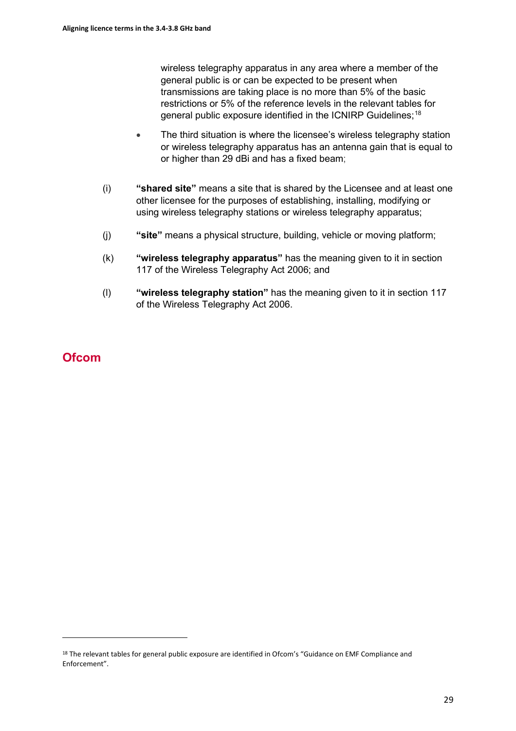wireless telegraphy apparatus in any area where a member of the general public is or can be expected to be present when transmissions are taking place is no more than 5% of the basic restrictions or 5% of the reference levels in the relevant tables for general public exposure identified in the ICNIRP Guidelines;[18]

- The third situation is where the licensee's wireless telegraphy station or wireless telegraphy apparatus has an antenna gain that is equal to or higher than 29 dBi and has a fixed beam;

(i) **"shared site"** means a site that is shared by the Licensee and at least one other licensee for the purposes of establishing, installing, modifying or using wireless telegraphy stations or wireless telegraphy apparatus;

(j) **"site"** means a physical structure, building, vehicle or moving platform;

(k) **"wireless telegraphy apparatus"** has the meaning given to it in section 117 of the Wireless Telegraphy Act 2006; and

(l) **"wireless telegraphy station"** has the meaning given to it in section 117 of the Wireless Telegraphy Act 2006.

## Ofcom

[18] The relevant tables for general public exposure are identified in Ofcom's "Guidance on EMF Compliance and Enforcement".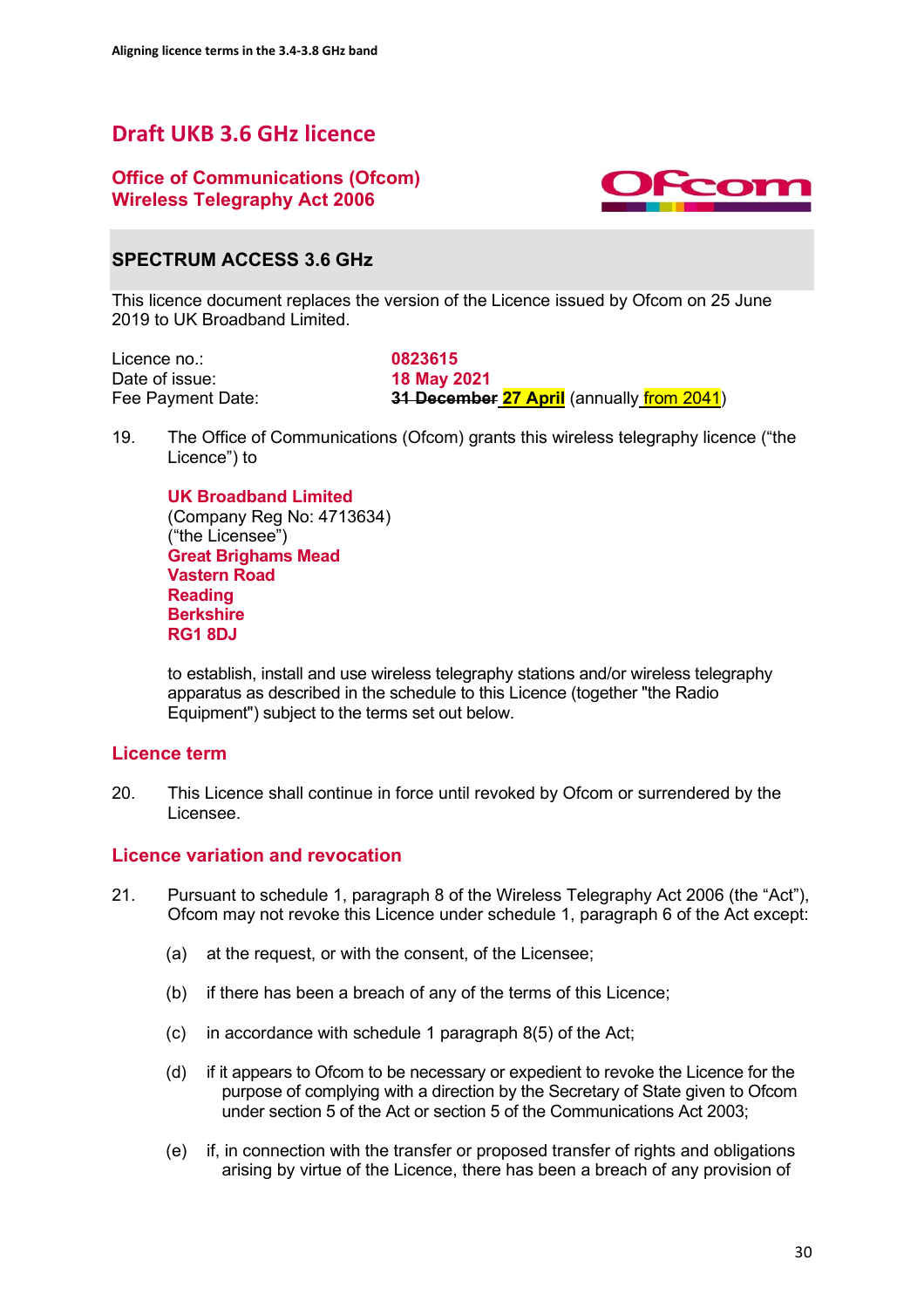## Draft UKB 3.6 GHz licence

**Office of Communications (Ofcom)**
**Wireless Telegraphy Act 2006**

### SPECTRUM ACCESS 3.6 GHz

This licence document replaces the version of the Licence issued by Ofcom on 25 June 2019 to UK Broadband Limited.

| | |
|---|---|
| Licence no.: | **0823615** |
| Date of issue: | **18 May 2021** |
| Fee Payment Date: | ~~**31 December**~~ **27 April** (annually from 2041) |

19. The Office of Communications (Ofcom) grants this wireless telegraphy licence ("the Licence") to

    **UK Broadband Limited**
    (Company Reg No: 4713634)
    ("the Licensee")
    **Great Brighams Mead**
    **Vastern Road**
    **Reading**
    **Berkshire**
    **RG1 8DJ**

    to establish, install and use wireless telegraphy stations and/or wireless telegraphy apparatus as described in the schedule to this Licence (together "the Radio Equipment") subject to the terms set out below.

### Licence term

20. This Licence shall continue in force until revoked by Ofcom or surrendered by the Licensee.

### Licence variation and revocation

21. Pursuant to schedule 1, paragraph 8 of the Wireless Telegraphy Act 2006 (the "Act"), Ofcom may not revoke this Licence under schedule 1, paragraph 6 of the Act except:

    (a) at the request, or with the consent, of the Licensee;

    (b) if there has been a breach of any of the terms of this Licence;

    (c) in accordance with schedule 1 paragraph 8(5) of the Act;

    (d) if it appears to Ofcom to be necessary or expedient to revoke the Licence for the purpose of complying with a direction by the Secretary of State given to Ofcom under section 5 of the Act or section 5 of the Communications Act 2003;

    (e) if, in connection with the transfer or proposed transfer of rights and obligations arising by virtue of the Licence, there has been a breach of any provision of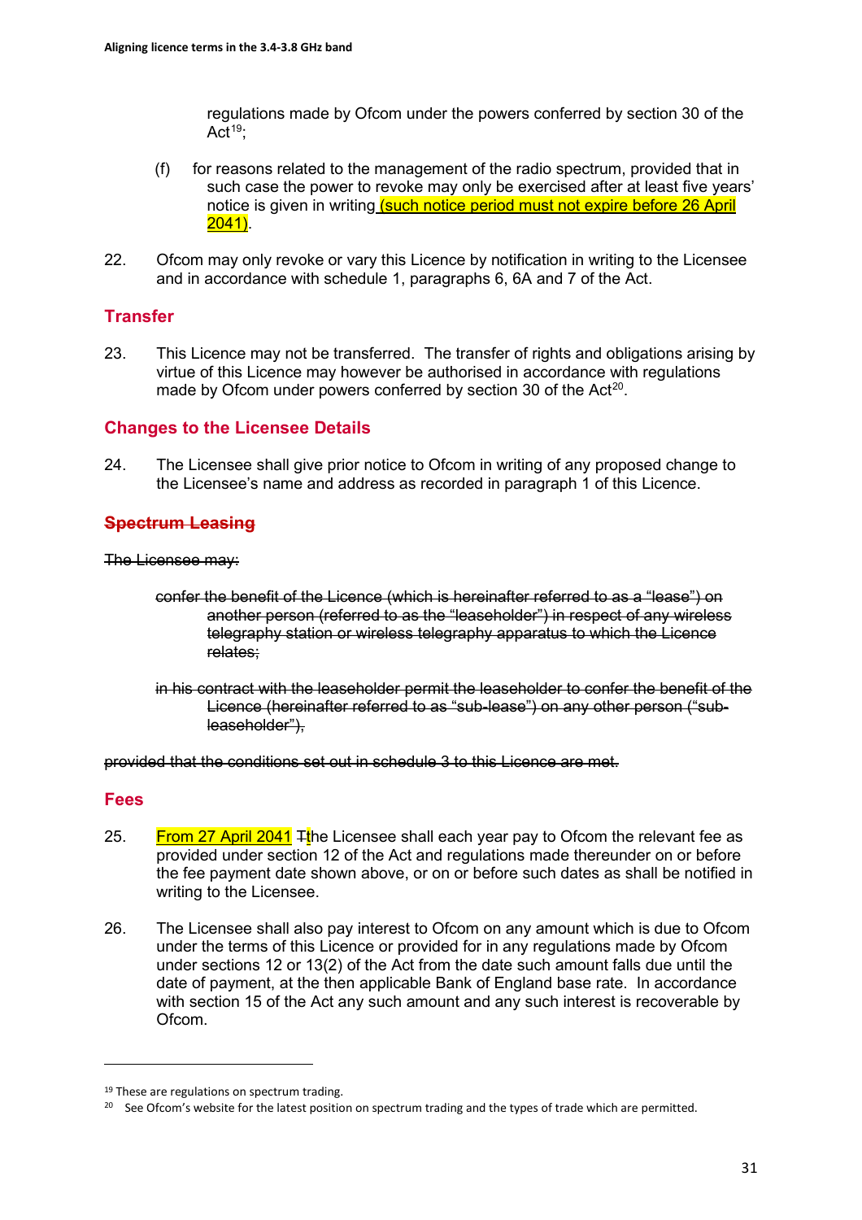regulations made by Ofcom under the powers conferred by section 30 of the Act[19];

(f) for reasons related to the management of the radio spectrum, provided that in such case the power to revoke may only be exercised after at least five years' notice is given in writing (such notice period must not expire before 26 April 2041).

22. Ofcom may only revoke or vary this Licence by notification in writing to the Licensee and in accordance with schedule 1, paragraphs 6, 6A and 7 of the Act.

## Transfer

23. This Licence may not be transferred. The transfer of rights and obligations arising by virtue of this Licence may however be authorised in accordance with regulations made by Ofcom under powers conferred by section 30 of the Act[20].

## Changes to the Licensee Details

24. The Licensee shall give prior notice to Ofcom in writing of any proposed change to the Licensee's name and address as recorded in paragraph 1 of this Licence.

## ~~Spectrum Leasing~~

~~The Licensee may:~~

~~confer the benefit of the Licence (which is hereinafter referred to as a "lease") on another person (referred to as the "leaseholder") in respect of any wireless telegraphy station or wireless telegraphy apparatus to which the Licence relates;~~

~~in his contract with the leaseholder permit the leaseholder to confer the benefit of the Licence (hereinafter referred to as "sub-lease") on any other person ("sub-leaseholder"),~~

~~provided that the conditions set out in schedule 3 to this Licence are met.~~

## Fees

25. From 27 April 2041 ~~T~~the Licensee shall each year pay to Ofcom the relevant fee as provided under section 12 of the Act and regulations made thereunder on or before the fee payment date shown above, or on or before such dates as shall be notified in writing to the Licensee.

26. The Licensee shall also pay interest to Ofcom on any amount which is due to Ofcom under the terms of this Licence or provided for in any regulations made by Ofcom under sections 12 or 13(2) of the Act from the date such amount falls due until the date of payment, at the then applicable Bank of England base rate. In accordance with section 15 of the Act any such amount and any such interest is recoverable by Ofcom.

---

[19] These are regulations on spectrum trading.

[20] See Ofcom's website for the latest position on spectrum trading and the types of trade which are permitted.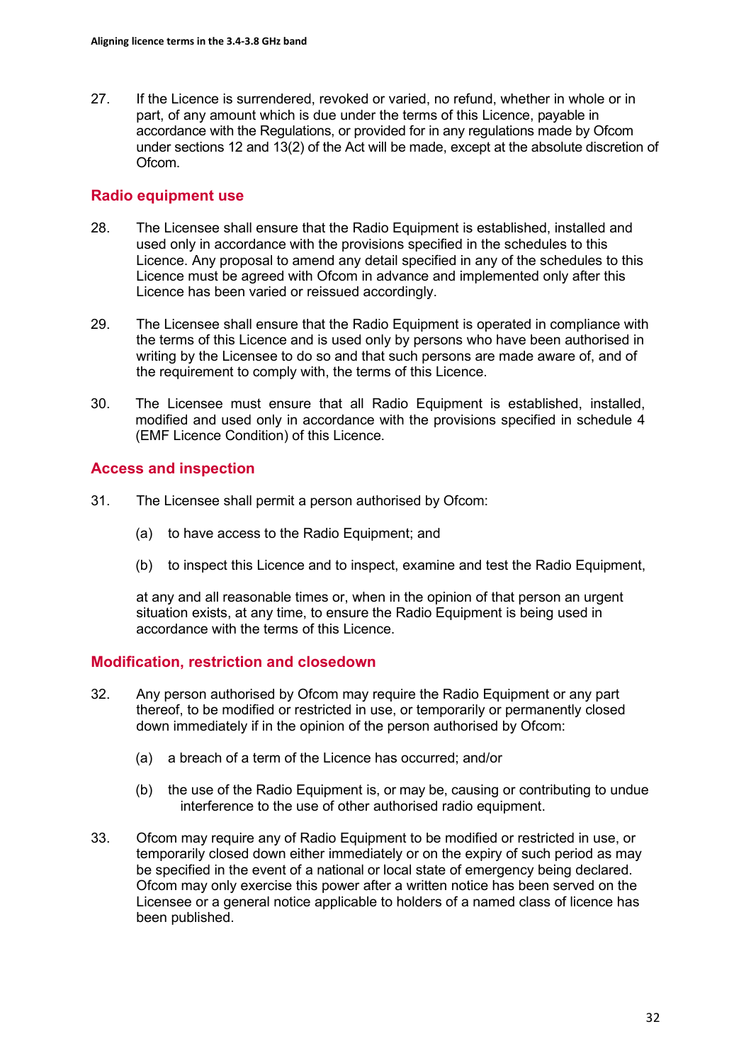27. If the Licence is surrendered, revoked or varied, no refund, whether in whole or in part, of any amount which is due under the terms of this Licence, payable in accordance with the Regulations, or provided for in any regulations made by Ofcom under sections 12 and 13(2) of the Act will be made, except at the absolute discretion of Ofcom.

## Radio equipment use

28. The Licensee shall ensure that the Radio Equipment is established, installed and used only in accordance with the provisions specified in the schedules to this Licence. Any proposal to amend any detail specified in any of the schedules to this Licence must be agreed with Ofcom in advance and implemented only after this Licence has been varied or reissued accordingly.

29. The Licensee shall ensure that the Radio Equipment is operated in compliance with the terms of this Licence and is used only by persons who have been authorised in writing by the Licensee to do so and that such persons are made aware of, and of the requirement to comply with, the terms of this Licence.

30. The Licensee must ensure that all Radio Equipment is established, installed, modified and used only in accordance with the provisions specified in schedule 4 (EMF Licence Condition) of this Licence.

## Access and inspection

31. The Licensee shall permit a person authorised by Ofcom:

    (a) to have access to the Radio Equipment; and

    (b) to inspect this Licence and to inspect, examine and test the Radio Equipment,

    at any and all reasonable times or, when in the opinion of that person an urgent situation exists, at any time, to ensure the Radio Equipment is being used in accordance with the terms of this Licence.

## Modification, restriction and closedown

32. Any person authorised by Ofcom may require the Radio Equipment or any part thereof, to be modified or restricted in use, or temporarily or permanently closed down immediately if in the opinion of the person authorised by Ofcom:

    (a) a breach of a term of the Licence has occurred; and/or

    (b) the use of the Radio Equipment is, or may be, causing or contributing to undue interference to the use of other authorised radio equipment.

33. Ofcom may require any of Radio Equipment to be modified or restricted in use, or temporarily closed down either immediately or on the expiry of such period as may be specified in the event of a national or local state of emergency being declared. Ofcom may only exercise this power after a written notice has been served on the Licensee or a general notice applicable to holders of a named class of licence has been published.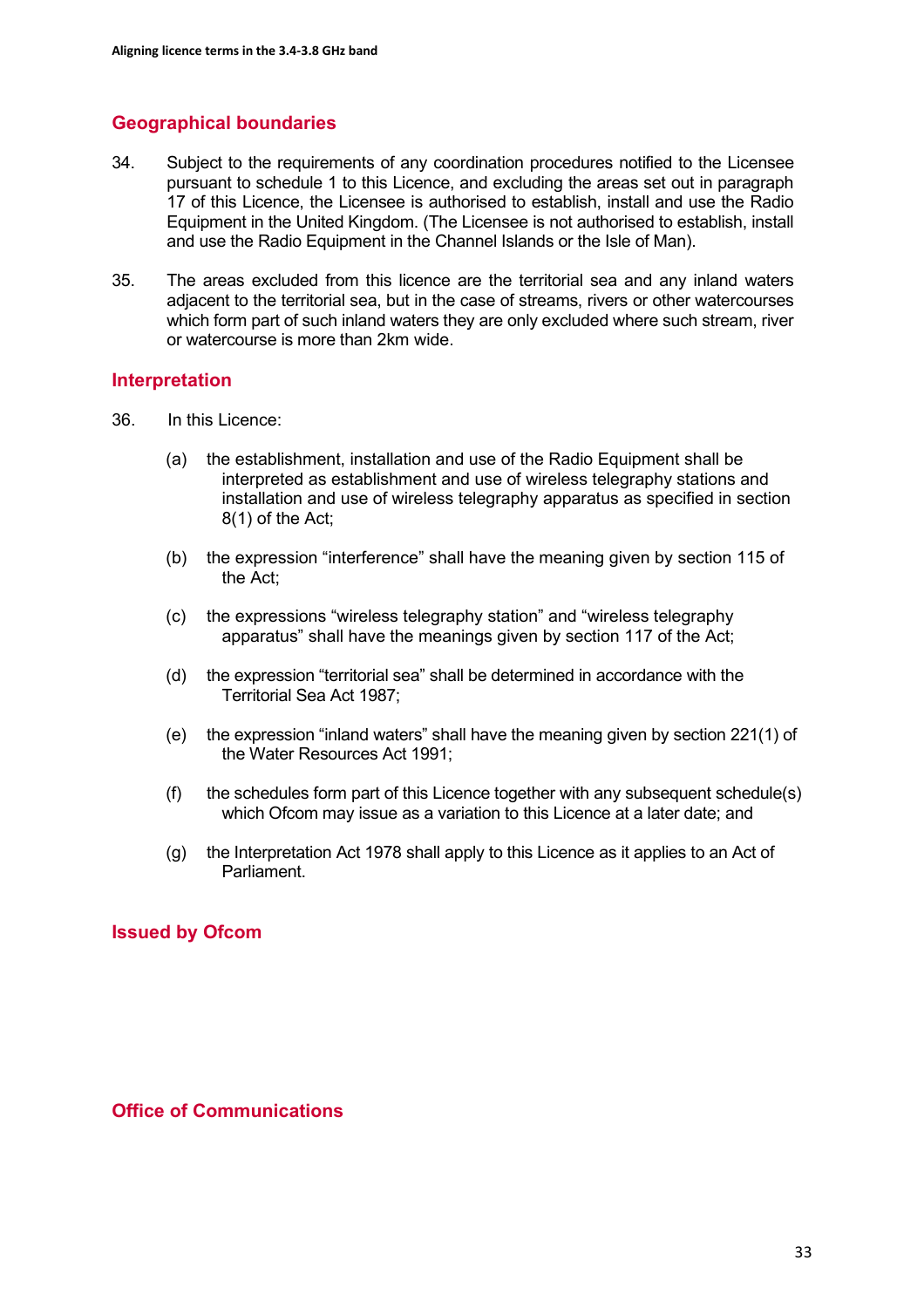## Geographical boundaries

34. Subject to the requirements of any coordination procedures notified to the Licensee pursuant to schedule 1 to this Licence, and excluding the areas set out in paragraph 17 of this Licence, the Licensee is authorised to establish, install and use the Radio Equipment in the United Kingdom. (The Licensee is not authorised to establish, install and use the Radio Equipment in the Channel Islands or the Isle of Man).

35. The areas excluded from this licence are the territorial sea and any inland waters adjacent to the territorial sea, but in the case of streams, rivers or other watercourses which form part of such inland waters they are only excluded where such stream, river or watercourse is more than 2km wide.

## Interpretation

36. In this Licence:

   (a) the establishment, installation and use of the Radio Equipment shall be interpreted as establishment and use of wireless telegraphy stations and installation and use of wireless telegraphy apparatus as specified in section 8(1) of the Act;

   (b) the expression "interference" shall have the meaning given by section 115 of the Act;

   (c) the expressions "wireless telegraphy station" and "wireless telegraphy apparatus" shall have the meanings given by section 117 of the Act;

   (d) the expression "territorial sea" shall be determined in accordance with the Territorial Sea Act 1987;

   (e) the expression "inland waters" shall have the meaning given by section 221(1) of the Water Resources Act 1991;

   (f) the schedules form part of this Licence together with any subsequent schedule(s) which Ofcom may issue as a variation to this Licence at a later date; and

   (g) the Interpretation Act 1978 shall apply to this Licence as it applies to an Act of Parliament.

## Issued by Ofcom

## Office of Communications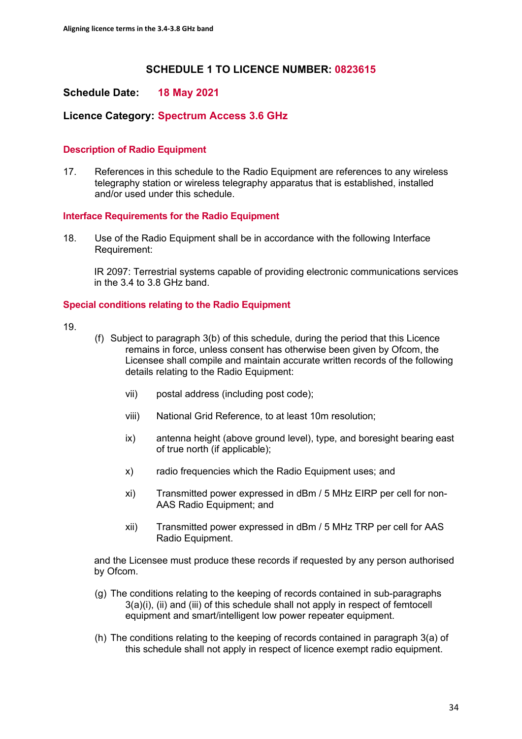## SCHEDULE 1 TO LICENCE NUMBER: 0823615

**Schedule Date:** **18 May 2021**

**Licence Category:** **Spectrum Access 3.6 GHz**

### Description of Radio Equipment

17. References in this schedule to the Radio Equipment are references to any wireless telegraphy station or wireless telegraphy apparatus that is established, installed and/or used under this schedule.

### Interface Requirements for the Radio Equipment

18. Use of the Radio Equipment shall be in accordance with the following Interface Requirement:

    IR 2097: Terrestrial systems capable of providing electronic communications services in the 3.4 to 3.8 GHz band.

### Special conditions relating to the Radio Equipment

19.

(f) Subject to paragraph 3(b) of this schedule, during the period that this Licence remains in force, unless consent has otherwise been given by Ofcom, the Licensee shall compile and maintain accurate written records of the following details relating to the Radio Equipment:

- vii) postal address (including post code);
- viii) National Grid Reference, to at least 10m resolution;
- ix) antenna height (above ground level), type, and boresight bearing east of true north (if applicable);
- x) radio frequencies which the Radio Equipment uses; and
- xi) Transmitted power expressed in dBm / 5 MHz EIRP per cell for non-AAS Radio Equipment; and
- xii) Transmitted power expressed in dBm / 5 MHz TRP per cell for AAS Radio Equipment.

and the Licensee must produce these records if requested by any person authorised by Ofcom.

(g) The conditions relating to the keeping of records contained in sub-paragraphs 3(a)(i), (ii) and (iii) of this schedule shall not apply in respect of femtocell equipment and smart/intelligent low power repeater equipment.

(h) The conditions relating to the keeping of records contained in paragraph 3(a) of this schedule shall not apply in respect of licence exempt radio equipment.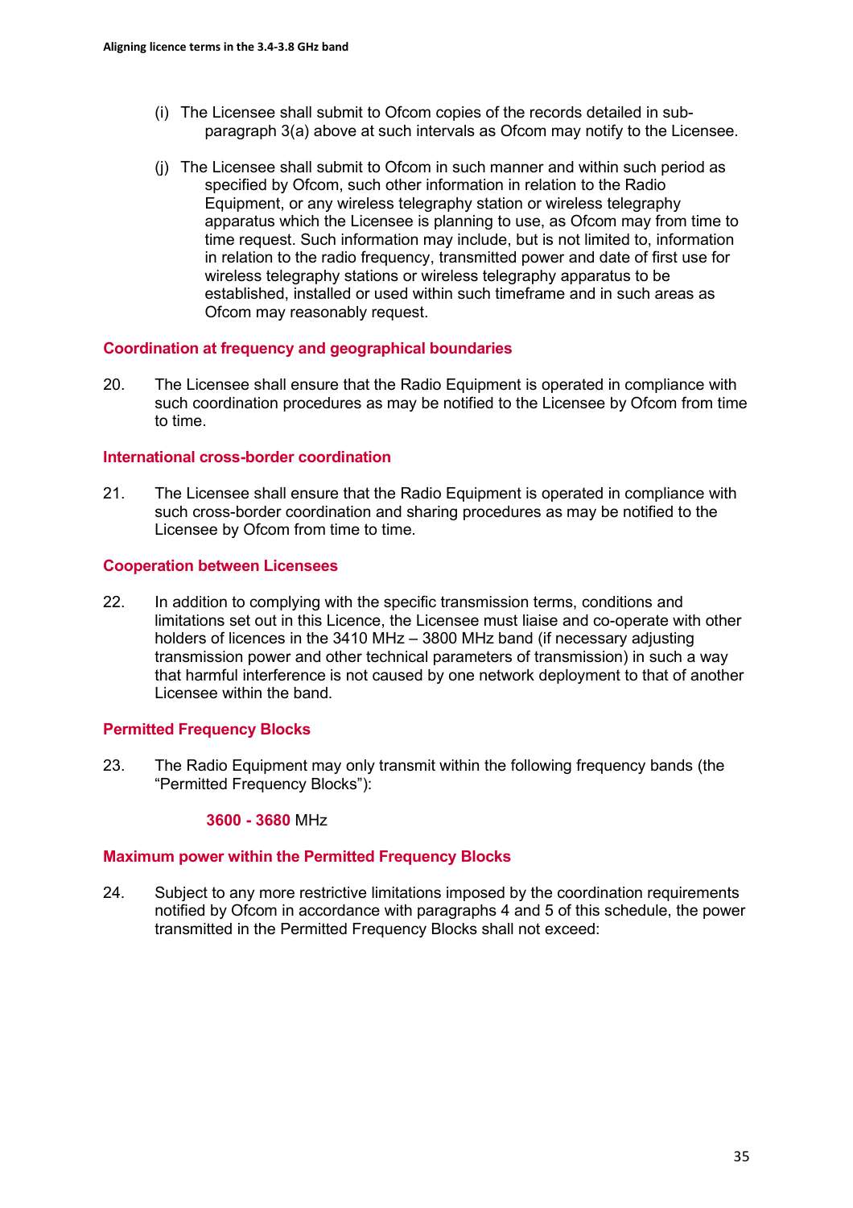(i) The Licensee shall submit to Ofcom copies of the records detailed in sub-paragraph 3(a) above at such intervals as Ofcom may notify to the Licensee.

(j) The Licensee shall submit to Ofcom in such manner and within such period as specified by Ofcom, such other information in relation to the Radio Equipment, or any wireless telegraphy station or wireless telegraphy apparatus which the Licensee is planning to use, as Ofcom may from time to time request. Such information may include, but is not limited to, information in relation to the radio frequency, transmitted power and date of first use for wireless telegraphy stations or wireless telegraphy apparatus to be established, installed or used within such timeframe and in such areas as Ofcom may reasonably request.

### Coordination at frequency and geographical boundaries

20. The Licensee shall ensure that the Radio Equipment is operated in compliance with such coordination procedures as may be notified to the Licensee by Ofcom from time to time.

### International cross-border coordination

21. The Licensee shall ensure that the Radio Equipment is operated in compliance with such cross-border coordination and sharing procedures as may be notified to the Licensee by Ofcom from time to time.

### Cooperation between Licensees

22. In addition to complying with the specific transmission terms, conditions and limitations set out in this Licence, the Licensee must liaise and co-operate with other holders of licences in the 3410 MHz – 3800 MHz band (if necessary adjusting transmission power and other technical parameters of transmission) in such a way that harmful interference is not caused by one network deployment to that of another Licensee within the band.

### Permitted Frequency Blocks

23. The Radio Equipment may only transmit within the following frequency bands (the "Permitted Frequency Blocks"):

    **3600 - 3680** MHz

### Maximum power within the Permitted Frequency Blocks

24. Subject to any more restrictive limitations imposed by the coordination requirements notified by Ofcom in accordance with paragraphs 4 and 5 of this schedule, the power transmitted in the Permitted Frequency Blocks shall not exceed: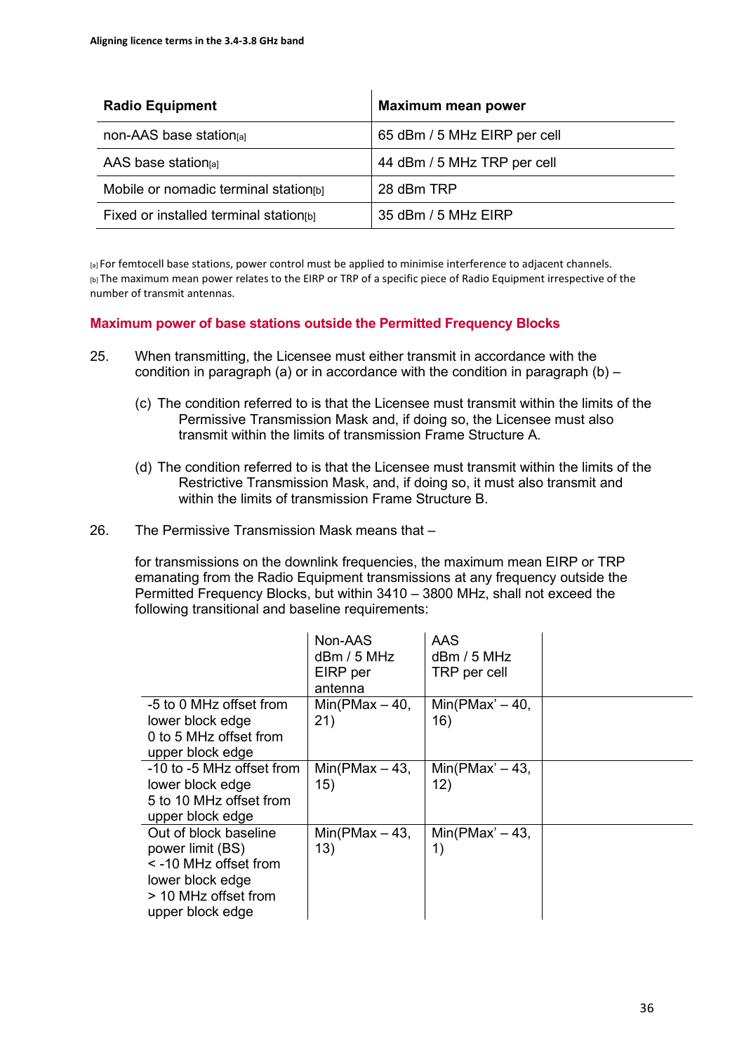| Radio Equipment | Maximum mean power |
|---|---|
| non-AAS base station[a] | 65 dBm / 5 MHz EIRP per cell |
| AAS base station[a] | 44 dBm / 5 MHz TRP per cell |
| Mobile or nomadic terminal station[b] | 28 dBm TRP |
| Fixed or installed terminal station[b] | 35 dBm / 5 MHz EIRP |

[a] For femtocell base stations, power control must be applied to minimise interference to adjacent channels.
[b] The maximum mean power relates to the EIRP or TRP of a specific piece of Radio Equipment irrespective of the number of transmit antennas.

### Maximum power of base stations outside the Permitted Frequency Blocks

25. When transmitting, the Licensee must either transmit in accordance with the condition in paragraph (a) or in accordance with the condition in paragraph (b) –

    (c) The condition referred to is that the Licensee must transmit within the limits of the Permissive Transmission Mask and, if doing so, the Licensee must also transmit within the limits of transmission Frame Structure A.

    (d) The condition referred to is that the Licensee must transmit within the limits of the Restrictive Transmission Mask, and, if doing so, it must also transmit and within the limits of transmission Frame Structure B.

26. The Permissive Transmission Mask means that –

    for transmissions on the downlink frequencies, the maximum mean EIRP or TRP emanating from the Radio Equipment transmissions at any frequency outside the Permitted Frequency Blocks, but within 3410 – 3800 MHz, shall not exceed the following transitional and baseline requirements:

| | Non-AAS dBm / 5 MHz EIRP per antenna | AAS dBm / 5 MHz TRP per cell |
|---|---|---|
| -5 to 0 MHz offset from lower block edge<br>0 to 5 MHz offset from upper block edge | Min(PMax – 40, 21) | Min(PMax' – 40, 16) |
| -10 to -5 MHz offset from lower block edge<br>5 to 10 MHz offset from upper block edge | Min(PMax – 43, 15) | Min(PMax' – 43, 12) |
| Out of block baseline power limit (BS)<br>< -10 MHz offset from lower block edge<br>> 10 MHz offset from upper block edge | Min(PMax – 43, 13) | Min(PMax' – 43, 1) |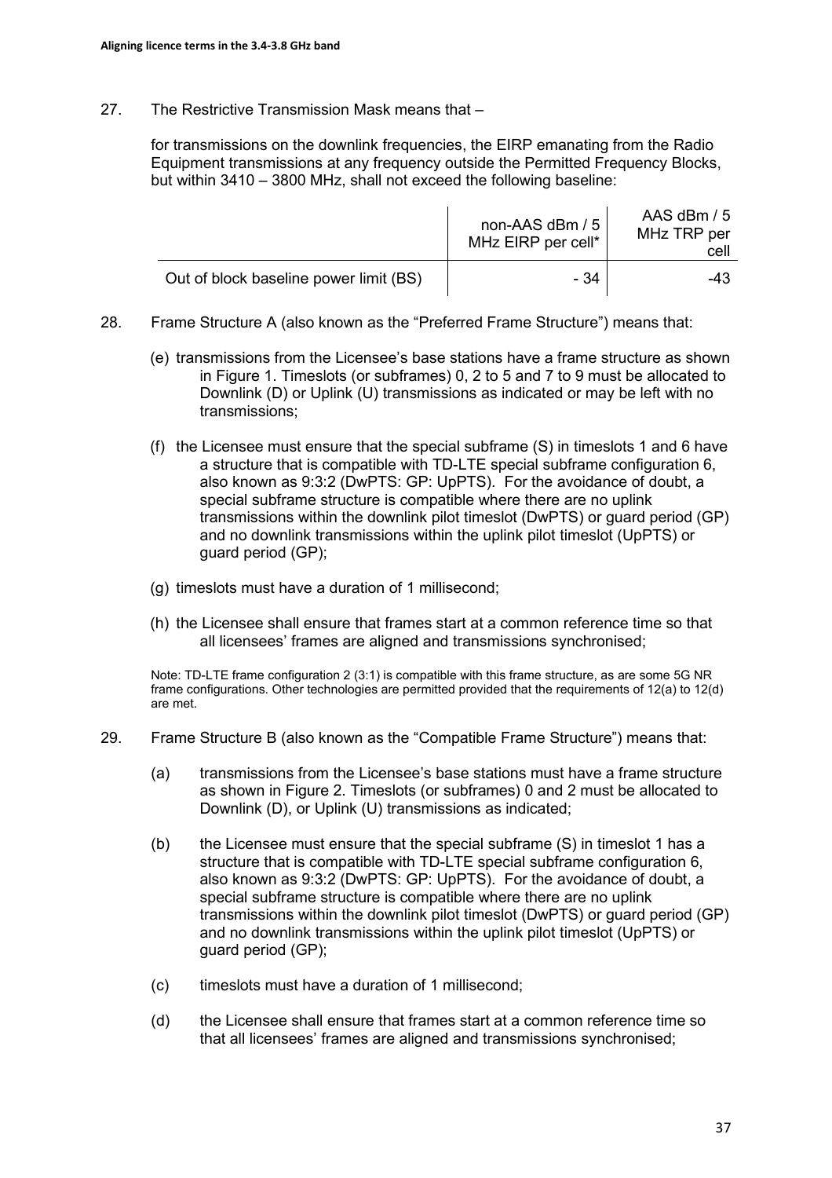27. The Restrictive Transmission Mask means that –

for transmissions on the downlink frequencies, the EIRP emanating from the Radio Equipment transmissions at any frequency outside the Permitted Frequency Blocks, but within 3410 – 3800 MHz, shall not exceed the following baseline:

| | non-AAS dBm / 5 MHz EIRP per cell* | AAS dBm / 5 MHz TRP per cell |
|---|---|---|
| Out of block baseline power limit (BS) | - 34 | -43 |

28. Frame Structure A (also known as the "Preferred Frame Structure") means that:

(e) transmissions from the Licensee's base stations have a frame structure as shown in Figure 1. Timeslots (or subframes) 0, 2 to 5 and 7 to 9 must be allocated to Downlink (D) or Uplink (U) transmissions as indicated or may be left with no transmissions;

(f) the Licensee must ensure that the special subframe (S) in timeslots 1 and 6 have a structure that is compatible with TD-LTE special subframe configuration 6, also known as 9:3:2 (DwPTS: GP: UpPTS). For the avoidance of doubt, a special subframe structure is compatible where there are no uplink transmissions within the downlink pilot timeslot (DwPTS) or guard period (GP) and no downlink transmissions within the uplink pilot timeslot (UpPTS) or guard period (GP);

(g) timeslots must have a duration of 1 millisecond;

(h) the Licensee shall ensure that frames start at a common reference time so that all licensees' frames are aligned and transmissions synchronised;

Note: TD-LTE frame configuration 2 (3:1) is compatible with this frame structure, as are some 5G NR frame configurations. Other technologies are permitted provided that the requirements of 12(a) to 12(d) are met.

29. Frame Structure B (also known as the "Compatible Frame Structure") means that:

(a) transmissions from the Licensee's base stations must have a frame structure as shown in Figure 2. Timeslots (or subframes) 0 and 2 must be allocated to Downlink (D), or Uplink (U) transmissions as indicated;

(b) the Licensee must ensure that the special subframe (S) in timeslot 1 has a structure that is compatible with TD-LTE special subframe configuration 6, also known as 9:3:2 (DwPTS: GP: UpPTS). For the avoidance of doubt, a special subframe structure is compatible where there are no uplink transmissions within the downlink pilot timeslot (DwPTS) or guard period (GP) and no downlink transmissions within the uplink pilot timeslot (UpPTS) or guard period (GP);

(c) timeslots must have a duration of 1 millisecond;

(d) the Licensee shall ensure that frames start at a common reference time so that all licensees' frames are aligned and transmissions synchronised;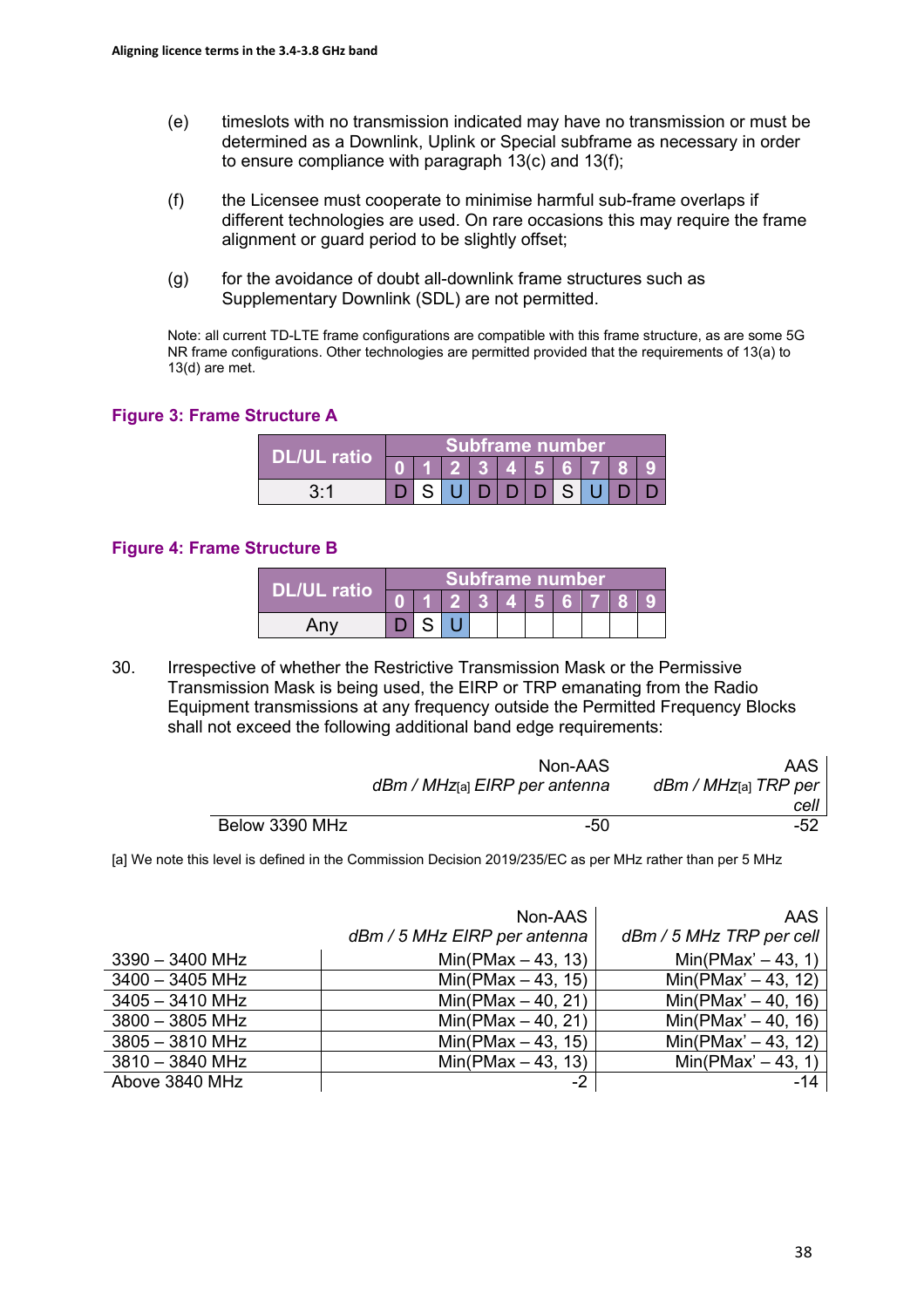(e) timeslots with no transmission indicated may have no transmission or must be determined as a Downlink, Uplink or Special subframe as necessary in order to ensure compliance with paragraph 13(c) and 13(f);

(f) the Licensee must cooperate to minimise harmful sub-frame overlaps if different technologies are used. On rare occasions this may require the frame alignment or guard period to be slightly offset;

(g) for the avoidance of doubt all-downlink frame structures such as Supplementary Downlink (SDL) are not permitted.

Note: all current TD-LTE frame configurations are compatible with this frame structure, as are some 5G NR frame configurations. Other technologies are permitted provided that the requirements of 13(a) to 13(d) are met.

**Figure 3: Frame Structure A**

| DL/UL ratio | Subframe number | | | | | | | | | |
|---|---|---|---|---|---|---|---|---|---|---|
| | 0 | 1 | 2 | 3 | 4 | 5 | 6 | 7 | 8 | 9 |
| 3:1 | D | S | U | D | D | D | S | U | D | D |

**Figure 4: Frame Structure B**

| DL/UL ratio | Subframe number | | | | | | | | | |
|---|---|---|---|---|---|---|---|---|---|---|
| | 0 | 1 | 2 | 3 | 4 | 5 | 6 | 7 | 8 | 9 |
| Any | D | S | U | | | | | | | |

30. Irrespective of whether the Restrictive Transmission Mask or the Permissive Transmission Mask is being used, the EIRP or TRP emanating from the Radio Equipment transmissions at any frequency outside the Permitted Frequency Blocks shall not exceed the following additional band edge requirements:

| | Non-AAS *dBm / MHz[a] EIRP per antenna* | AAS *dBm / MHz[a] TRP per cell* |
|---|---|---|
| Below 3390 MHz | -50 | -52 |

[a] We note this level is defined in the Commission Decision 2019/235/EC as per MHz rather than per 5 MHz

| | Non-AAS *dBm / 5 MHz EIRP per antenna* | AAS *dBm / 5 MHz TRP per cell* |
|---|---|---|
| 3390 – 3400 MHz | Min(PMax – 43, 13) | Min(PMax' – 43, 1) |
| 3400 – 3405 MHz | Min(PMax – 43, 15) | Min(PMax' – 43, 12) |
| 3405 – 3410 MHz | Min(PMax – 40, 21) | Min(PMax' – 40, 16) |
| 3800 – 3805 MHz | Min(PMax – 40, 21) | Min(PMax' – 40, 16) |
| 3805 – 3810 MHz | Min(PMax – 43, 15) | Min(PMax' – 43, 12) |
| 3810 – 3840 MHz | Min(PMax – 43, 13) | Min(PMax' – 43, 1) |
| Above 3840 MHz | -2 | -14 |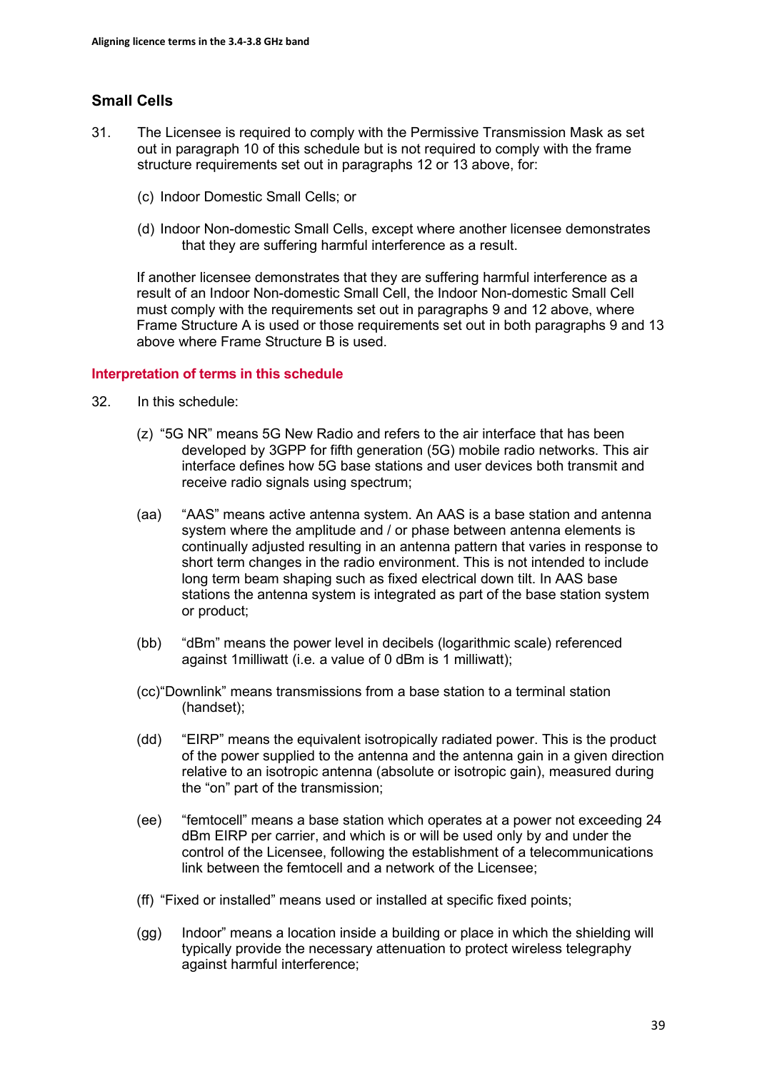## Small Cells

31. The Licensee is required to comply with the Permissive Transmission Mask as set out in paragraph 10 of this schedule but is not required to comply with the frame structure requirements set out in paragraphs 12 or 13 above, for:

    (c) Indoor Domestic Small Cells; or

    (d) Indoor Non-domestic Small Cells, except where another licensee demonstrates that they are suffering harmful interference as a result.

    If another licensee demonstrates that they are suffering harmful interference as a result of an Indoor Non-domestic Small Cell, the Indoor Non-domestic Small Cell must comply with the requirements set out in paragraphs 9 and 12 above, where Frame Structure A is used or those requirements set out in both paragraphs 9 and 13 above where Frame Structure B is used.

### Interpretation of terms in this schedule

32. In this schedule:

    (z) "5G NR" means 5G New Radio and refers to the air interface that has been developed by 3GPP for fifth generation (5G) mobile radio networks. This air interface defines how 5G base stations and user devices both transmit and receive radio signals using spectrum;

    (aa) "AAS" means active antenna system. An AAS is a base station and antenna system where the amplitude and / or phase between antenna elements is continually adjusted resulting in an antenna pattern that varies in response to short term changes in the radio environment. This is not intended to include long term beam shaping such as fixed electrical down tilt. In AAS base stations the antenna system is integrated as part of the base station system or product;

    (bb) "dBm" means the power level in decibels (logarithmic scale) referenced against 1milliwatt (i.e. a value of 0 dBm is 1 milliwatt);

    (cc) "Downlink" means transmissions from a base station to a terminal station (handset);

    (dd) "EIRP" means the equivalent isotropically radiated power. This is the product of the power supplied to the antenna and the antenna gain in a given direction relative to an isotropic antenna (absolute or isotropic gain), measured during the "on" part of the transmission;

    (ee) "femtocell" means a base station which operates at a power not exceeding 24 dBm EIRP per carrier, and which is or will be used only by and under the control of the Licensee, following the establishment of a telecommunications link between the femtocell and a network of the Licensee;

    (ff) "Fixed or installed" means used or installed at specific fixed points;

    (gg) Indoor" means a location inside a building or place in which the shielding will typically provide the necessary attenuation to protect wireless telegraphy against harmful interference;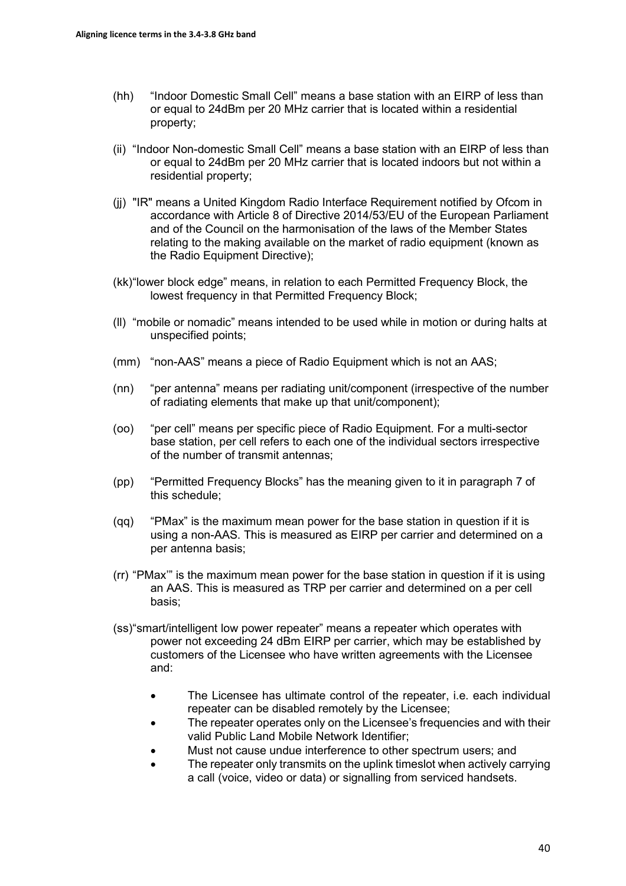(hh) "Indoor Domestic Small Cell" means a base station with an EIRP of less than or equal to 24dBm per 20 MHz carrier that is located within a residential property;

(ii) "Indoor Non-domestic Small Cell" means a base station with an EIRP of less than or equal to 24dBm per 20 MHz carrier that is located indoors but not within a residential property;

(jj) "IR" means a United Kingdom Radio Interface Requirement notified by Ofcom in accordance with Article 8 of Directive 2014/53/EU of the European Parliament and of the Council on the harmonisation of the laws of the Member States relating to the making available on the market of radio equipment (known as the Radio Equipment Directive);

(kk) "lower block edge" means, in relation to each Permitted Frequency Block, the lowest frequency in that Permitted Frequency Block;

(ll) "mobile or nomadic" means intended to be used while in motion or during halts at unspecified points;

(mm) "non-AAS" means a piece of Radio Equipment which is not an AAS;

(nn) "per antenna" means per radiating unit/component (irrespective of the number of radiating elements that make up that unit/component);

(oo) "per cell" means per specific piece of Radio Equipment. For a multi-sector base station, per cell refers to each one of the individual sectors irrespective of the number of transmit antennas;

(pp) "Permitted Frequency Blocks" has the meaning given to it in paragraph 7 of this schedule;

(qq) "PMax" is the maximum mean power for the base station in question if it is using a non-AAS. This is measured as EIRP per carrier and determined on a per antenna basis;

(rr) "PMax'" is the maximum mean power for the base station in question if it is using an AAS. This is measured as TRP per carrier and determined on a per cell basis;

(ss) "smart/intelligent low power repeater" means a repeater which operates with power not exceeding 24 dBm EIRP per carrier, which may be established by customers of the Licensee who have written agreements with the Licensee and:

- The Licensee has ultimate control of the repeater, i.e. each individual repeater can be disabled remotely by the Licensee;
- The repeater operates only on the Licensee's frequencies and with their valid Public Land Mobile Network Identifier;
- Must not cause undue interference to other spectrum users; and
- The repeater only transmits on the uplink timeslot when actively carrying a call (voice, video or data) or signalling from serviced handsets.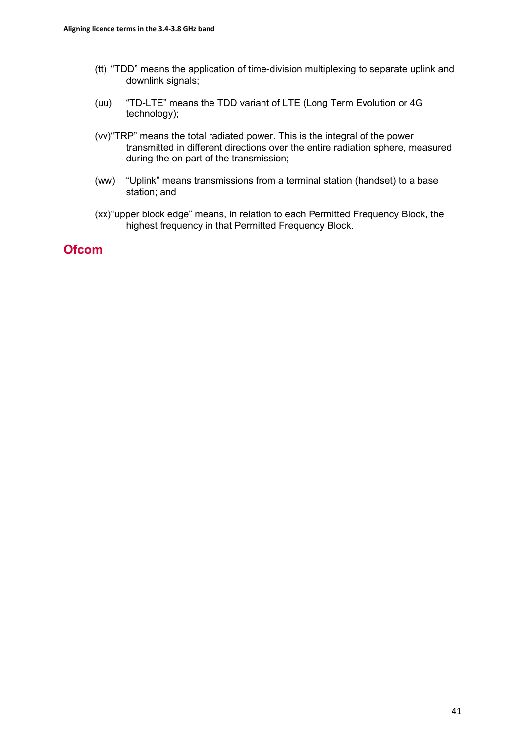(tt) "TDD" means the application of time-division multiplexing to separate uplink and downlink signals;

(uu) "TD-LTE" means the TDD variant of LTE (Long Term Evolution or 4G technology);

(vv) "TRP" means the total radiated power. This is the integral of the power transmitted in different directions over the entire radiation sphere, measured during the on part of the transmission;

(ww) "Uplink" means transmissions from a terminal station (handset) to a base station; and

(xx) "upper block edge" means, in relation to each Permitted Frequency Block, the highest frequency in that Permitted Frequency Block.

**Ofcom**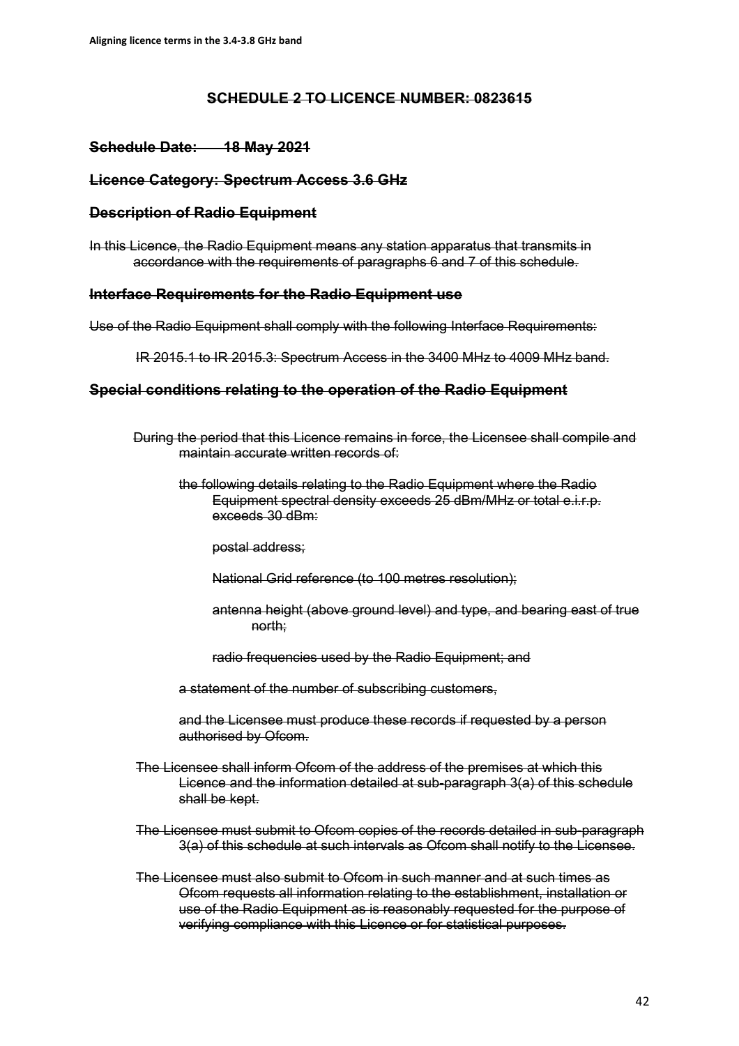~~**SCHEDULE 2 TO LICENCE NUMBER: 0823615**~~

~~**Schedule Date: 18 May 2021**~~

~~**Licence Category: Spectrum Access 3.6 GHz**~~

~~**Description of Radio Equipment**~~

~~In this Licence, the Radio Equipment means any station apparatus that transmits in accordance with the requirements of paragraphs 6 and 7 of this schedule.~~

~~**Interface Requirements for the Radio Equipment use**~~

~~Use of the Radio Equipment shall comply with the following Interface Requirements:~~

~~IR 2015.1 to IR 2015.3: Spectrum Access in the 3400 MHz to 4009 MHz band.~~

~~**Special conditions relating to the operation of the Radio Equipment**~~

~~During the period that this Licence remains in force, the Licensee shall compile and maintain accurate written records of:~~

~~the following details relating to the Radio Equipment where the Radio Equipment spectral density exceeds 25 dBm/MHz or total e.i.r.p. exceeds 30 dBm:~~

~~postal address;~~

~~National Grid reference (to 100 metres resolution);~~

~~antenna height (above ground level) and type, and bearing east of true north;~~

~~radio frequencies used by the Radio Equipment; and~~

~~a statement of the number of subscribing customers,~~

~~and the Licensee must produce these records if requested by a person authorised by Ofcom.~~

~~The Licensee shall inform Ofcom of the address of the premises at which this Licence and the information detailed at sub-paragraph 3(a) of this schedule shall be kept.~~

~~The Licensee must submit to Ofcom copies of the records detailed in sub-paragraph 3(a) of this schedule at such intervals as Ofcom shall notify to the Licensee.~~

~~The Licensee must also submit to Ofcom in such manner and at such times as Ofcom requests all information relating to the establishment, installation or use of the Radio Equipment as is reasonably requested for the purpose of verifying compliance with this Licence or for statistical purposes.~~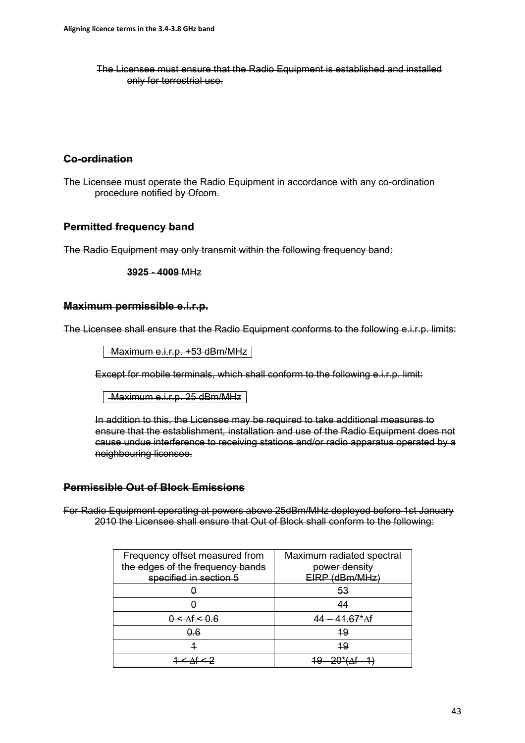~~The Licensee must ensure that the Radio Equipment is established and installed only for terrestrial use.~~

### ~~Co-ordination~~

~~The Licensee must operate the Radio Equipment in accordance with any co-ordination procedure notified by Ofcom.~~

### ~~Permitted frequency band~~

~~The Radio Equipment may only transmit within the following frequency band:~~

~~**3925 - 4009** MHz~~

### ~~Maximum permissible e.i.r.p.~~

~~The Licensee shall ensure that the Radio Equipment conforms to the following e.i.r.p. limits:~~

| ~~Maximum e.i.r.p. +53 dBm/MHz~~ |
|---|

~~Except for mobile terminals, which shall conform to the following e.i.r.p. limit:~~

| ~~Maximum e.i.r.p. 25 dBm/MHz~~ |
|---|

~~In addition to this, the Licensee may be required to take additional measures to ensure that the establishment, installation and use of the Radio Equipment does not cause undue interference to receiving stations and/or radio apparatus operated by a neighbouring licensee.~~

### ~~Permissible Out of Block Emissions~~

~~For Radio Equipment operating at powers above 25dBm/MHz deployed before 1st January 2010 the Licensee shall ensure that Out of Block shall conform to the following:~~

| ~~Frequency offset measured from the edges of the frequency bands specified in section 5~~ | ~~Maximum radiated spectral power density EIRP (dBm/MHz)~~ |
|---|---|
| ~~0~~ | ~~53~~ |
| ~~0~~ | ~~44~~ |
| ~~$0 < \Delta f < 0.6$~~ | ~~$44 - 41.67 * \Delta f$~~ |
| ~~0.6~~ | ~~19~~ |
| ~~1~~ | ~~19~~ |
| ~~$1 < \Delta f < 2$~~ | ~~$19 - 20 * (\Delta f - 1)$~~ |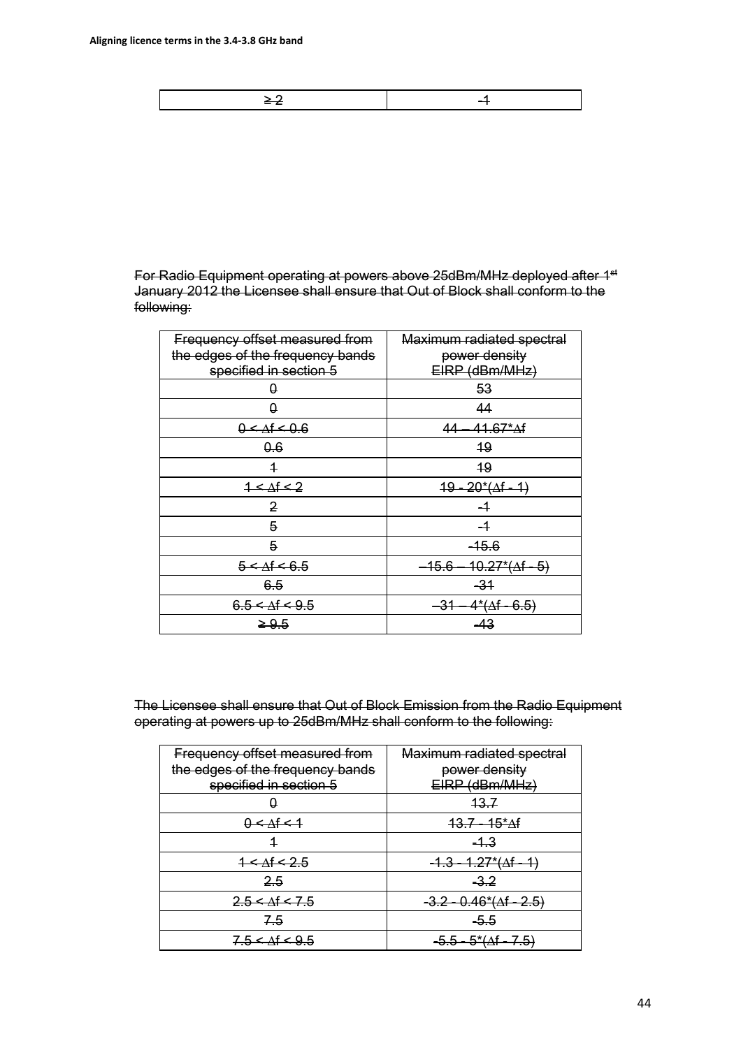| ~~≥ 2~~ | ~~-1~~ |
|---|---|

~~For Radio Equipment operating at powers above 25dBm/MHz deployed after 1st January 2012 the Licensee shall ensure that Out of Block shall conform to the following:~~

| ~~Frequency offset measured from the edges of the frequency bands specified in section 5~~ | ~~Maximum radiated spectral power density EIRP (dBm/MHz)~~ |
|---|---|
| ~~0~~ | ~~53~~ |
| ~~0~~ | ~~44~~ |
| ~~0 < ∆f < 0.6~~ | ~~44 – 41.67\*∆f~~ |
| ~~0.6~~ | ~~19~~ |
| ~~1~~ | ~~19~~ |
| ~~1 < ∆f < 2~~ | ~~19 - 20\*(∆f - 1)~~ |
| ~~2~~ | ~~-1~~ |
| ~~5~~ | ~~-1~~ |
| ~~5~~ | ~~-15.6~~ |
| ~~5 < ∆f < 6.5~~ | ~~–15.6 – 10.27\*(∆f - 5)~~ |
| ~~6.5~~ | ~~-31~~ |
| ~~6.5 < ∆f < 9.5~~ | ~~–31 – 4\*(∆f - 6.5)~~ |
| ~~≥ 9.5~~ | ~~-43~~ |

~~The Licensee shall ensure that Out of Block Emission from the Radio Equipment operating at powers up to 25dBm/MHz shall conform to the following:~~

| ~~Frequency offset measured from the edges of the frequency bands specified in section 5~~ | ~~Maximum radiated spectral power density EIRP (dBm/MHz)~~ |
|---|---|
| ~~0~~ | ~~13.7~~ |
| ~~0 < ∆f < 1~~ | ~~13.7 - 15\*∆f~~ |
| ~~1~~ | ~~-1.3~~ |
| ~~1 < ∆f < 2.5~~ | ~~-1.3 - 1.27\*(∆f - 1)~~ |
| ~~2.5~~ | ~~-3.2~~ |
| ~~2.5 < ∆f < 7.5~~ | ~~-3.2 - 0.46\*(∆f - 2.5)~~ |
| ~~7.5~~ | ~~-5.5~~ |
| ~~7.5 < ∆f < 9.5~~ | ~~-5.5 - 5\*(∆f - 7.5)~~ |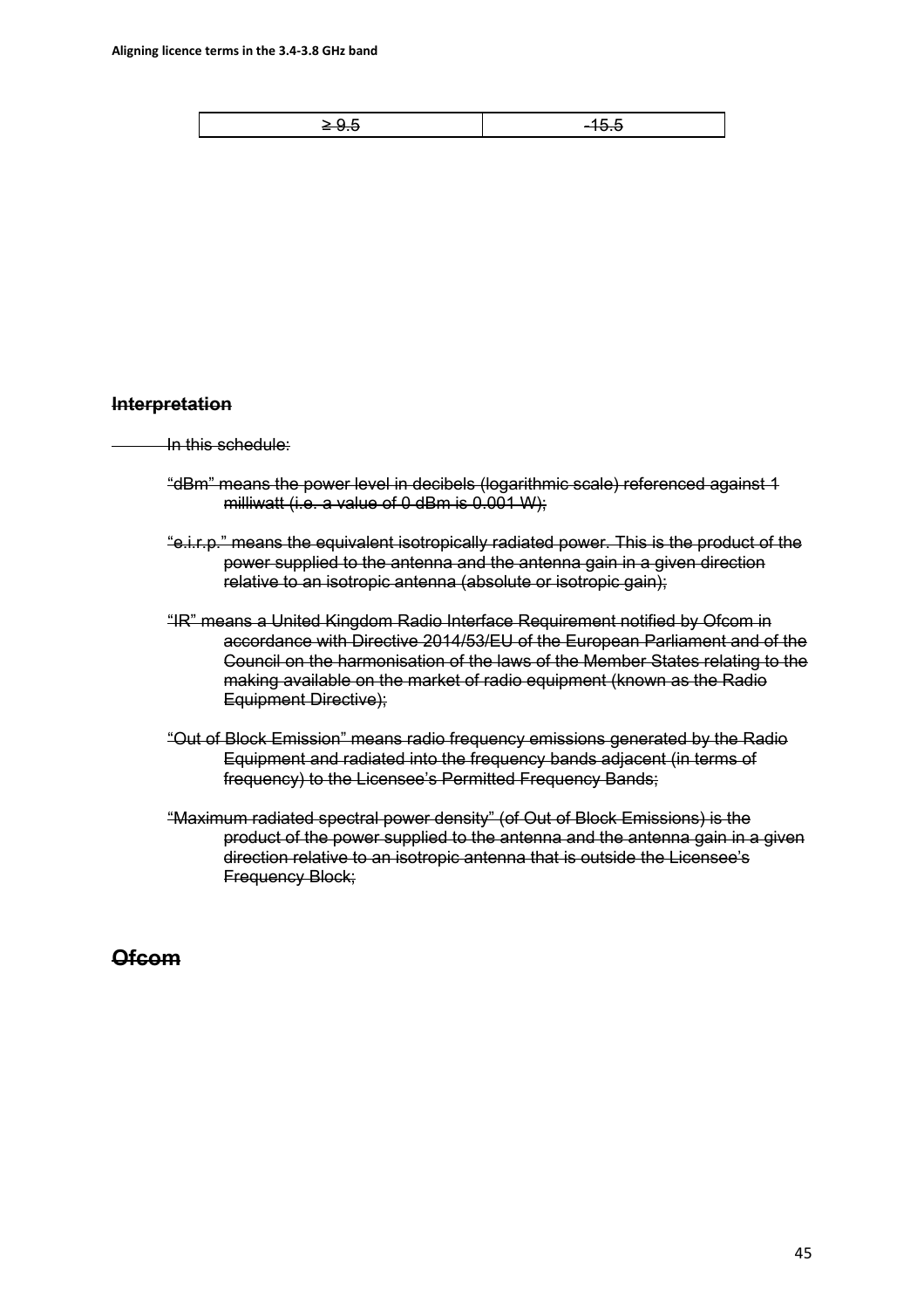| ~~≥ 9.5~~ | ~~-15.5~~ |
|---|---|

### ~~Interpretation~~

~~In this schedule:~~

~~“dBm” means the power level in decibels (logarithmic scale) referenced against 1 milliwatt (i.e. a value of 0 dBm is 0.001 W);~~

~~“e.i.r.p.” means the equivalent isotropically radiated power. This is the product of the power supplied to the antenna and the antenna gain in a given direction relative to an isotropic antenna (absolute or isotropic gain);~~

~~“IR” means a United Kingdom Radio Interface Requirement notified by Ofcom in accordance with Directive 2014/53/EU of the European Parliament and of the Council on the harmonisation of the laws of the Member States relating to the making available on the market of radio equipment (known as the Radio Equipment Directive);~~

~~“Out of Block Emission” means radio frequency emissions generated by the Radio Equipment and radiated into the frequency bands adjacent (in terms of frequency) to the Licensee’s Permitted Frequency Bands;~~

~~“Maximum radiated spectral power density” (of Out of Block Emissions) is the product of the power supplied to the antenna and the antenna gain in a given direction relative to an isotropic antenna that is outside the Licensee’s Frequency Block;~~

## ~~Ofcom~~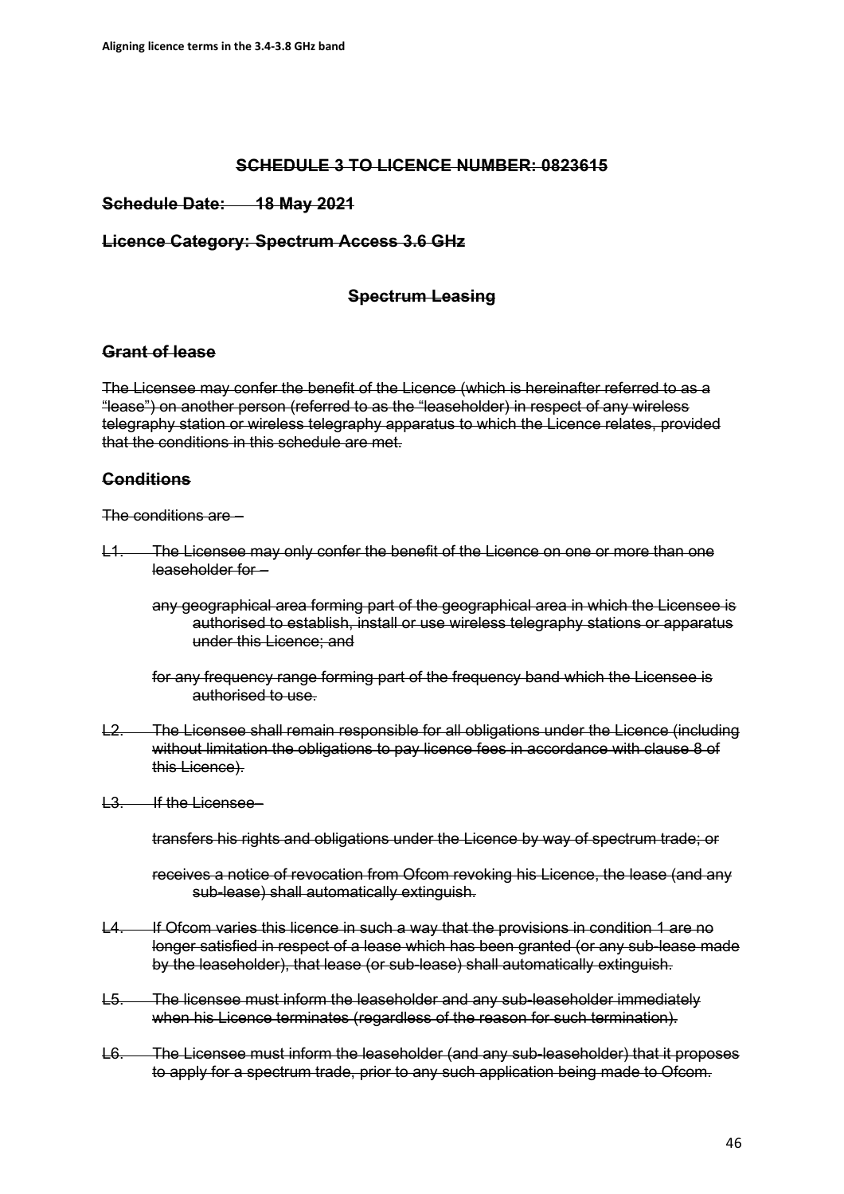~~**SCHEDULE 3 TO LICENCE NUMBER: 0823615**~~

~~**Schedule Date: 18 May 2021**~~

~~**Licence Category: Spectrum Access 3.6 GHz**~~

~~**Spectrum Leasing**~~

~~**Grant of lease**~~

~~The Licensee may confer the benefit of the Licence (which is hereinafter referred to as a "lease") on another person (referred to as the "leaseholder) in respect of any wireless telegraphy station or wireless telegraphy apparatus to which the Licence relates, provided that the conditions in this schedule are met.~~

~~**Conditions**~~

~~The conditions are –~~

~~L1. The Licensee may only confer the benefit of the Licence on one or more than one leaseholder for –~~

~~any geographical area forming part of the geographical area in which the Licensee is authorised to establish, install or use wireless telegraphy stations or apparatus under this Licence; and~~

~~for any frequency range forming part of the frequency band which the Licensee is authorised to use.~~

~~L2. The Licensee shall remain responsible for all obligations under the Licence (including without limitation the obligations to pay licence fees in accordance with clause 8 of this Licence).~~

~~L3. If the Licensee–~~

~~transfers his rights and obligations under the Licence by way of spectrum trade; or~~

~~receives a notice of revocation from Ofcom revoking his Licence, the lease (and any sub-lease) shall automatically extinguish.~~

~~L4. If Ofcom varies this licence in such a way that the provisions in condition 1 are no longer satisfied in respect of a lease which has been granted (or any sub-lease made by the leaseholder), that lease (or sub-lease) shall automatically extinguish.~~

~~L5. The licensee must inform the leaseholder and any sub-leaseholder immediately when his Licence terminates (regardless of the reason for such termination).~~

~~L6. The Licensee must inform the leaseholder (and any sub-leaseholder) that it proposes to apply for a spectrum trade, prior to any such application being made to Ofcom.~~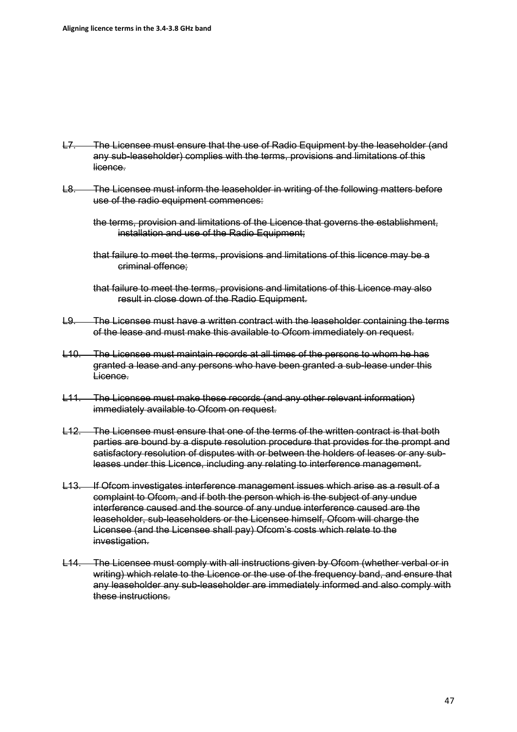~~L7. The Licensee must ensure that the use of Radio Equipment by the leaseholder (and any sub-leaseholder) complies with the terms, provisions and limitations of this licence.~~

~~L8. The Licensee must inform the leaseholder in writing of the following matters before use of the radio equipment commences:~~

~~the terms, provision and limitations of the Licence that governs the establishment, installation and use of the Radio Equipment;~~

~~that failure to meet the terms, provisions and limitations of this licence may be a criminal offence;~~

~~that failure to meet the terms, provisions and limitations of this Licence may also result in close down of the Radio Equipment.~~

~~L9. The Licensee must have a written contract with the leaseholder containing the terms of the lease and must make this available to Ofcom immediately on request.~~

~~L10. The Licensee must maintain records at all times of the persons to whom he has granted a lease and any persons who have been granted a sub-lease under this Licence.~~

~~L11. The Licensee must make these records (and any other relevant information) immediately available to Ofcom on request.~~

~~L12. The Licensee must ensure that one of the terms of the written contract is that both parties are bound by a dispute resolution procedure that provides for the prompt and satisfactory resolution of disputes with or between the holders of leases or any sub-leases under this Licence, including any relating to interference management.~~

~~L13. If Ofcom investigates interference management issues which arise as a result of a complaint to Ofcom, and if both the person which is the subject of any undue interference caused and the source of any undue interference caused are the leaseholder, sub-leaseholders or the Licensee himself, Ofcom will charge the Licensee (and the Licensee shall pay) Ofcom's costs which relate to the investigation.~~

~~L14. The Licensee must comply with all instructions given by Ofcom (whether verbal or in writing) which relate to the Licence or the use of the frequency band, and ensure that any leaseholder any sub-leaseholder are immediately informed and also comply with these instructions.~~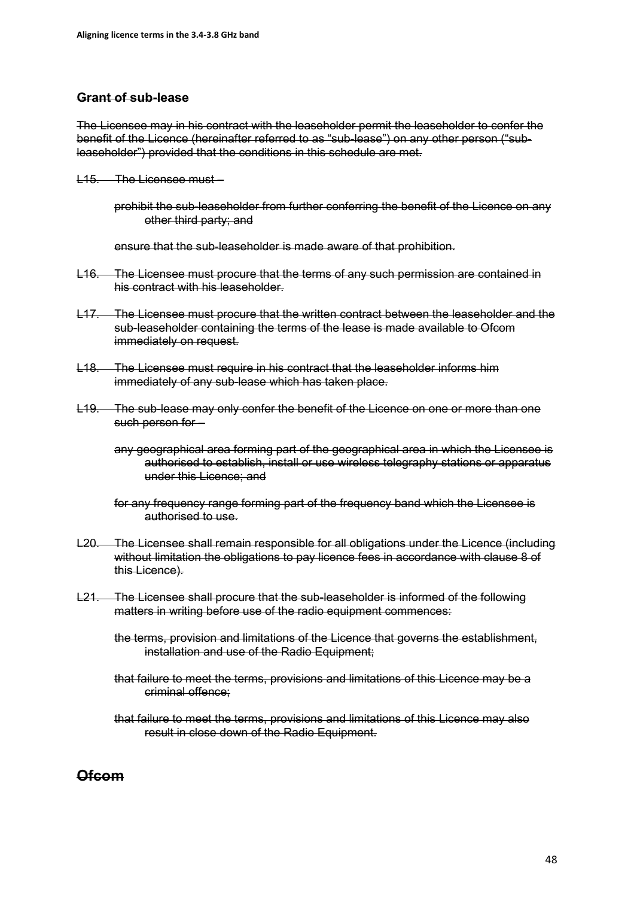### ~~Grant of sub-lease~~

~~The Licensee may in his contract with the leaseholder permit the leaseholder to confer the benefit of the Licence (hereinafter referred to as "sub-lease") on any other person ("sub-leaseholder") provided that the conditions in this schedule are met.~~

~~L15. The Licensee must –~~

~~prohibit the sub-leaseholder from further conferring the benefit of the Licence on any other third party; and~~

~~ensure that the sub-leaseholder is made aware of that prohibition.~~

~~L16. The Licensee must procure that the terms of any such permission are contained in his contract with his leaseholder.~~

~~L17. The Licensee must procure that the written contract between the leaseholder and the sub-leaseholder containing the terms of the lease is made available to Ofcom immediately on request.~~

~~L18. The Licensee must require in his contract that the leaseholder informs him immediately of any sub-lease which has taken place.~~

~~L19. The sub-lease may only confer the benefit of the Licence on one or more than one such person for –~~

~~any geographical area forming part of the geographical area in which the Licensee is authorised to establish, install or use wireless telegraphy stations or apparatus under this Licence; and~~

~~for any frequency range forming part of the frequency band which the Licensee is authorised to use.~~

~~L20. The Licensee shall remain responsible for all obligations under the Licence (including without limitation the obligations to pay licence fees in accordance with clause 8 of this Licence).~~

~~L21. The Licensee shall procure that the sub-leaseholder is informed of the following matters in writing before use of the radio equipment commences:~~

~~the terms, provision and limitations of the Licence that governs the establishment, installation and use of the Radio Equipment;~~

~~that failure to meet the terms, provisions and limitations of this Licence may be a criminal offence;~~

~~that failure to meet the terms, provisions and limitations of this Licence may also result in close down of the Radio Equipment.~~

## ~~Ofcom~~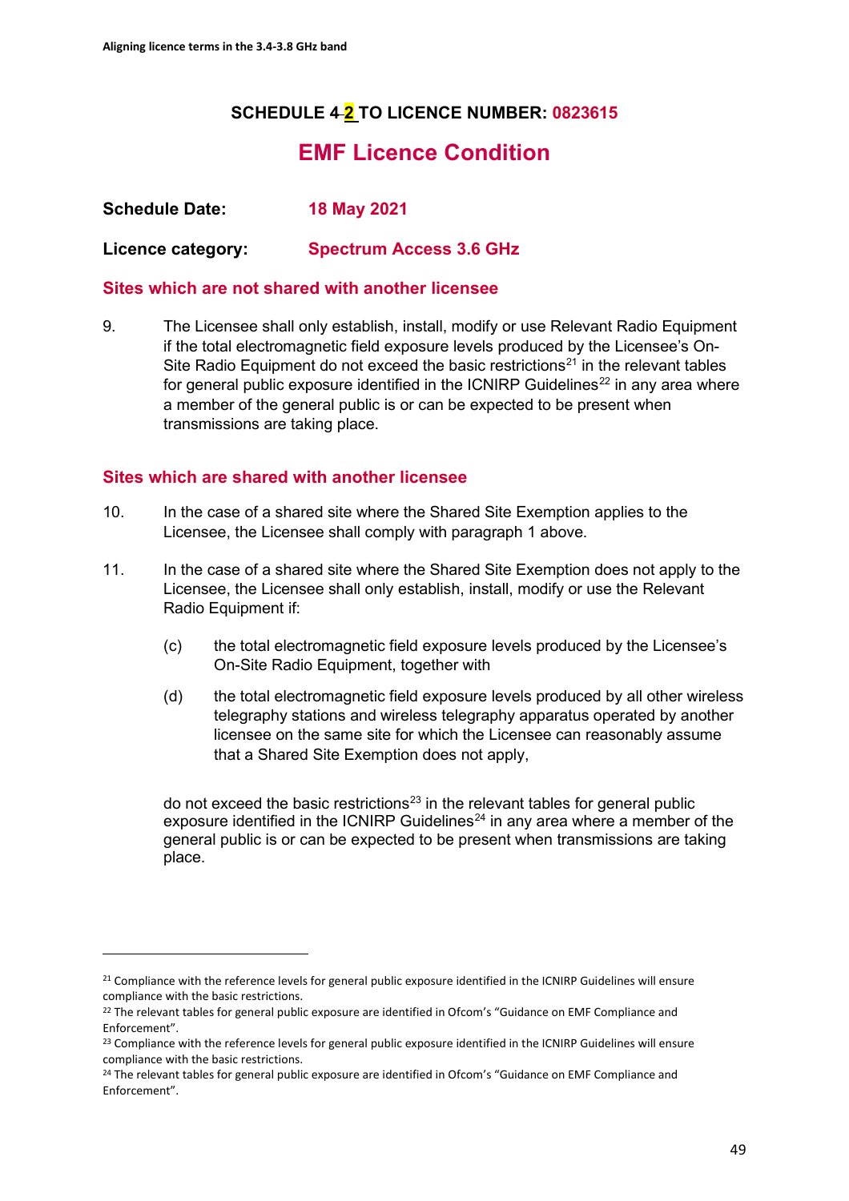## SCHEDULE ~~4~~ 2 TO LICENCE NUMBER: 0823615

# EMF Licence Condition

**Schedule Date:** **18 May 2021**

**Licence category:** **Spectrum Access 3.6 GHz**

### Sites which are not shared with another licensee

9. The Licensee shall only establish, install, modify or use Relevant Radio Equipment if the total electromagnetic field exposure levels produced by the Licensee's On-Site Radio Equipment do not exceed the basic restrictions[21] in the relevant tables for general public exposure identified in the ICNIRP Guidelines[22] in any area where a member of the general public is or can be expected to be present when transmissions are taking place.

### Sites which are shared with another licensee

10. In the case of a shared site where the Shared Site Exemption applies to the Licensee, the Licensee shall comply with paragraph 1 above.

11. In the case of a shared site where the Shared Site Exemption does not apply to the Licensee, the Licensee shall only establish, install, modify or use the Relevant Radio Equipment if:

    (c) the total electromagnetic field exposure levels produced by the Licensee's On-Site Radio Equipment, together with

    (d) the total electromagnetic field exposure levels produced by all other wireless telegraphy stations and wireless telegraphy apparatus operated by another licensee on the same site for which the Licensee can reasonably assume that a Shared Site Exemption does not apply,

    do not exceed the basic restrictions[23] in the relevant tables for general public exposure identified in the ICNIRP Guidelines[24] in any area where a member of the general public is or can be expected to be present when transmissions are taking place.

---

[21] Compliance with the reference levels for general public exposure identified in the ICNIRP Guidelines will ensure compliance with the basic restrictions.

[22] The relevant tables for general public exposure are identified in Ofcom's "Guidance on EMF Compliance and Enforcement".

[23] Compliance with the reference levels for general public exposure identified in the ICNIRP Guidelines will ensure compliance with the basic restrictions.

[24] The relevant tables for general public exposure are identified in Ofcom's "Guidance on EMF Compliance and Enforcement".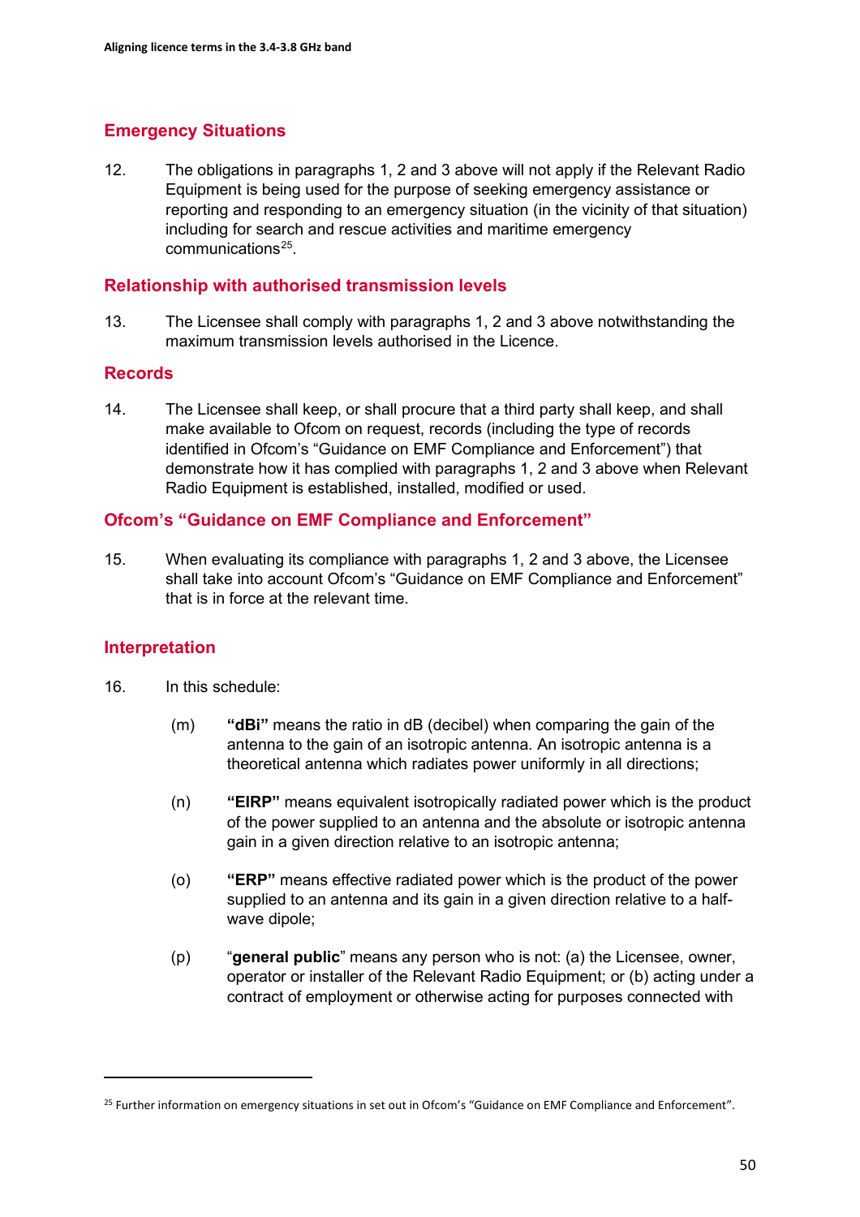## Emergency Situations

12. The obligations in paragraphs 1, 2 and 3 above will not apply if the Relevant Radio Equipment is being used for the purpose of seeking emergency assistance or reporting and responding to an emergency situation (in the vicinity of that situation) including for search and rescue activities and maritime emergency communications[25].

## Relationship with authorised transmission levels

13. The Licensee shall comply with paragraphs 1, 2 and 3 above notwithstanding the maximum transmission levels authorised in the Licence.

## Records

14. The Licensee shall keep, or shall procure that a third party shall keep, and shall make available to Ofcom on request, records (including the type of records identified in Ofcom's "Guidance on EMF Compliance and Enforcement") that demonstrate how it has complied with paragraphs 1, 2 and 3 above when Relevant Radio Equipment is established, installed, modified or used.

## Ofcom's "Guidance on EMF Compliance and Enforcement"

15. When evaluating its compliance with paragraphs 1, 2 and 3 above, the Licensee shall take into account Ofcom's "Guidance on EMF Compliance and Enforcement" that is in force at the relevant time.

## Interpretation

16. In this schedule:

   (m) **"dBi"** means the ratio in dB (decibel) when comparing the gain of the antenna to the gain of an isotropic antenna. An isotropic antenna is a theoretical antenna which radiates power uniformly in all directions;

   (n) **"EIRP"** means equivalent isotropically radiated power which is the product of the power supplied to an antenna and the absolute or isotropic antenna gain in a given direction relative to an isotropic antenna;

   (o) **"ERP"** means effective radiated power which is the product of the power supplied to an antenna and its gain in a given direction relative to a half-wave dipole;

   (p) "**general public**" means any person who is not: (a) the Licensee, owner, operator or installer of the Relevant Radio Equipment; or (b) acting under a contract of employment or otherwise acting for purposes connected with

[25] Further information on emergency situations in set out in Ofcom's "Guidance on EMF Compliance and Enforcement".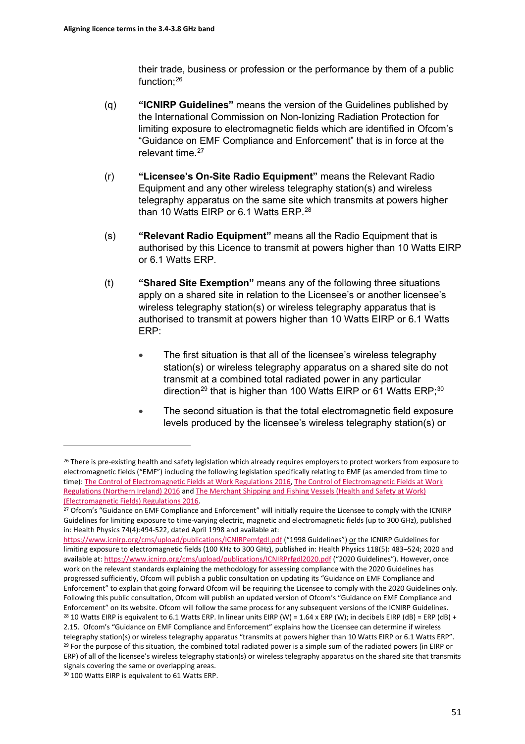their trade, business or profession or the performance by them of a public function;[26]

(q) **"ICNIRP Guidelines"** means the version of the Guidelines published by the International Commission on Non-Ionizing Radiation Protection for limiting exposure to electromagnetic fields which are identified in Ofcom's "Guidance on EMF Compliance and Enforcement" that is in force at the relevant time.[27]

(r) **"Licensee's On-Site Radio Equipment"** means the Relevant Radio Equipment and any other wireless telegraphy station(s) and wireless telegraphy apparatus on the same site which transmits at powers higher than 10 Watts EIRP or 6.1 Watts ERP.[28]

(s) **"Relevant Radio Equipment"** means all the Radio Equipment that is authorised by this Licence to transmit at powers higher than 10 Watts EIRP or 6.1 Watts ERP.

(t) **"Shared Site Exemption"** means any of the following three situations apply on a shared site in relation to the Licensee's or another licensee's wireless telegraphy station(s) or wireless telegraphy apparatus that is authorised to transmit at powers higher than 10 Watts EIRP or 6.1 Watts ERP:

- The first situation is that all of the licensee's wireless telegraphy station(s) or wireless telegraphy apparatus on a shared site do not transmit at a combined total radiated power in any particular direction[29] that is higher than 100 Watts EIRP or 61 Watts ERP;[30]
- The second situation is that the total electromagnetic field exposure levels produced by the licensee's wireless telegraphy station(s) or

---

[26] There is pre-existing health and safety legislation which already requires employers to protect workers from exposure to electromagnetic fields ("EMF") including the following legislation specifically relating to EMF (as amended from time to time): The Control of Electromagnetic Fields at Work Regulations 2016, The Control of Electromagnetic Fields at Work Regulations (Northern Ireland) 2016 and The Merchant Shipping and Fishing Vessels (Health and Safety at Work) (Electromagnetic Fields) Regulations 2016.

[27] Ofcom's "Guidance on EMF Compliance and Enforcement" will initially require the Licensee to comply with the ICNIRP Guidelines for limiting exposure to time-varying electric, magnetic and electromagnetic fields (up to 300 GHz), published in: Health Physics 74(4):494-522, dated April 1998 and available at: https://www.icnirp.org/cms/upload/publications/ICNIRPemfgdl.pdf ("1998 Guidelines") or the ICNIRP Guidelines for limiting exposure to electromagnetic fields (100 KHz to 300 GHz), published in: Health Physics 118(5): 483–524; 2020 and available at: https://www.icnirp.org/cms/upload/publications/ICNIRPrfgdl2020.pdf ("2020 Guidelines"). However, once work on the relevant standards explaining the methodology for assessing compliance with the 2020 Guidelines has progressed sufficiently, Ofcom will publish a public consultation on updating its "Guidance on EMF Compliance and Enforcement" to explain that going forward Ofcom will be requiring the Licensee to comply with the 2020 Guidelines only. Following this public consultation, Ofcom will publish an updated version of Ofcom's "Guidance on EMF Compliance and Enforcement" on its website. Ofcom will follow the same process for any subsequent versions of the ICNIRP Guidelines.

[28] 10 Watts EIRP is equivalent to 6.1 Watts ERP. In linear units EIRP (W) = 1.64 x ERP (W); in decibels EIRP (dB) = ERP (dB) + 2.15. Ofcom's "Guidance on EMF Compliance and Enforcement" explains how the Licensee can determine if wireless telegraphy station(s) or wireless telegraphy apparatus "transmits at powers higher than 10 Watts EIRP or 6.1 Watts ERP".

[29] For the purpose of this situation, the combined total radiated power is a simple sum of the radiated powers (in EIRP or ERP) of all of the licensee's wireless telegraphy station(s) or wireless telegraphy apparatus on the shared site that transmits signals covering the same or overlapping areas.

[30] 100 Watts EIRP is equivalent to 61 Watts ERP.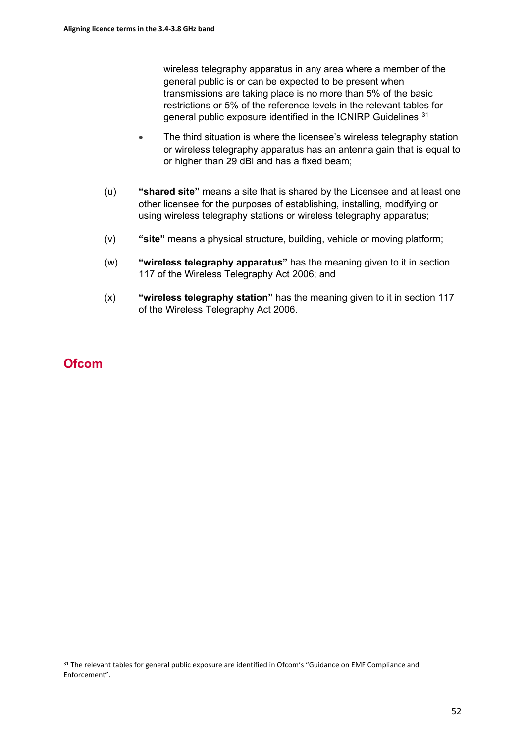wireless telegraphy apparatus in any area where a member of the general public is or can be expected to be present when transmissions are taking place is no more than 5% of the basic restrictions or 5% of the reference levels in the relevant tables for general public exposure identified in the ICNIRP Guidelines;[31]

- The third situation is where the licensee's wireless telegraphy station or wireless telegraphy apparatus has an antenna gain that is equal to or higher than 29 dBi and has a fixed beam;

(u) **"shared site"** means a site that is shared by the Licensee and at least one other licensee for the purposes of establishing, installing, modifying or using wireless telegraphy stations or wireless telegraphy apparatus;

(v) **"site"** means a physical structure, building, vehicle or moving platform;

(w) **"wireless telegraphy apparatus"** has the meaning given to it in section 117 of the Wireless Telegraphy Act 2006; and

(x) **"wireless telegraphy station"** has the meaning given to it in section 117 of the Wireless Telegraphy Act 2006.

## Ofcom

[31] The relevant tables for general public exposure are identified in Ofcom's "Guidance on EMF Compliance and Enforcement".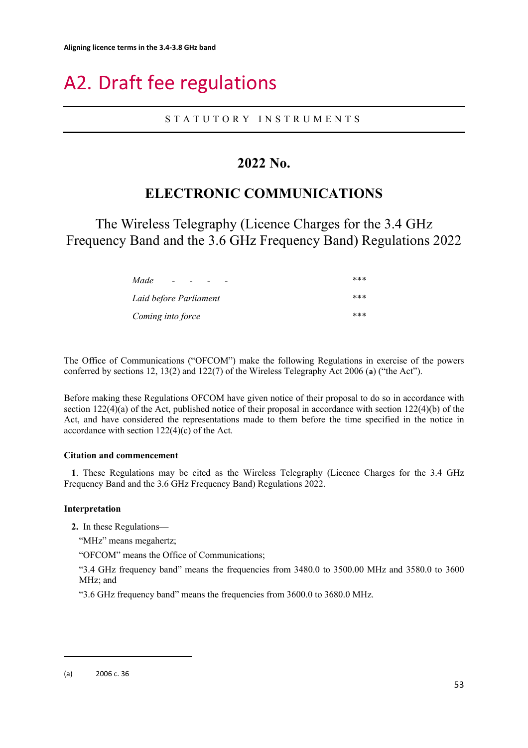# A2. Draft fee regulations

STATUTORY INSTRUMENTS

## 2022 No.

## ELECTRONIC COMMUNICATIONS

The Wireless Telegraphy (Licence Charges for the 3.4 GHz Frequency Band and the 3.6 GHz Frequency Band) Regulations 2022

| | |
|---|---|
| *Made - - - -* | *** |
| *Laid before Parliament* | *** |
| *Coming into force* | *** |

The Office of Communications ("OFCOM") make the following Regulations in exercise of the powers conferred by sections 12, 13(2) and 122(7) of the Wireless Telegraphy Act 2006 (**a**) ("the Act").

Before making these Regulations OFCOM have given notice of their proposal to do so in accordance with section 122(4)(a) of the Act, published notice of their proposal in accordance with section 122(4)(b) of the Act, and have considered the representations made to them before the time specified in the notice in accordance with section 122(4)(c) of the Act.

**Citation and commencement**

**1**. These Regulations may be cited as the Wireless Telegraphy (Licence Charges for the 3.4 GHz Frequency Band and the 3.6 GHz Frequency Band) Regulations 2022.

**Interpretation**

**2.** In these Regulations—

"MHz" means megahertz;

"OFCOM" means the Office of Communications;

"3.4 GHz frequency band" means the frequencies from 3480.0 to 3500.00 MHz and 3580.0 to 3600 MHz; and

"3.6 GHz frequency band" means the frequencies from 3600.0 to 3680.0 MHz.

(a) 2006 c. 36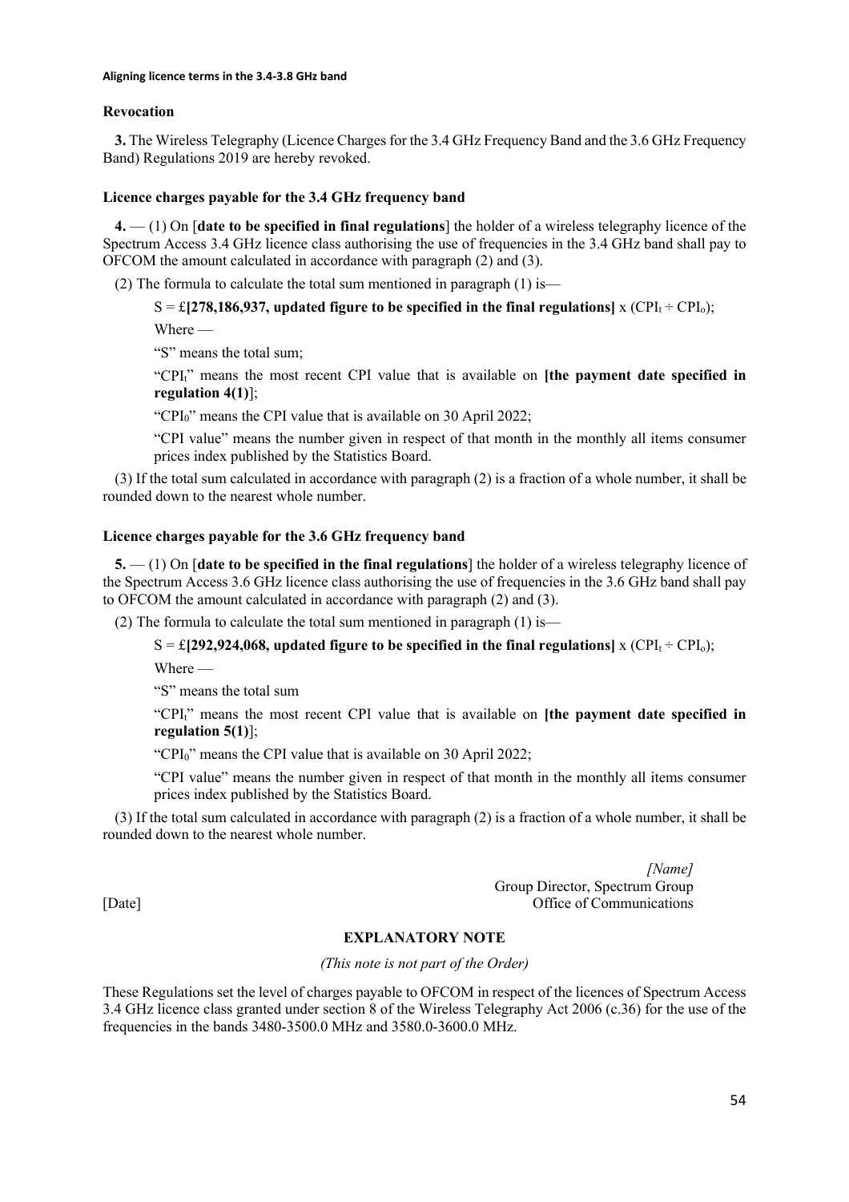**Revocation**

**3.** The Wireless Telegraphy (Licence Charges for the 3.4 GHz Frequency Band and the 3.6 GHz Frequency Band) Regulations 2019 are hereby revoked.

**Licence charges payable for the 3.4 GHz frequency band**

**4.** — (1) On [**date to be specified in final regulations**] the holder of a wireless telegraphy licence of the Spectrum Access 3.4 GHz licence class authorising the use of frequencies in the 3.4 GHz band shall pay to OFCOM the amount calculated in accordance with paragraph (2) and (3).

(2) The formula to calculate the total sum mentioned in paragraph (1) is—

S = £**[278,186,937, updated figure to be specified in the final regulations]** x ($CPI_t \div CPI_o$);

Where —

"S" means the total sum;

"$CPI_t$" means the most recent CPI value that is available on **[the payment date specified in regulation 4(1)**];

"$CPI_0$" means the CPI value that is available on 30 April 2022;

"CPI value" means the number given in respect of that month in the monthly all items consumer prices index published by the Statistics Board.

(3) If the total sum calculated in accordance with paragraph (2) is a fraction of a whole number, it shall be rounded down to the nearest whole number.

**Licence charges payable for the 3.6 GHz frequency band**

**5.** — (1) On [**date to be specified in the final regulations**] the holder of a wireless telegraphy licence of the Spectrum Access 3.6 GHz licence class authorising the use of frequencies in the 3.6 GHz band shall pay to OFCOM the amount calculated in accordance with paragraph (2) and (3).

(2) The formula to calculate the total sum mentioned in paragraph (1) is—

S = £**[292,924,068, updated figure to be specified in the final regulations]** x ($CPI_t \div CPI_o$);

Where —

"S" means the total sum

"$CPI_t$" means the most recent CPI value that is available on **[the payment date specified in regulation 5(1)**];

"$CPI_0$" means the CPI value that is available on 30 April 2022;

"CPI value" means the number given in respect of that month in the monthly all items consumer prices index published by the Statistics Board.

(3) If the total sum calculated in accordance with paragraph (2) is a fraction of a whole number, it shall be rounded down to the nearest whole number.

*[Name]*
Group Director, Spectrum Group
Office of Communications

[Date]

**EXPLANATORY NOTE**

*(This note is not part of the Order)*

These Regulations set the level of charges payable to OFCOM in respect of the licences of Spectrum Access 3.4 GHz licence class granted under section 8 of the Wireless Telegraphy Act 2006 (c.36) for the use of the frequencies in the bands 3480-3500.0 MHz and 3580.0-3600.0 MHz.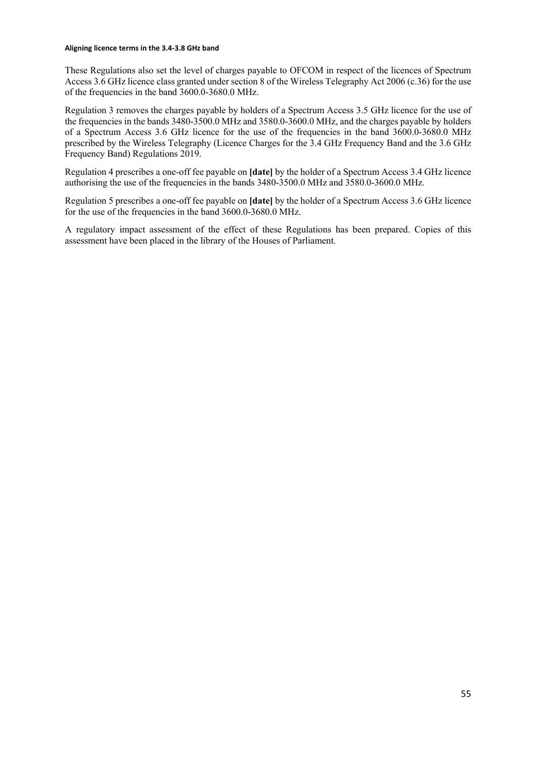These Regulations also set the level of charges payable to OFCOM in respect of the licences of Spectrum Access 3.6 GHz licence class granted under section 8 of the Wireless Telegraphy Act 2006 (c.36) for the use of the frequencies in the band 3600.0-3680.0 MHz.

Regulation 3 removes the charges payable by holders of a Spectrum Access 3.5 GHz licence for the use of the frequencies in the bands 3480-3500.0 MHz and 3580.0-3600.0 MHz, and the charges payable by holders of a Spectrum Access 3.6 GHz licence for the use of the frequencies in the band 3600.0-3680.0 MHz prescribed by the Wireless Telegraphy (Licence Charges for the 3.4 GHz Frequency Band and the 3.6 GHz Frequency Band) Regulations 2019.

Regulation 4 prescribes a one-off fee payable on **[date]** by the holder of a Spectrum Access 3.4 GHz licence authorising the use of the frequencies in the bands 3480-3500.0 MHz and 3580.0-3600.0 MHz.

Regulation 5 prescribes a one-off fee payable on **[date]** by the holder of a Spectrum Access 3.6 GHz licence for the use of the frequencies in the band 3600.0-3680.0 MHz.

A regulatory impact assessment of the effect of these Regulations has been prepared. Copies of this assessment have been placed in the library of the Houses of Parliament.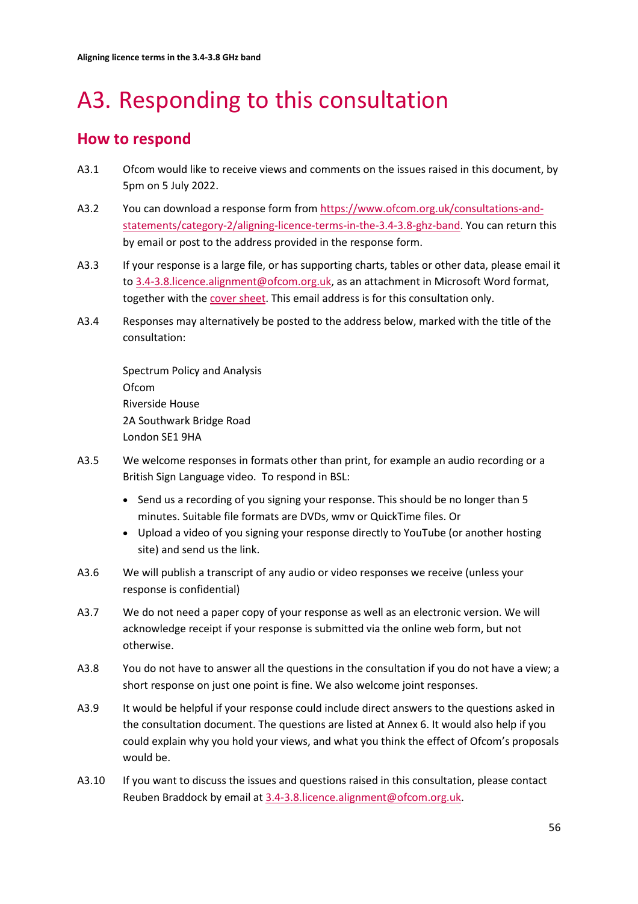# A3. Responding to this consultation

## How to respond

A3.1 Ofcom would like to receive views and comments on the issues raised in this document, by 5pm on 5 July 2022.

A3.2 You can download a response form from https://www.ofcom.org.uk/consultations-and-statements/category-2/aligning-licence-terms-in-the-3.4-3.8-ghz-band. You can return this by email or post to the address provided in the response form.

A3.3 If your response is a large file, or has supporting charts, tables or other data, please email it to 3.4-3.8.licence.alignment@ofcom.org.uk, as an attachment in Microsoft Word format, together with the cover sheet. This email address is for this consultation only.

A3.4 Responses may alternatively be posted to the address below, marked with the title of the consultation:

Spectrum Policy and Analysis
Ofcom
Riverside House
2A Southwark Bridge Road
London SE1 9HA

A3.5 We welcome responses in formats other than print, for example an audio recording or a British Sign Language video. To respond in BSL:

- Send us a recording of you signing your response. This should be no longer than 5 minutes. Suitable file formats are DVDs, wmv or QuickTime files. Or
- Upload a video of you signing your response directly to YouTube (or another hosting site) and send us the link.

A3.6 We will publish a transcript of any audio or video responses we receive (unless your response is confidential)

A3.7 We do not need a paper copy of your response as well as an electronic version. We will acknowledge receipt if your response is submitted via the online web form, but not otherwise.

A3.8 You do not have to answer all the questions in the consultation if you do not have a view; a short response on just one point is fine. We also welcome joint responses.

A3.9 It would be helpful if your response could include direct answers to the questions asked in the consultation document. The questions are listed at Annex 6. It would also help if you could explain why you hold your views, and what you think the effect of Ofcom's proposals would be.

A3.10 If you want to discuss the issues and questions raised in this consultation, please contact Reuben Braddock by email at 3.4-3.8.licence.alignment@ofcom.org.uk.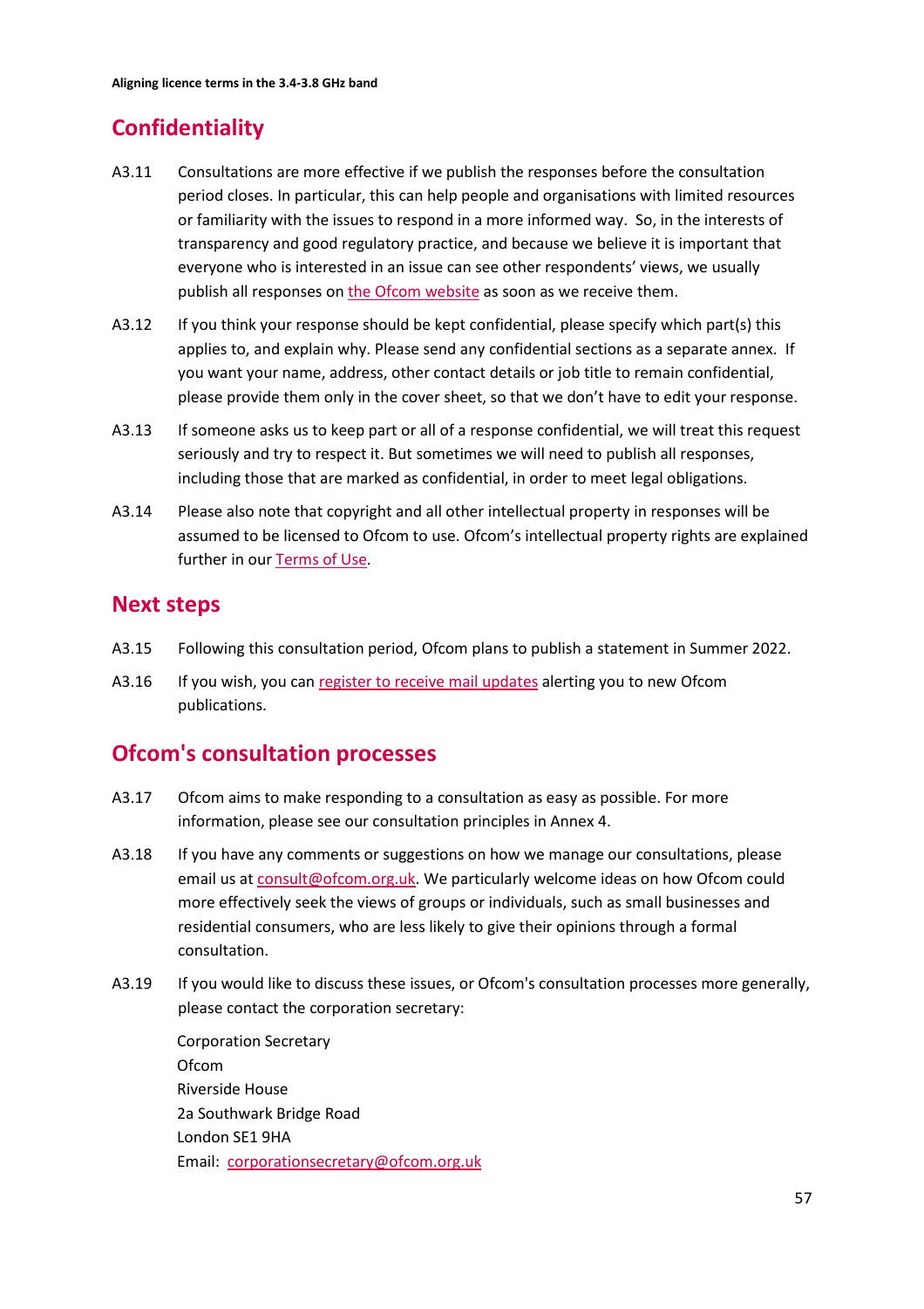## Confidentiality

A3.11 Consultations are more effective if we publish the responses before the consultation period closes. In particular, this can help people and organisations with limited resources or familiarity with the issues to respond in a more informed way. So, in the interests of transparency and good regulatory practice, and because we believe it is important that everyone who is interested in an issue can see other respondents' views, we usually publish all responses on the Ofcom website as soon as we receive them.

A3.12 If you think your response should be kept confidential, please specify which part(s) this applies to, and explain why. Please send any confidential sections as a separate annex. If you want your name, address, other contact details or job title to remain confidential, please provide them only in the cover sheet, so that we don't have to edit your response.

A3.13 If someone asks us to keep part or all of a response confidential, we will treat this request seriously and try to respect it. But sometimes we will need to publish all responses, including those that are marked as confidential, in order to meet legal obligations.

A3.14 Please also note that copyright and all other intellectual property in responses will be assumed to be licensed to Ofcom to use. Ofcom's intellectual property rights are explained further in our Terms of Use.

## Next steps

A3.15 Following this consultation period, Ofcom plans to publish a statement in Summer 2022.

A3.16 If you wish, you can register to receive mail updates alerting you to new Ofcom publications.

## Ofcom's consultation processes

A3.17 Ofcom aims to make responding to a consultation as easy as possible. For more information, please see our consultation principles in Annex 4.

A3.18 If you have any comments or suggestions on how we manage our consultations, please email us at consult@ofcom.org.uk. We particularly welcome ideas on how Ofcom could more effectively seek the views of groups or individuals, such as small businesses and residential consumers, who are less likely to give their opinions through a formal consultation.

A3.19 If you would like to discuss these issues, or Ofcom's consultation processes more generally, please contact the corporation secretary:

Corporation Secretary
Ofcom
Riverside House
2a Southwark Bridge Road
London SE1 9HA
Email: corporationsecretary@ofcom.org.uk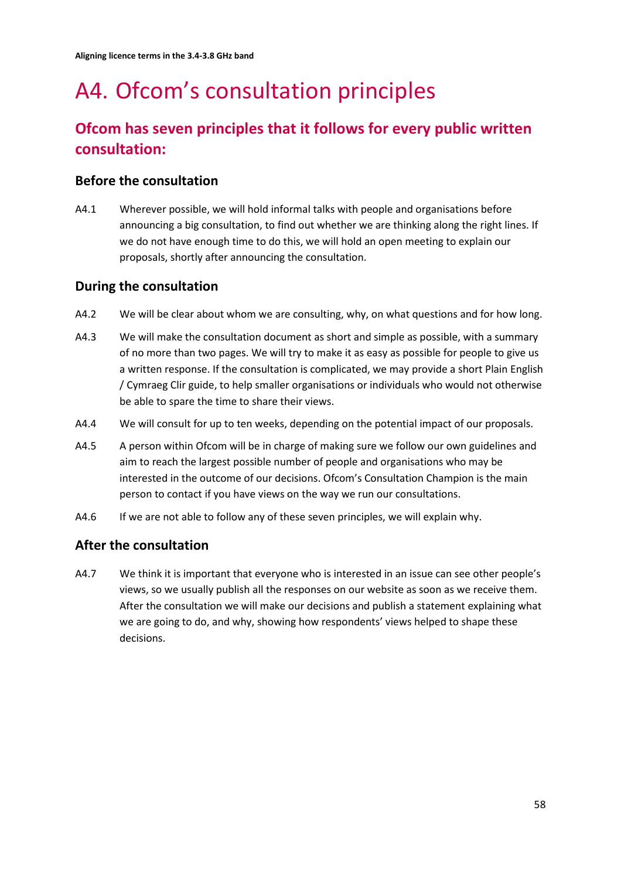# A4. Ofcom's consultation principles

## Ofcom has seven principles that it follows for every public written consultation:

### Before the consultation

A4.1 Wherever possible, we will hold informal talks with people and organisations before announcing a big consultation, to find out whether we are thinking along the right lines. If we do not have enough time to do this, we will hold an open meeting to explain our proposals, shortly after announcing the consultation.

### During the consultation

A4.2 We will be clear about whom we are consulting, why, on what questions and for how long.

A4.3 We will make the consultation document as short and simple as possible, with a summary of no more than two pages. We will try to make it as easy as possible for people to give us a written response. If the consultation is complicated, we may provide a short Plain English / Cymraeg Clir guide, to help smaller organisations or individuals who would not otherwise be able to spare the time to share their views.

A4.4 We will consult for up to ten weeks, depending on the potential impact of our proposals.

A4.5 A person within Ofcom will be in charge of making sure we follow our own guidelines and aim to reach the largest possible number of people and organisations who may be interested in the outcome of our decisions. Ofcom's Consultation Champion is the main person to contact if you have views on the way we run our consultations.

A4.6 If we are not able to follow any of these seven principles, we will explain why.

### After the consultation

A4.7 We think it is important that everyone who is interested in an issue can see other people's views, so we usually publish all the responses on our website as soon as we receive them. After the consultation we will make our decisions and publish a statement explaining what we are going to do, and why, showing how respondents' views helped to shape these decisions.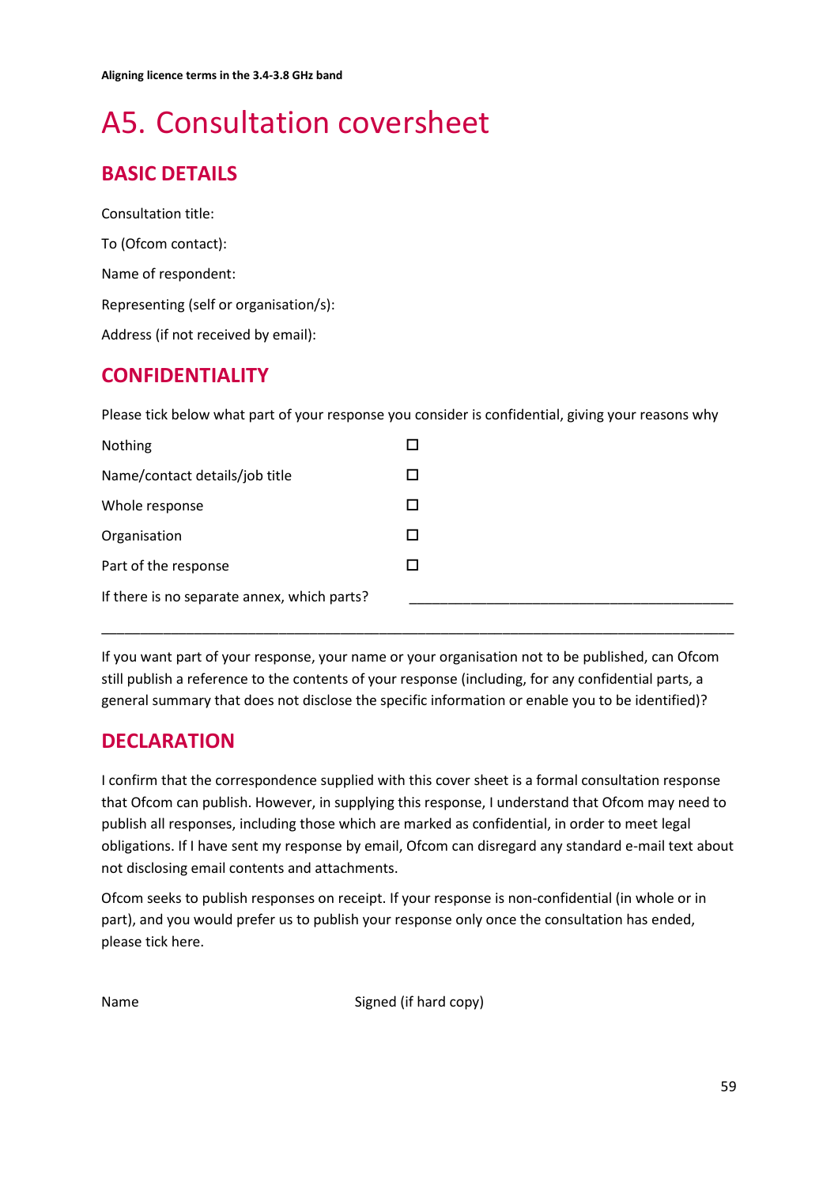# A5. Consultation coversheet

## BASIC DETAILS

Consultation title:

To (Ofcom contact):

Name of respondent:

Representing (self or organisation/s):

Address (if not received by email):

## CONFIDENTIALITY

Please tick below what part of your response you consider is confidential, giving your reasons why

| | |
|---|---|
| Nothing | ☐ |
| Name/contact details/job title | ☐ |
| Whole response | ☐ |
| Organisation | ☐ |
| Part of the response | ☐ |
| If there is no separate annex, which parts? | ______________________________ |

______________________________________________________________________________

If you want part of your response, your name or your organisation not to be published, can Ofcom still publish a reference to the contents of your response (including, for any confidential parts, a general summary that does not disclose the specific information or enable you to be identified)?

## DECLARATION

I confirm that the correspondence supplied with this cover sheet is a formal consultation response that Ofcom can publish. However, in supplying this response, I understand that Ofcom may need to publish all responses, including those which are marked as confidential, in order to meet legal obligations. If I have sent my response by email, Ofcom can disregard any standard e-mail text about not disclosing email contents and attachments.

Ofcom seeks to publish responses on receipt. If your response is non-confidential (in whole or in part), and you would prefer us to publish your response only once the consultation has ended, please tick here.

Name                                        Signed (if hard copy)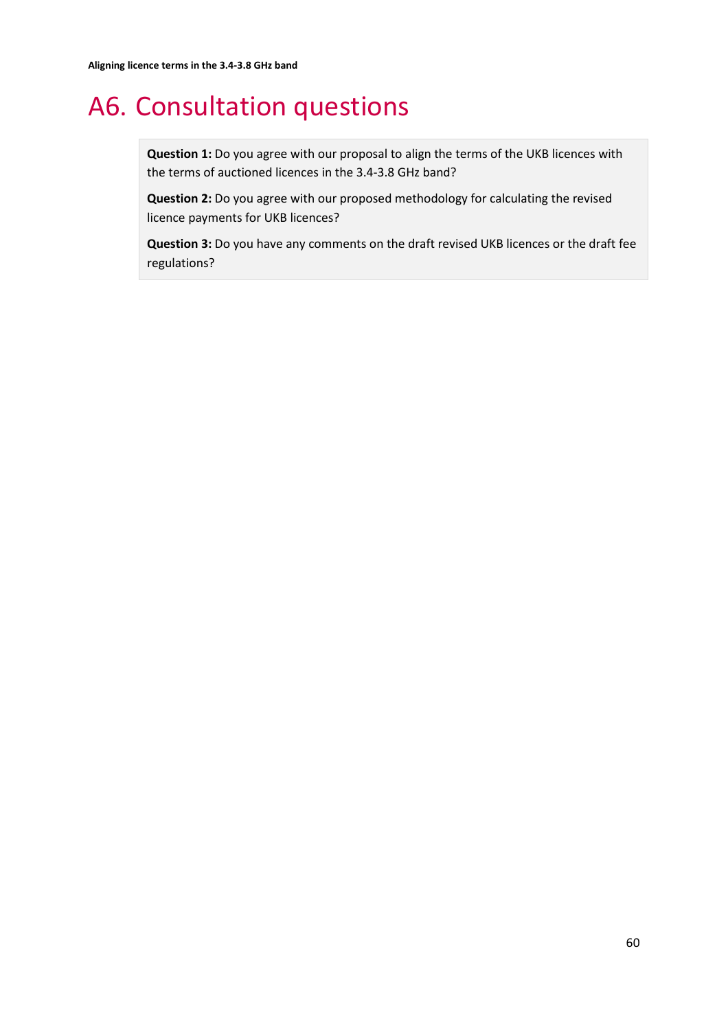# A6. Consultation questions

**Question 1:** Do you agree with our proposal to align the terms of the UKB licences with the terms of auctioned licences in the 3.4-3.8 GHz band?

**Question 2:** Do you agree with our proposed methodology for calculating the revised licence payments for UKB licences?

**Question 3:** Do you have any comments on the draft revised UKB licences or the draft fee regulations?